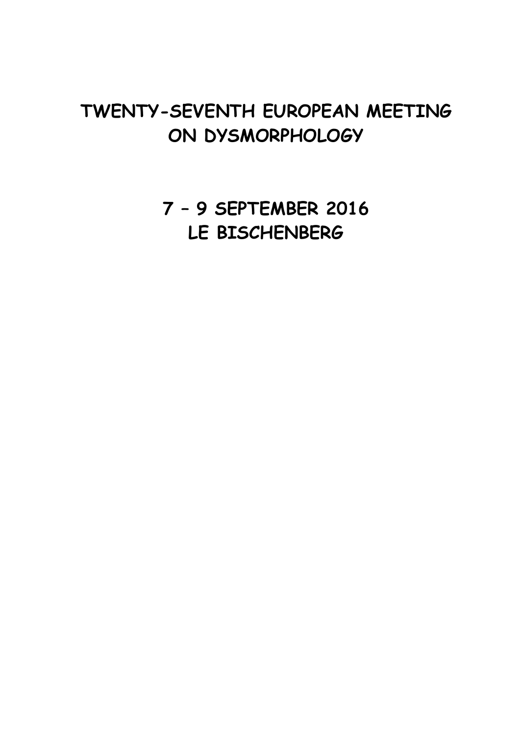# TWENTY-SEVENTH EUROPEAN MEETING ON DYSMORPHOLOGY

## 7 – 9 SEPTEMBER 2016
## LE BISCHENBERG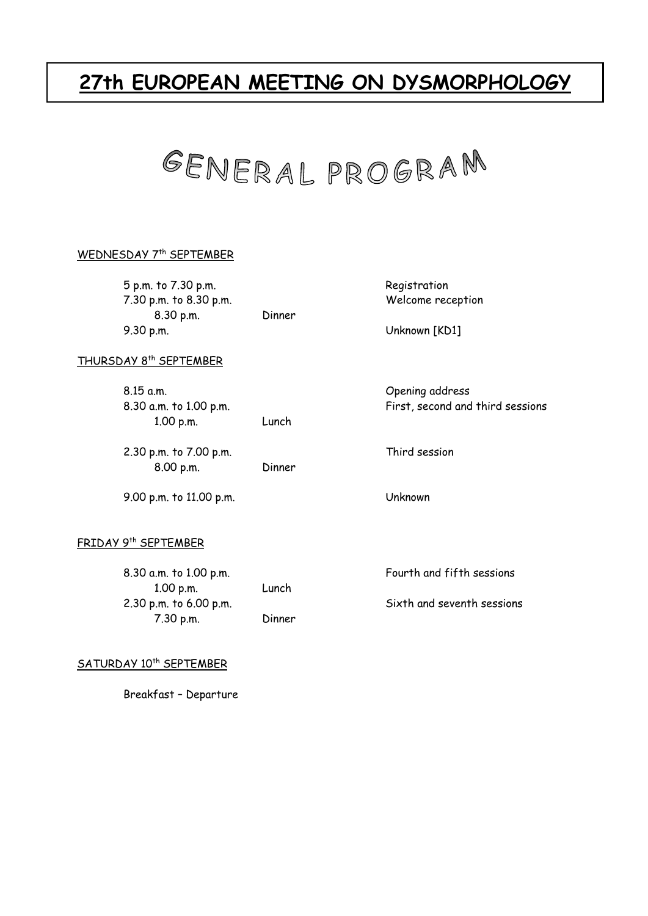# 27th EUROPEAN MEETING ON DYSMORPHOLOGY

## GENERAL PROGRAM

### WEDNESDAY 7th SEPTEMBER

| Time | | Event |
|---|---|---|
| 5 p.m. to 7.30 p.m. | | Registration |
| 7.30 p.m. to 8.30 p.m. | | Welcome reception |
| 8.30 p.m. | Dinner | |
| 9.30 p.m. | | Unknown [KD1] |

### THURSDAY 8th SEPTEMBER

| Time | | Event |
|---|---|---|
| 8.15 a.m. | | Opening address |
| 8.30 a.m. to 1.00 p.m. | | First, second and third sessions |
| 1.00 p.m. | Lunch | |
| 2.30 p.m. to 7.00 p.m. | | Third session |
| 8.00 p.m. | Dinner | |
| 9.00 p.m. to 11.00 p.m. | | Unknown |

### FRIDAY 9th SEPTEMBER

| Time | | Event |
|---|---|---|
| 8.30 a.m. to 1.00 p.m. | | Fourth and fifth sessions |
| 1.00 p.m. | Lunch | |
| 2.30 p.m. to 6.00 p.m. | | Sixth and seventh sessions |
| 7.30 p.m. | Dinner | |

### SATURDAY 10th SEPTEMBER

Breakfast – Departure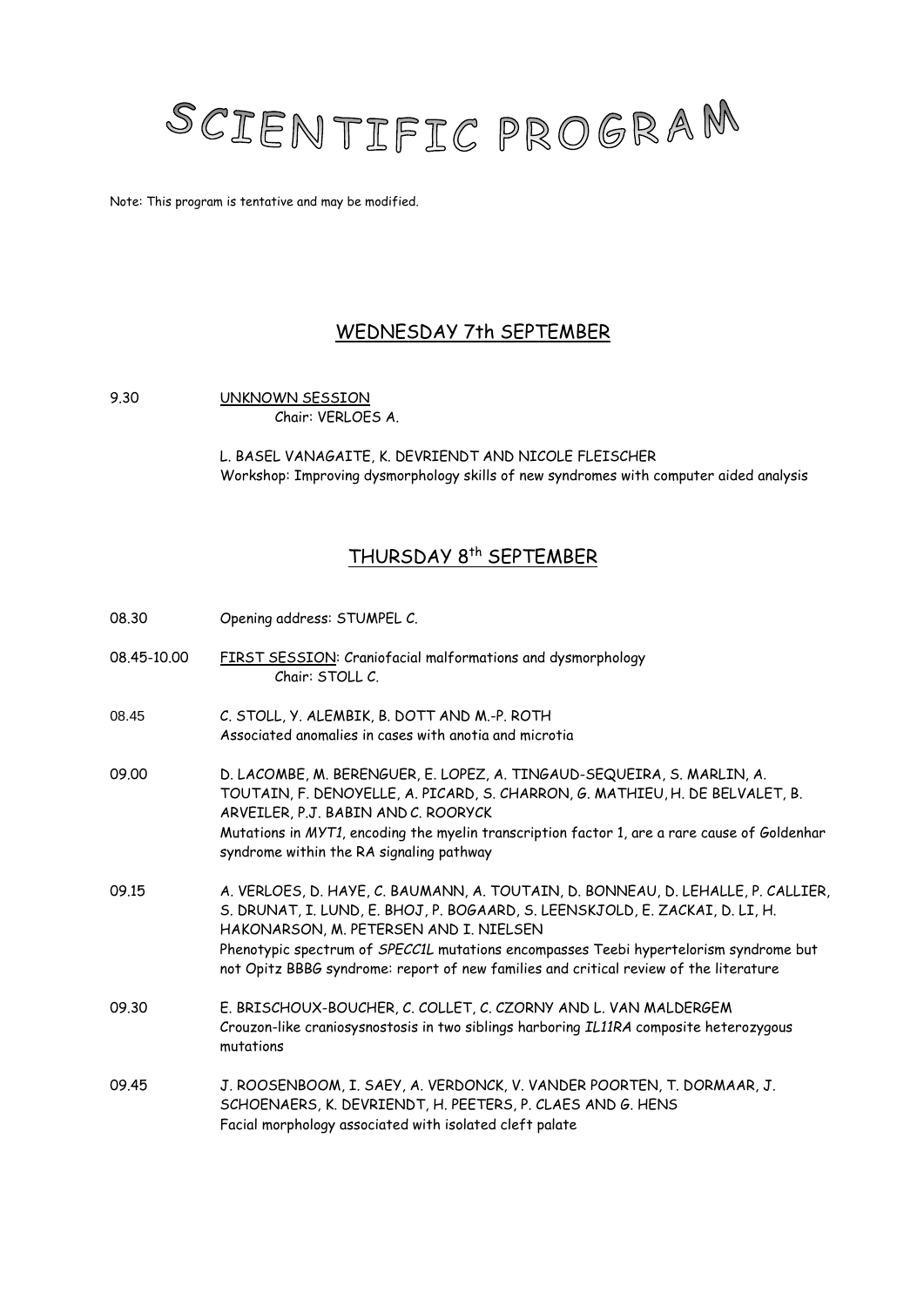# SCIENTIFIC PROGRAM

Note: This program is tentative and may be modified.

## WEDNESDAY 7th SEPTEMBER

9.30 UNKNOWN SESSION
Chair: VERLOES A.

L. BASEL VANAGAITE, K. DEVRIENDT AND NICOLE FLEISCHER
Workshop: Improving dysmorphology skills of new syndromes with computer aided analysis

## THURSDAY 8th SEPTEMBER

08.30 Opening address: STUMPEL C.

08.45-10.00 FIRST SESSION: Craniofacial malformations and dysmorphology
Chair: STOLL C.

08.45 C. STOLL, Y. ALEMBIK, B. DOTT AND M.-P. ROTH
Associated anomalies in cases with anotia and microtia

09.00 D. LACOMBE, M. BERENGUER, E. LOPEZ, A. TINGAUD-SEQUEIRA, S. MARLIN, A. TOUTAIN, F. DENOYELLE, A. PICARD, S. CHARRON, G. MATHIEU, H. DE BELVALET, B. ARVEILER, P.J. BABIN AND C. ROORYCK
Mutations in *MYT1*, encoding the myelin transcription factor 1, are a rare cause of Goldenhar syndrome within the RA signaling pathway

09.15 A. VERLOES, D. HAYE, C. BAUMANN, A. TOUTAIN, D. BONNEAU, D. LEHALLE, P. CALLIER, S. DRUNAT, I. LUND, E. BHOJ, P. BOGAARD, S. LEENSKJOLD, E. ZACKAI, D. LI, H. HAKONARSON, M. PETERSEN AND I. NIELSEN
Phenotypic spectrum of *SPECC1L* mutations encompasses Teebi hypertelorism syndrome but not Opitz BBBG syndrome: report of new families and critical review of the literature

09.30 E. BRISCHOUX-BOUCHER, C. COLLET, C. CZORNY AND L. VAN MALDERGEM
Crouzon-like craniosysnostosis in two siblings harboring *IL11RA* composite heterozygous mutations

09.45 J. ROOSENBOOM, I. SAEY, A. VERDONCK, V. VANDER POORTEN, T. DORMAAR, J. SCHOENAERS, K. DEVRIENDT, H. PEETERS, P. CLAES AND G. HENS
Facial morphology associated with isolated cleft palate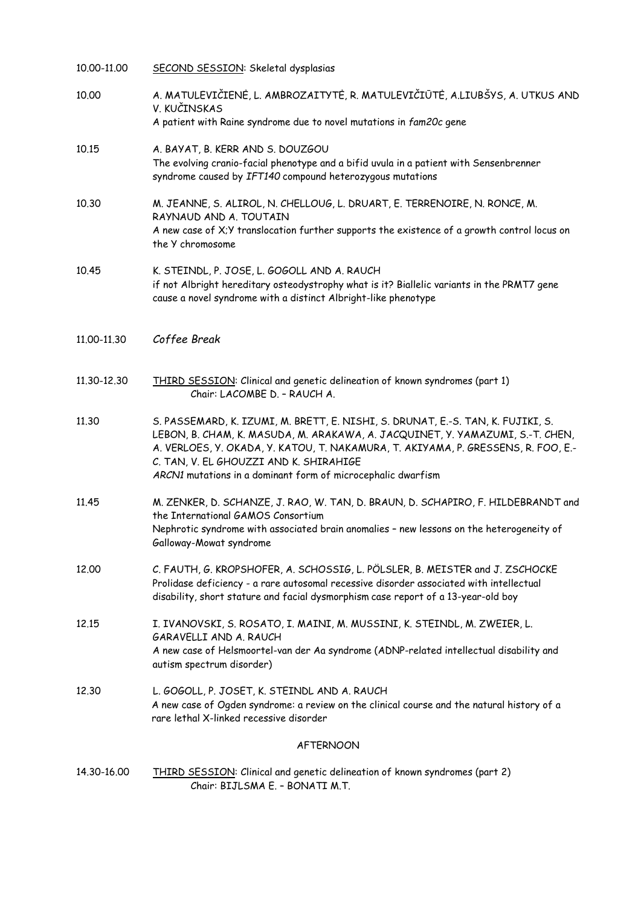10.00-11.00 <u>SECOND SESSION</u>: Skeletal dysplasias

10.00 A. MATULEVIČIENĖ, L. AMBROZAITYTĖ, R. MATULEVIČIŪTĖ, A.LIUBŠYS, A. UTKUS AND V. KUČINSKAS
A patient with Raine syndrome due to novel mutations in *fam20c* gene

10.15 A. BAYAT, B. KERR AND S. DOUZGOU
The evolving cranio-facial phenotype and a bifid uvula in a patient with Sensenbrenner syndrome caused by *IFT140* compound heterozygous mutations

10.30 M. JEANNE, S. ALIROL, N. CHELLOUG, L. DRUART, E. TERRENOIRE, N. RONCE, M. RAYNAUD AND A. TOUTAIN
A new case of X;Y translocation further supports the existence of a growth control locus on the Y chromosome

10.45 K. STEINDL, P. JOSE, L. GOGOLL AND A. RAUCH
if not Albright hereditary osteodystrophy what is it? Biallelic variants in the PRMT7 gene cause a novel syndrome with a distinct Albright-like phenotype

11.00-11.30 *Coffee Break*

11.30-12.30 <u>THIRD SESSION</u>: Clinical and genetic delineation of known syndromes (part 1)
Chair: LACOMBE D. – RAUCH A.

11.30 S. PASSEMARD, K. IZUMI, M. BRETT, E. NISHI, S. DRUNAT, E.-S. TAN, K. FUJIKI, S. LEBON, B. CHAM, K. MASUDA, M. ARAKAWA, A. JACQUINET, Y. YAMAZUMI, S.-T. CHEN, A. VERLOES, Y. OKADA, Y. KATOU, T. NAKAMURA, T. AKIYAMA, P. GRESSENS, R. FOO, E.-C. TAN, V. EL GHOUZZI AND K. SHIRAHIGE
*ARCN1* mutations in a dominant form of microcephalic dwarfism

11.45 M. ZENKER, D. SCHANZE, J. RAO, W. TAN, D. BRAUN, D. SCHAPIRO, F. HILDEBRANDT and the International GAMOS Consortium
Nephrotic syndrome with associated brain anomalies – new lessons on the heterogeneity of Galloway-Mowat syndrome

12.00 C. FAUTH, G. KROPSHOFER, A. SCHOSSIG, L. PÖLSLER, B. MEISTER and J. ZSCHOCKE
Prolidase deficiency - a rare autosomal recessive disorder associated with intellectual disability, short stature and facial dysmorphism case report of a 13-year-old boy

12.15 I. IVANOVSKI, S. ROSATO, I. MAINI, M. MUSSINI, K. STEINDL, M. ZWEIER, L. GARAVELLI AND A. RAUCH
A new case of Helsmoortel-van der Aa syndrome (ADNP-related intellectual disability and autism spectrum disorder)

12.30 L. GOGOLL, P. JOSET, K. STEINDL AND A. RAUCH
A new case of Ogden syndrome: a review on the clinical course and the natural history of a rare lethal X-linked recessive disorder

AFTERNOON

14.30-16.00 <u>THIRD SESSION</u>: Clinical and genetic delineation of known syndromes (part 2)
Chair: BIJLSMA E. – BONATI M.T.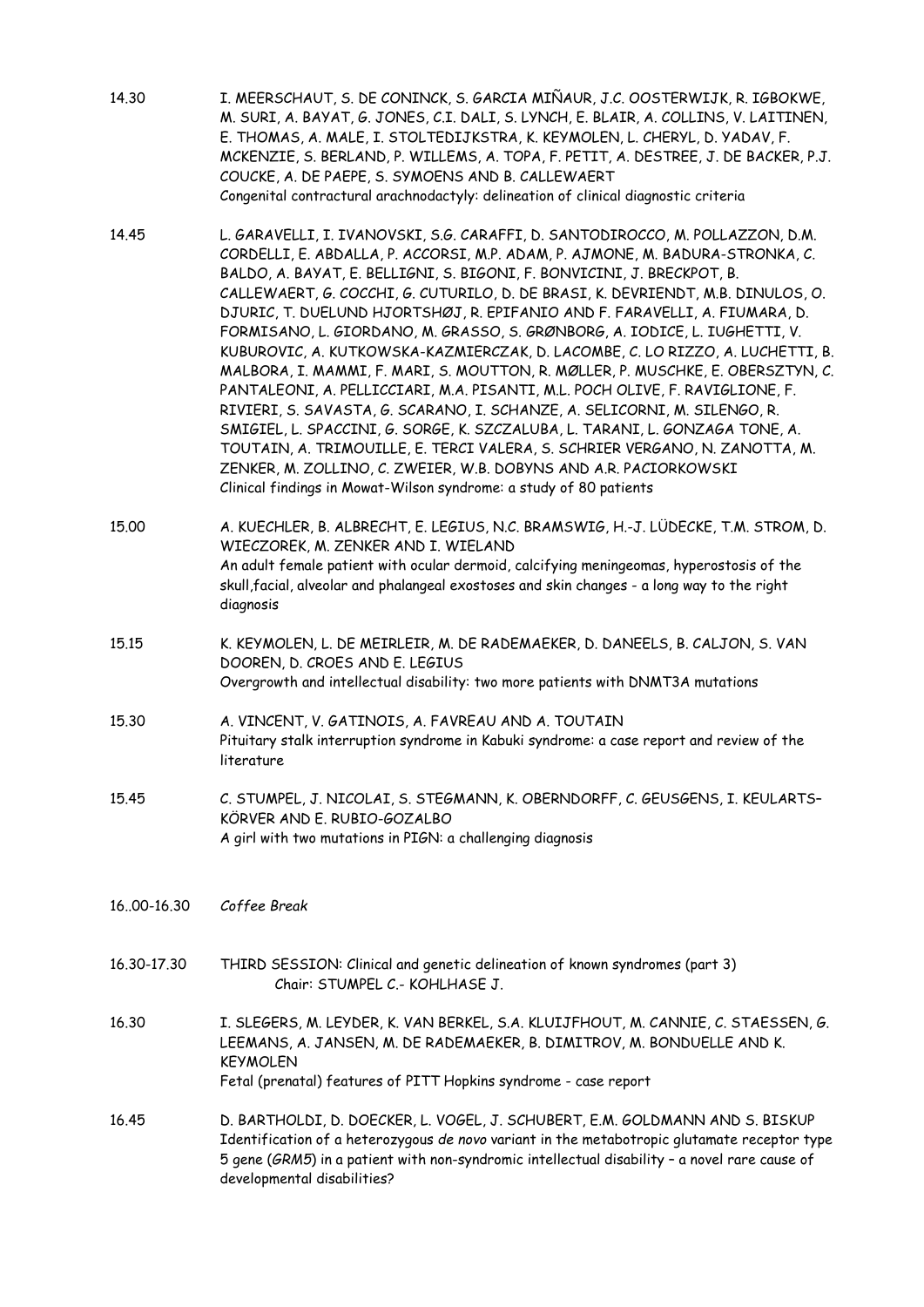14.30 I. MEERSCHAUT, S. DE CONINCK, S. GARCIA MIÑAUR, J.C. OOSTERWIJK, R. IGBOKWE, M. SURI, A. BAYAT, G. JONES, C.I. DALI, S. LYNCH, E. BLAIR, A. COLLINS, V. LAITINEN, E. THOMAS, A. MALE, I. STOLTEDIJKSTRA, K. KEYMOLEN, L. CHERYL, D. YADAV, F. MCKENZIE, S. BERLAND, P. WILLEMS, A. TOPA, F. PETIT, A. DESTREE, J. DE BACKER, P.J. COUCKE, A. DE PAEPE, S. SYMOENS AND B. CALLEWAERT
Congenital contractural arachnodactyly: delineation of clinical diagnostic criteria

14.45 L. GARAVELLI, I. IVANOVSKI, S.G. CARAFFI, D. SANTODIROCCO, M. POLLAZZON, D.M. CORDELLI, E. ABDALLA, P. ACCORSI, M.P. ADAM, P. AJMONE, M. BADURA-STRONKA, C. BALDO, A. BAYAT, E. BELLIGNI, S. BIGONI, F. BONVICINI, J. BRECKPOT, B. CALLEWAERT, G. COCCHI, G. CUTURILO, D. DE BRASI, K. DEVRIENDT, M.B. DINULOS, O. DJURIC, T. DUELUND HJORTSHØJ, R. EPIFANIO AND F. FARAVELLI, A. FIUMARA, D. FORMISANO, L. GIORDANO, M. GRASSO, S. GRØNBORG, A. IODICE, L. IUGHETTI, V. KUBUROVIC, A. KUTKOWSKA-KAZMIERCZAK, D. LACOMBE, C. LO RIZZO, A. LUCHETTI, B. MALBORA, I. MAMMI, F. MARI, S. MOUTTON, R. MØLLER, P. MUSCHKE, E. OBERSZTYN, C. PANTALEONI, A. PELLICCIARI, M.A. PISANTI, M.L. POCH OLIVE, F. RAVIGLIONE, F. RIVIERI, S. SAVASTA, G. SCARANO, I. SCHANZE, A. SELICORNI, M. SILENGO, R. SMIGIEL, L. SPACCINI, G. SORGE, K. SZCZALUBA, L. TARANI, L. GONZAGA TONE, A. TOUTAIN, A. TRIMOUILLE, E. TERCI VALERA, S. SCHRIER VERGANO, N. ZANOTTA, M. ZENKER, M. ZOLLINO, C. ZWEIER, W.B. DOBYNS AND A.R. PACIORKOWSKI
Clinical findings in Mowat-Wilson syndrome: a study of 80 patients

15.00 A. KUECHLER, B. ALBRECHT, E. LEGIUS, N.C. BRAMSWIG, H.-J. LÜDECKE, T.M. STROM, D. WIECZOREK, M. ZENKER AND I. WIELAND
An adult female patient with ocular dermoid, calcifying meningeomas, hyperostosis of the skull,facial, alveolar and phalangeal exostoses and skin changes - a long way to the right diagnosis

15.15 K. KEYMOLEN, L. DE MEIRLEIR, M. DE RADEMAEKER, D. DANEELS, B. CALJON, S. VAN DOOREN, D. CROES AND E. LEGIUS
Overgrowth and intellectual disability: two more patients with DNMT3A mutations

15.30 A. VINCENT, V. GATINOIS, A. FAVREAU AND A. TOUTAIN
Pituitary stalk interruption syndrome in Kabuki syndrome: a case report and review of the literature

15.45 C. STUMPEL, J. NICOLAI, S. STEGMANN, K. OBERNDORFF, C. GEUSGENS, I. KEULARTS–KÖRVER AND E. RUBIO-GOZALBO
A girl with two mutations in PIGN: a challenging diagnosis

16..00-16.30 *Coffee Break*

16.30-17.30 THIRD SESSION: Clinical and genetic delineation of known syndromes (part 3)
Chair: STUMPEL C.- KOHLHASE J.

16.30 I. SLEGERS, M. LEYDER, K. VAN BERKEL, S.A. KLUIJFHOUT, M. CANNIE, C. STAESSEN, G. LEEMANS, A. JANSEN, M. DE RADEMAEKER, B. DIMITROV, M. BONDUELLE AND K. KEYMOLEN
Fetal (prenatal) features of PITT Hopkins syndrome - case report

16.45 D. BARTHOLDI, D. DOECKER, L. VOGEL, J. SCHUBERT, E.M. GOLDMANN AND S. BISKUP
Identification of a heterozygous *de novo* variant in the metabotropic glutamate receptor type 5 gene (*GRM5*) in a patient with non-syndromic intellectual disability – a novel rare cause of developmental disabilities?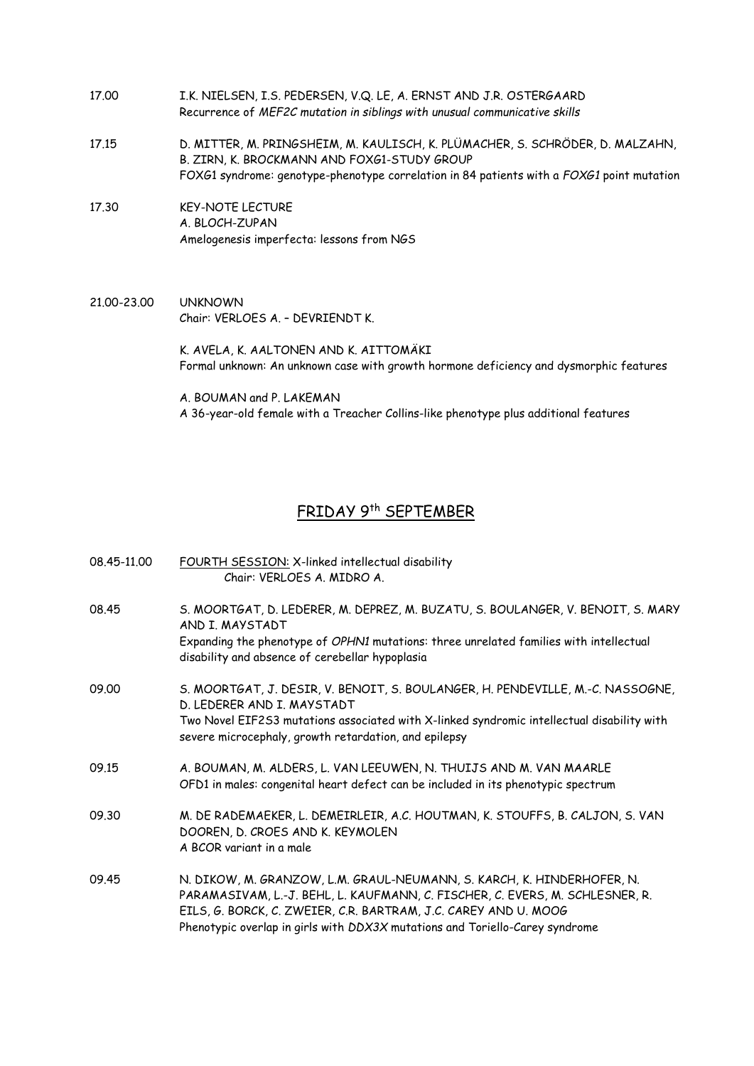17.00 I.K. NIELSEN, I.S. PEDERSEN, V.Q. LE, A. ERNST AND J.R. OSTERGAARD
Recurrence of *MEF2C mutation in siblings with unusual communicative skills*

17.15 D. MITTER, M. PRINGSHEIM, M. KAULISCH, K. PLÜMACHER, S. SCHRÖDER, D. MALZAHN, B. ZIRN, K. BROCKMANN AND FOXG1-STUDY GROUP
FOXG1 syndrome: genotype-phenotype correlation in 84 patients with a *FOXG1* point mutation

17.30 KEY-NOTE LECTURE
A. BLOCH-ZUPAN
Amelogenesis imperfecta: lessons from NGS

21.00-23.00 UNKNOWN
Chair: VERLOES A. – DEVRIENDT K.

K. AVELA, K. AALTONEN AND K. AITTOMÄKI
Formal unknown: An unknown case with growth hormone deficiency and dysmorphic features

A. BOUMAN and P. LAKEMAN
A 36-year-old female with a Treacher Collins-like phenotype plus additional features

## FRIDAY 9th SEPTEMBER

08.45-11.00 FOURTH SESSION: X-linked intellectual disability
Chair: VERLOES A. MIDRO A.

08.45 S. MOORTGAT, D. LEDERER, M. DEPREZ, M. BUZATU, S. BOULANGER, V. BENOIT, S. MARY AND I. MAYSTADT
Expanding the phenotype of *OPHN1* mutations: three unrelated families with intellectual disability and absence of cerebellar hypoplasia

09.00 S. MOORTGAT, J. DESIR, V. BENOIT, S. BOULANGER, H. PENDEVILLE, M.-C. NASSOGNE, D. LEDERER AND I. MAYSTADT
Two Novel EIF2S3 mutations associated with X-linked syndromic intellectual disability with severe microcephaly, growth retardation, and epilepsy

09.15 A. BOUMAN, M. ALDERS, L. VAN LEEUWEN, N. THUIJS AND M. VAN MAARLE
OFD1 in males: congenital heart defect can be included in its phenotypic spectrum

09.30 M. DE RADEMAEKER, L. DEMEIRLEIR, A.C. HOUTMAN, K. STOUFFS, B. CALJON, S. VAN DOOREN, D. CROES AND K. KEYMOLEN
A BCOR variant in a male

09.45 N. DIKOW, M. GRANZOW, L.M. GRAUL-NEUMANN, S. KARCH, K. HINDERHOFER, N. PARAMASIVAM, L.-J. BEHL, L. KAUFMANN, C. FISCHER, C. EVERS, M. SCHLESNER, R. EILS, G. BORCK, C. ZWEIER, C.R. BARTRAM, J.C. CAREY AND U. MOOG
Phenotypic overlap in girls with *DDX3X* mutations and Toriello-Carey syndrome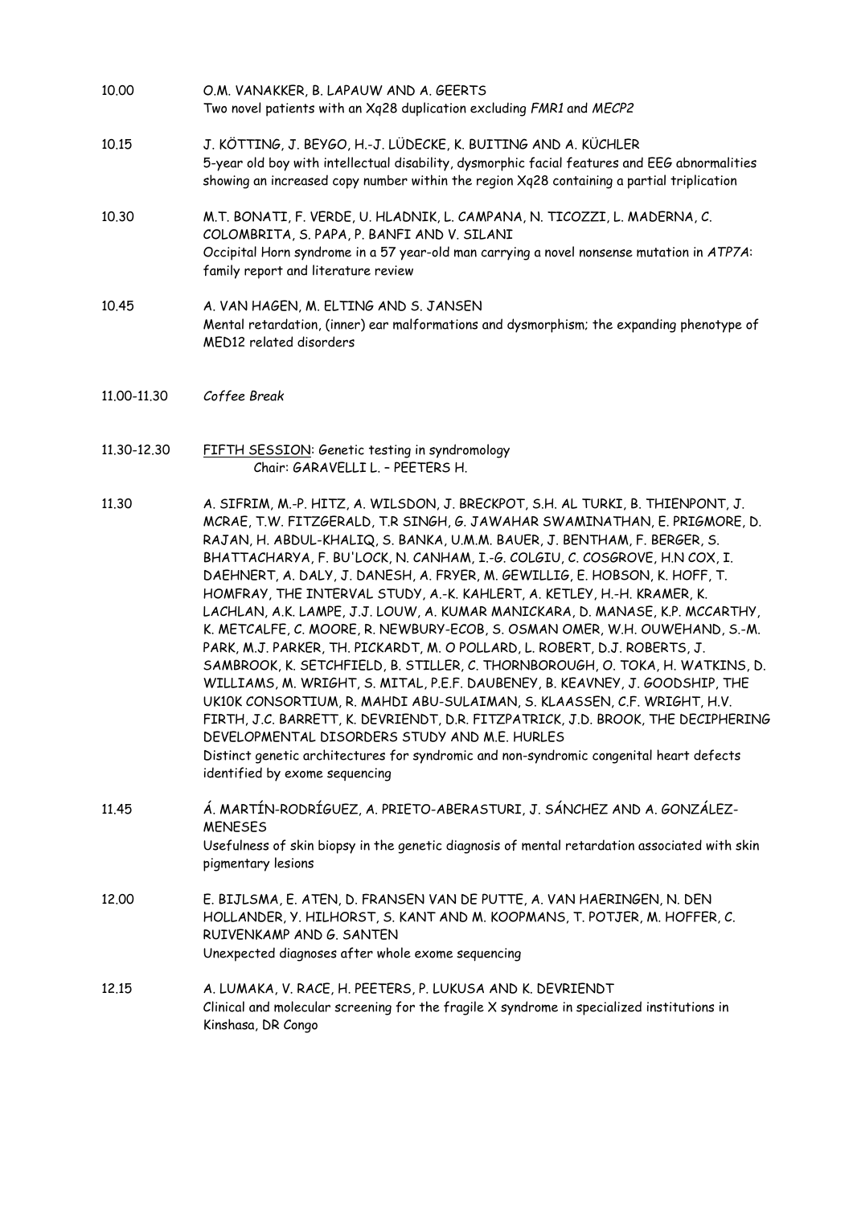10.00 O.M. VANAKKER, B. LAPAUW AND A. GEERTS
Two novel patients with an Xq28 duplication excluding *FMR1* and *MECP2*

10.15 J. KÖTTING, J. BEYGO, H.-J. LÜDECKE, K. BUITING AND A. KÜCHLER
5-year old boy with intellectual disability, dysmorphic facial features and EEG abnormalities showing an increased copy number within the region Xq28 containing a partial triplication

10.30 M.T. BONATI, F. VERDE, U. HLADNIK, L. CAMPANA, N. TICOZZI, L. MADERNA, C. COLOMBRITA, S. PAPA, P. BANFI AND V. SILANI
Occipital Horn syndrome in a 57 year-old man carrying a novel nonsense mutation in *ATP7A*: family report and literature review

10.45 A. VAN HAGEN, M. ELTING AND S. JANSEN
Mental retardation, (inner) ear malformations and dysmorphism; the expanding phenotype of MED12 related disorders

11.00-11.30 *Coffee Break*

11.30-12.30 FIFTH SESSION: Genetic testing in syndromology
Chair: GARAVELLI L. – PEETERS H.

11.30 A. SIFRIM, M.-P. HITZ, A. WILSDON, J. BRECKPOT, S.H. AL TURKI, B. THIENPONT, J. MCRAE, T.W. FITZGERALD, T.R SINGH, G. JAWAHAR SWAMINATHAN, E. PRIGMORE, D. RAJAN, H. ABDUL-KHALIQ, S. BANKA, U.M.M. BAUER, J. BENTHAM, F. BERGER, S. BHATTACHARYA, F. BU'LOCK, N. CANHAM, I.-G. COLGIU, C. COSGROVE, H.N COX, I. DAEHNERT, A. DALY, J. DANESH, A. FRYER, M. GEWILLIG, E. HOBSON, K. HOFF, T. HOMFRAY, THE INTERVAL STUDY, A.-K. KAHLERT, A. KETLEY, H.-H. KRAMER, K. LACHLAN, A.K. LAMPE, J.J. LOUW, A. KUMAR MANICKARA, D. MANASE, K.P. MCCARTHY, K. METCALFE, C. MOORE, R. NEWBURY-ECOB, S. OSMAN OMER, W.H. OUWEHAND, S.-M. PARK, M.J. PARKER, TH. PICKARDT, M. O POLLARD, L. ROBERT, D.J. ROBERTS, J. SAMBROOK, K. SETCHFIELD, B. STILLER, C. THORNBOROUGH, O. TOKA, H. WATKINS, D. WILLIAMS, M. WRIGHT, S. MITAL, P.E.F. DAUBENEY, B. KEAVNEY, J. GOODSHIP, THE UK10K CONSORTIUM, R. MAHDI ABU-SULAIMAN, S. KLAASSEN, C.F. WRIGHT, H.V. FIRTH, J.C. BARRETT, K. DEVRIENDT, D.R. FITZPATRICK, J.D. BROOK, THE DECIPHERING DEVELOPMENTAL DISORDERS STUDY AND M.E. HURLES
Distinct genetic architectures for syndromic and non-syndromic congenital heart defects identified by exome sequencing

11.45 Á. MARTÍN-RODRÍGUEZ, A. PRIETO-ABERASTURI, J. SÁNCHEZ AND A. GONZÁLEZ-MENESES
Usefulness of skin biopsy in the genetic diagnosis of mental retardation associated with skin pigmentary lesions

12.00 E. BIJLSMA, E. ATEN, D. FRANSEN VAN DE PUTTE, A. VAN HAERINGEN, N. DEN HOLLANDER, Y. HILHORST, S. KANT AND M. KOOPMANS, T. POTJER, M. HOFFER, C. RUIVENKAMP AND G. SANTEN
Unexpected diagnoses after whole exome sequencing

12.15 A. LUMAKA, V. RACE, H. PEETERS, P. LUKUSA AND K. DEVRIENDT
Clinical and molecular screening for the fragile X syndrome in specialized institutions in Kinshasa, DR Congo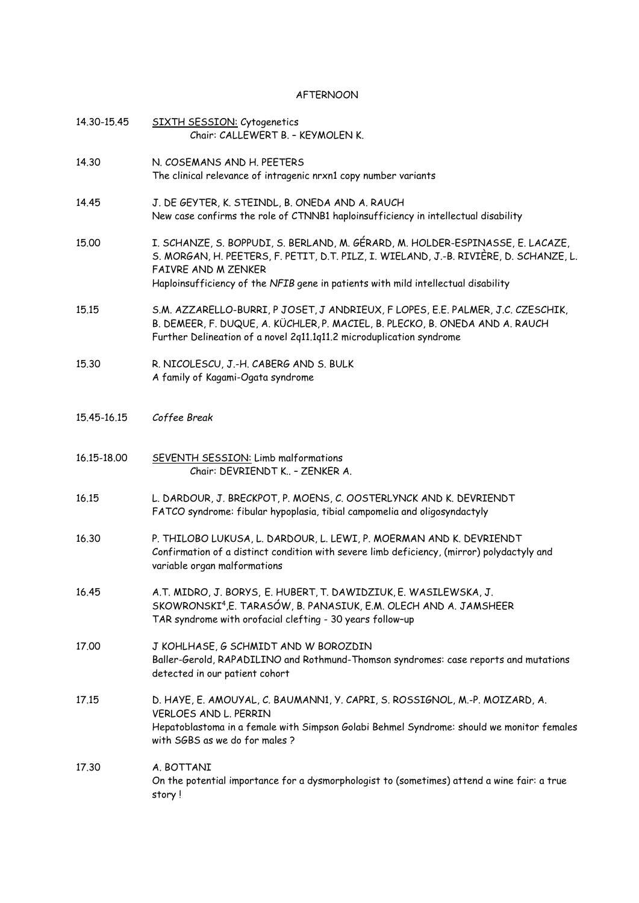# AFTERNOON

14.30-15.45 **SIXTH SESSION:** Cytogenetics
Chair: CALLEWERT B. – KEYMOLEN K.

14.30 N. COSEMANS AND H. PEETERS
The clinical relevance of intragenic nrxn1 copy number variants

14.45 J. DE GEYTER, K. STEINDL, B. ONEDA AND A. RAUCH
New case confirms the role of CTNNB1 haploinsufficiency in intellectual disability

15.00 I. SCHANZE, S. BOPPUDI, S. BERLAND, M. GÉRARD, M. HOLDER-ESPINASSE, E. LACAZE, S. MORGAN, H. PEETERS, F. PETIT, D.T. PILZ, I. WIELAND, J.-B. RIVIÈRE, D. SCHANZE, L. FAIVRE AND M ZENKER
Haploinsufficiency of the *NFIB* gene in patients with mild intellectual disability

15.15 S.M. AZZARELLO-BURRI, P JOSET, J ANDRIEUX, F LOPES, E.E. PALMER, J.C. CZESCHIK, B. DEMEER, F. DUQUE, A. KÜCHLER, P. MACIEL, B. PLECKO, B. ONEDA AND A. RAUCH
Further Delineation of a novel 2q11.1q11.2 microduplication syndrome

15.30 R. NICOLESCU, J.-H. CABERG AND S. BULK
A family of Kagami-Ogata syndrome

15.45-16.15 *Coffee Break*

16.15-18.00 **SEVENTH SESSION:** Limb malformations
Chair: DEVRIENDT K.. – ZENKER A.

16.15 L. DARDOUR, J. BRECKPOT, P. MOENS, C. OOSTERLYNCK AND K. DEVRIENDT
FATCO syndrome: fibular hypoplasia, tibial campomelia and oligosyndactyly

16.30 P. THILOBO LUKUSA, L. DARDOUR, L. LEWI, P. MOERMAN AND K. DEVRIENDT
Confirmation of a distinct condition with severe limb deficiency, (mirror) polydactyly and variable organ malformations

16.45 A.T. MIDRO, J. BORYS, E. HUBERT, T. DAWIDZIUK, E. WASILEWSKA, J. SKOWRONSKI[4],E. TARASÓW, B. PANASIUK, E.M. OLECH AND A. JAMSHEER
TAR syndrome with orofacial clefting - 30 years follow–up

17.00 J KOHLHASE, G SCHMIDT AND W BOROZDIN
Baller-Gerold, RAPADILINO and Rothmund-Thomson syndromes: case reports and mutations detected in our patient cohort

17.15 D. HAYE, E. AMOUYAL, C. BAUMANN1, Y. CAPRI, S. ROSSIGNOL, M.-P. MOIZARD, A. VERLOES AND L. PERRIN
Hepatoblastoma in a female with Simpson Golabi Behmel Syndrome: should we monitor females with SGBS as we do for males ?

17.30 A. BOTTANI
On the potential importance for a dysmorphologist to (sometimes) attend a wine fair: a true story !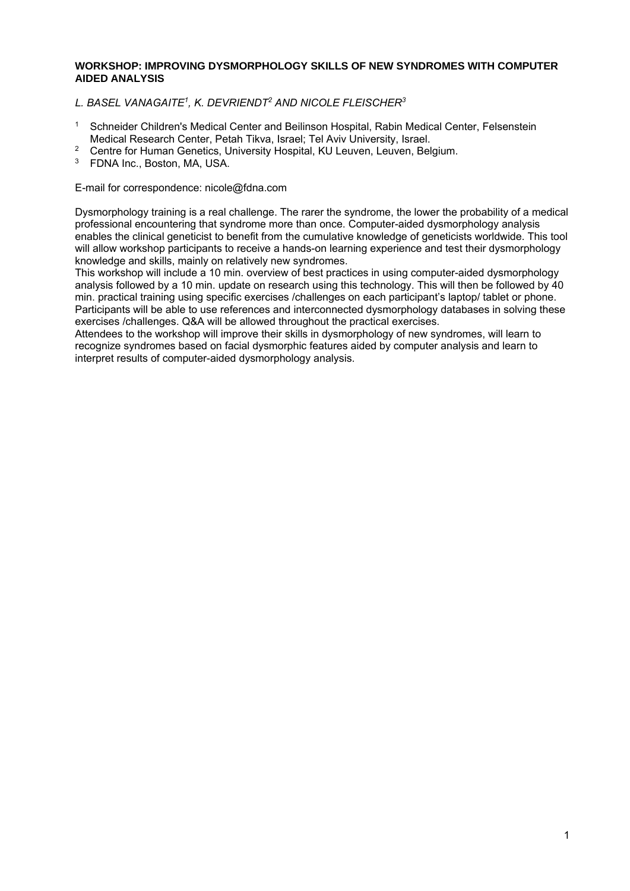**WORKSHOP: IMPROVING DYSMORPHOLOGY SKILLS OF NEW SYNDROMES WITH COMPUTER AIDED ANALYSIS**

*L. BASEL VANAGAITE[1], K. DEVRIENDT[2] AND NICOLE FLEISCHER[3]*

1. Schneider Children's Medical Center and Beilinson Hospital, Rabin Medical Center, Felsenstein Medical Research Center, Petah Tikva, Israel; Tel Aviv University, Israel.
2. Centre for Human Genetics, University Hospital, KU Leuven, Leuven, Belgium.
3. FDNA Inc., Boston, MA, USA.

E-mail for correspondence: nicole@fdna.com

Dysmorphology training is a real challenge. The rarer the syndrome, the lower the probability of a medical professional encountering that syndrome more than once. Computer-aided dysmorphology analysis enables the clinical geneticist to benefit from the cumulative knowledge of geneticists worldwide. This tool will allow workshop participants to receive a hands-on learning experience and test their dysmorphology knowledge and skills, mainly on relatively new syndromes.
This workshop will include a 10 min. overview of best practices in using computer-aided dysmorphology analysis followed by a 10 min. update on research using this technology. This will then be followed by 40 min. practical training using specific exercises /challenges on each participant's laptop/ tablet or phone. Participants will be able to use references and interconnected dysmorphology databases in solving these exercises /challenges. Q&A will be allowed throughout the practical exercises.
Attendees to the workshop will improve their skills in dysmorphology of new syndromes, will learn to recognize syndromes based on facial dysmorphic features aided by computer analysis and learn to interpret results of computer-aided dysmorphology analysis.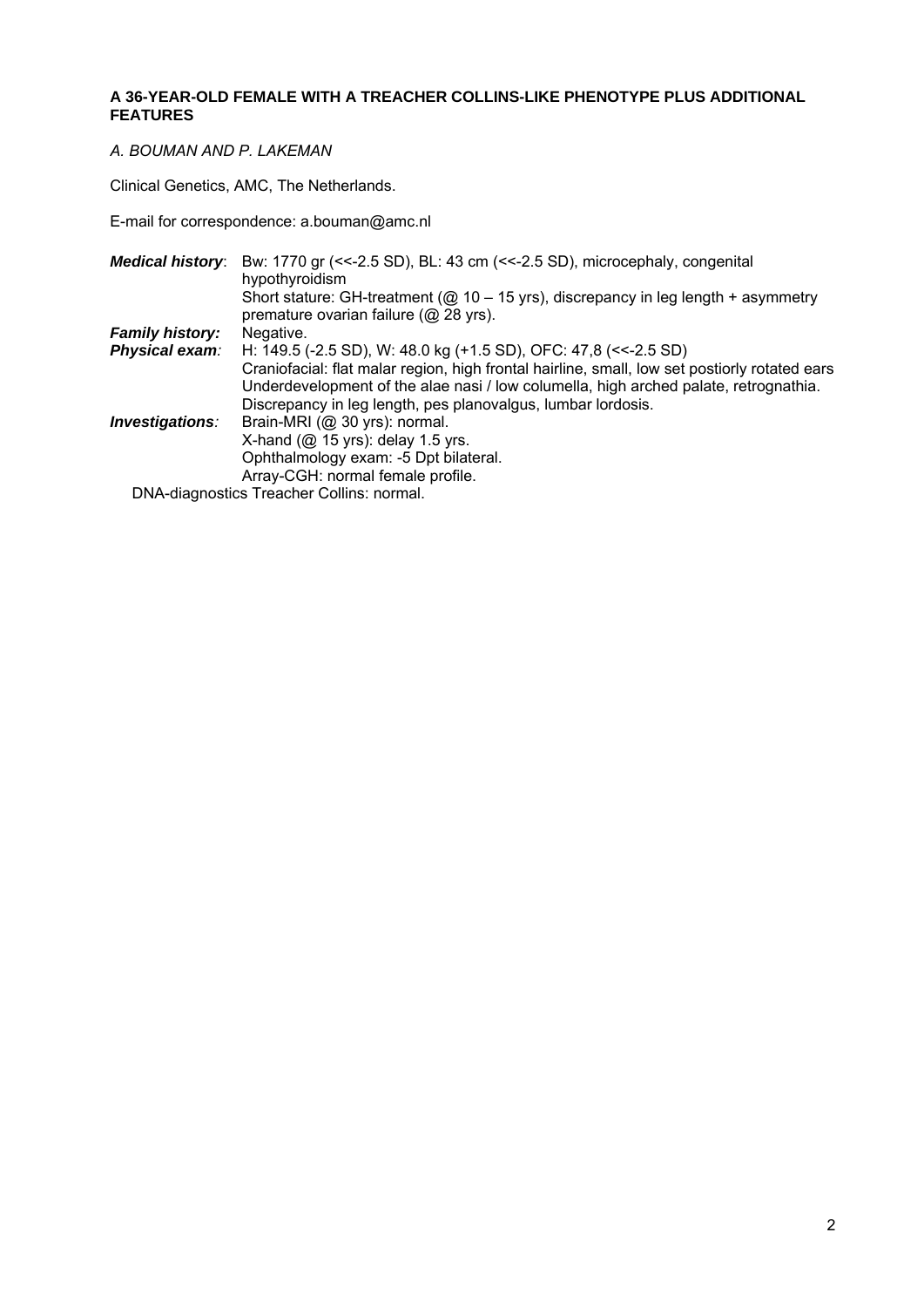**A 36-YEAR-OLD FEMALE WITH A TREACHER COLLINS-LIKE PHENOTYPE PLUS ADDITIONAL FEATURES**

*A. BOUMAN AND P. LAKEMAN*

Clinical Genetics, AMC, The Netherlands.

E-mail for correspondence: a.bouman@amc.nl

***Medical history***: Bw: 1770 gr (<<-2.5 SD), BL: 43 cm (<<-2.5 SD), microcephaly, congenital hypothyroidism
Short stature: GH-treatment (@ 10 – 15 yrs), discrepancy in leg length + asymmetry
premature ovarian failure (@ 28 yrs).

***Family history:*** Negative.

***Physical exam:*** H: 149.5 (-2.5 SD), W: 48.0 kg (+1.5 SD), OFC: 47,8 (<<-2.5 SD)
Craniofacial: flat malar region, high frontal hairline, small, low set postiorly rotated ears
Underdevelopment of the alae nasi / low columella, high arched palate, retrognathia.
Discrepancy in leg length, pes planovalgus, lumbar lordosis.

***Investigations:*** Brain-MRI (@ 30 yrs): normal.
X-hand (@ 15 yrs): delay 1.5 yrs.
Ophthalmology exam: -5 Dpt bilateral.
Array-CGH: normal female profile.
DNA-diagnostics Treacher Collins: normal.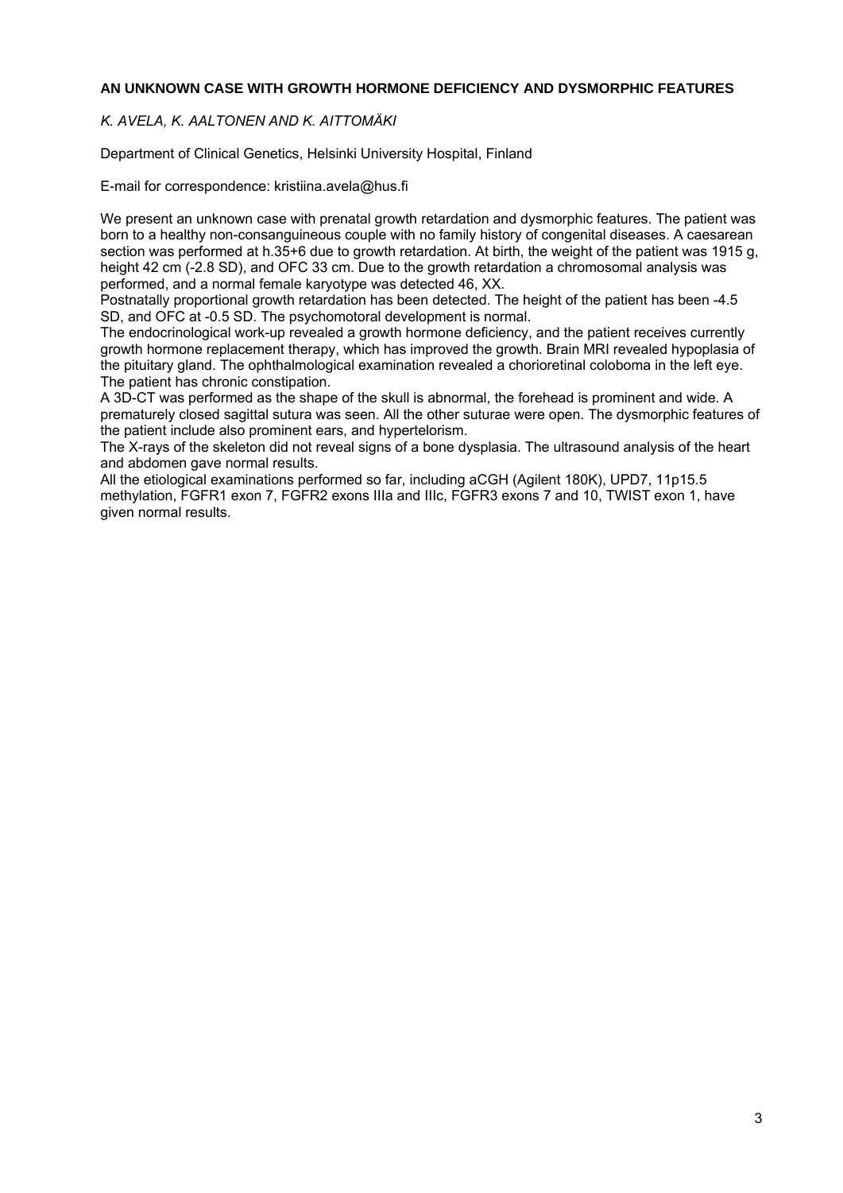## AN UNKNOWN CASE WITH GROWTH HORMONE DEFICIENCY AND DYSMORPHIC FEATURES

*K. AVELA, K. AALTONEN AND K. AITTOMÄKI*

Department of Clinical Genetics, Helsinki University Hospital, Finland

E-mail for correspondence: kristiina.avela@hus.fi

We present an unknown case with prenatal growth retardation and dysmorphic features. The patient was born to a healthy non-consanguineous couple with no family history of congenital diseases. A caesarean section was performed at h.35+6 due to growth retardation. At birth, the weight of the patient was 1915 g, height 42 cm (-2.8 SD), and OFC 33 cm. Due to the growth retardation a chromosomal analysis was performed, and a normal female karyotype was detected 46, XX.

Postnatally proportional growth retardation has been detected. The height of the patient has been -4.5 SD, and OFC at -0.5 SD. The psychomotoral development is normal.

The endocrinological work-up revealed a growth hormone deficiency, and the patient receives currently growth hormone replacement therapy, which has improved the growth. Brain MRI revealed hypoplasia of the pituitary gland. The ophthalmological examination revealed a chorioretinal coloboma in the left eye. The patient has chronic constipation.

A 3D-CT was performed as the shape of the skull is abnormal, the forehead is prominent and wide. A prematurely closed sagittal sutura was seen. All the other suturae were open. The dysmorphic features of the patient include also prominent ears, and hypertelorism.

The X-rays of the skeleton did not reveal signs of a bone dysplasia. The ultrasound analysis of the heart and abdomen gave normal results.

All the etiological examinations performed so far, including aCGH (Agilent 180K), UPD7, 11p15.5 methylation, FGFR1 exon 7, FGFR2 exons IIIa and IIIc, FGFR3 exons 7 and 10, TWIST exon 1, have given normal results.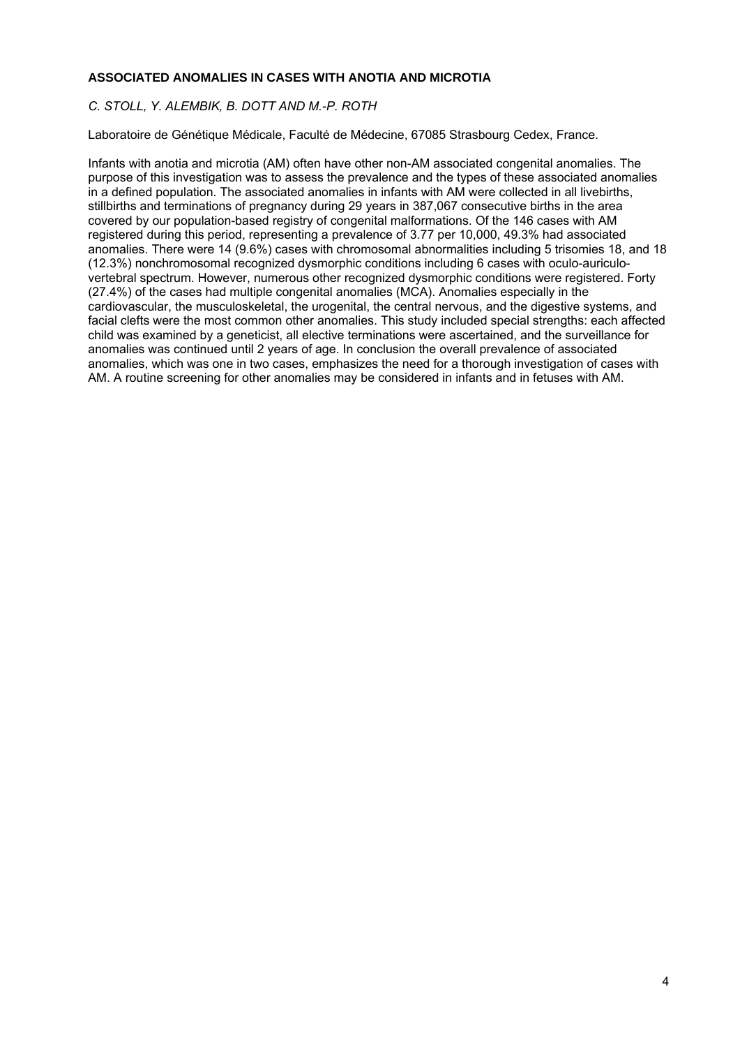## ASSOCIATED ANOMALIES IN CASES WITH ANOTIA AND MICROTIA

*C. STOLL, Y. ALEMBIK, B. DOTT AND M.-P. ROTH*

Laboratoire de Génétique Médicale, Faculté de Médecine, 67085 Strasbourg Cedex, France.

Infants with anotia and microtia (AM) often have other non-AM associated congenital anomalies. The purpose of this investigation was to assess the prevalence and the types of these associated anomalies in a defined population. The associated anomalies in infants with AM were collected in all livebirths, stillbirths and terminations of pregnancy during 29 years in 387,067 consecutive births in the area covered by our population-based registry of congenital malformations. Of the 146 cases with AM registered during this period, representing a prevalence of 3.77 per 10,000, 49.3% had associated anomalies. There were 14 (9.6%) cases with chromosomal abnormalities including 5 trisomies 18, and 18 (12.3%) nonchromosomal recognized dysmorphic conditions including 6 cases with oculo-auriculo-vertebral spectrum. However, numerous other recognized dysmorphic conditions were registered. Forty (27.4%) of the cases had multiple congenital anomalies (MCA). Anomalies especially in the cardiovascular, the musculoskeletal, the urogenital, the central nervous, and the digestive systems, and facial clefts were the most common other anomalies. This study included special strengths: each affected child was examined by a geneticist, all elective terminations were ascertained, and the surveillance for anomalies was continued until 2 years of age. In conclusion the overall prevalence of associated anomalies, which was one in two cases, emphasizes the need for a thorough investigation of cases with AM. A routine screening for other anomalies may be considered in infants and in fetuses with AM.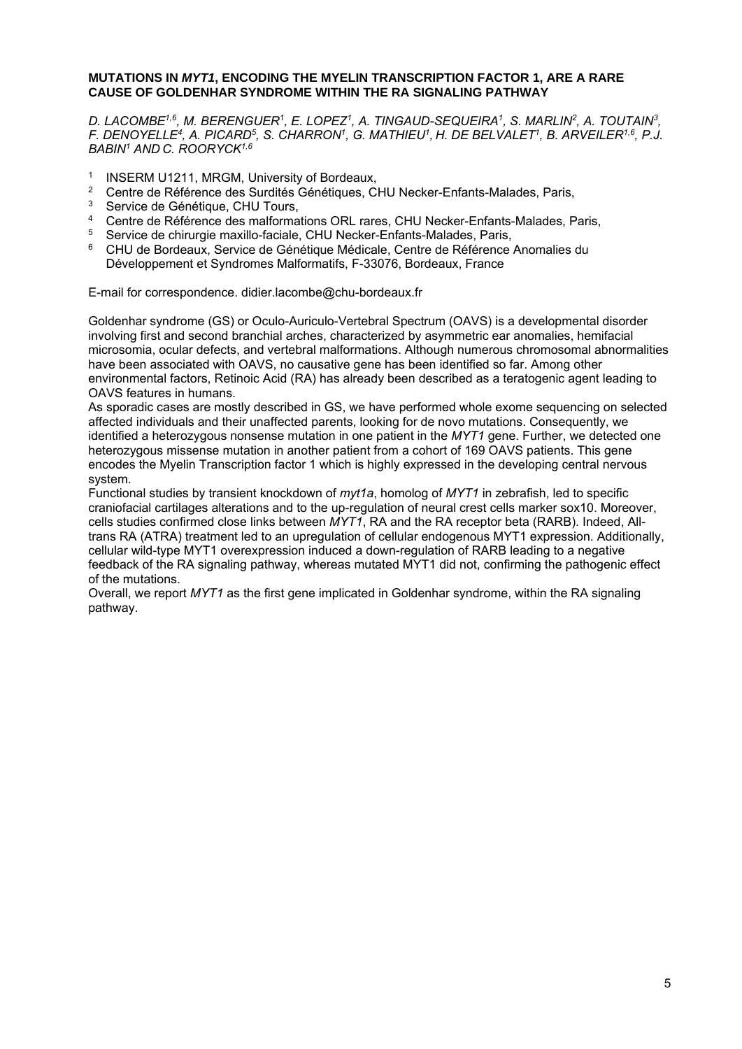**MUTATIONS IN *MYT1*, ENCODING THE MYELIN TRANSCRIPTION FACTOR 1, ARE A RARE CAUSE OF GOLDENHAR SYNDROME WITHIN THE RA SIGNALING PATHWAY**

*D. LACOMBE[1,6], M. BERENGUER[1], E. LOPEZ[1], A. TINGAUD-SEQUEIRA[1], S. MARLIN[2], A. TOUTAIN[3], F. DENOYELLE[4], A. PICARD[5], S. CHARRON[1], G. MATHIEU[1], H. DE BELVALET[1], B. ARVEILER[1,6], P.J. BABIN[1] AND C. ROORYCK[1,6]*

[1] INSERM U1211, MRGM, University of Bordeaux,
[2] Centre de Référence des Surdités Génétiques, CHU Necker-Enfants-Malades, Paris,
[3] Service de Génétique, CHU Tours,
[4] Centre de Référence des malformations ORL rares, CHU Necker-Enfants-Malades, Paris,
[5] Service de chirurgie maxillo-faciale, CHU Necker-Enfants-Malades, Paris,
[6] CHU de Bordeaux, Service de Génétique Médicale, Centre de Référence Anomalies du Développement et Syndromes Malformatifs, F-33076, Bordeaux, France

E-mail for correspondence. didier.lacombe@chu-bordeaux.fr

Goldenhar syndrome (GS) or Oculo-Auriculo-Vertebral Spectrum (OAVS) is a developmental disorder involving first and second branchial arches, characterized by asymmetric ear anomalies, hemifacial microsomia, ocular defects, and vertebral malformations. Although numerous chromosomal abnormalities have been associated with OAVS, no causative gene has been identified so far. Among other environmental factors, Retinoic Acid (RA) has already been described as a teratogenic agent leading to OAVS features in humans.

As sporadic cases are mostly described in GS, we have performed whole exome sequencing on selected affected individuals and their unaffected parents, looking for de novo mutations. Consequently, we identified a heterozygous nonsense mutation in one patient in the *MYT1* gene. Further, we detected one heterozygous missense mutation in another patient from a cohort of 169 OAVS patients. This gene encodes the Myelin Transcription factor 1 which is highly expressed in the developing central nervous system.

Functional studies by transient knockdown of *myt1a*, homolog of *MYT1* in zebrafish, led to specific craniofacial cartilages alterations and to the up-regulation of neural crest cells marker sox10. Moreover, cells studies confirmed close links between *MYT1*, RA and the RA receptor beta (RARB). Indeed, All-trans RA (ATRA) treatment led to an upregulation of cellular endogenous MYT1 expression. Additionally, cellular wild-type MYT1 overexpression induced a down-regulation of RARB leading to a negative feedback of the RA signaling pathway, whereas mutated MYT1 did not, confirming the pathogenic effect of the mutations.

Overall, we report *MYT1* as the first gene implicated in Goldenhar syndrome, within the RA signaling pathway.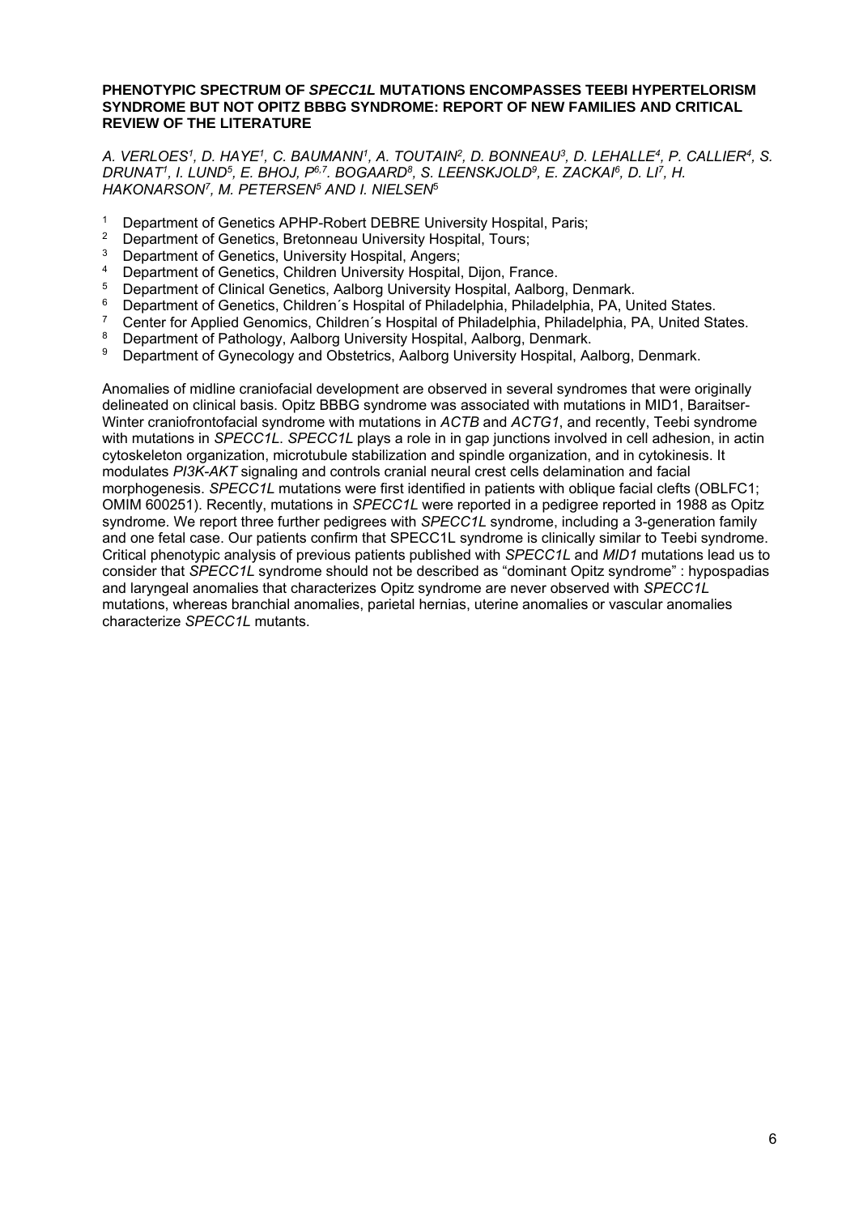**PHENOTYPIC SPECTRUM OF *SPECC1L* MUTATIONS ENCOMPASSES TEEBI HYPERTELORISM SYNDROME BUT NOT OPITZ BBBG SYNDROME: REPORT OF NEW FAMILIES AND CRITICAL REVIEW OF THE LITERATURE**

*A. VERLOES[1], D. HAYE[1], C. BAUMANN[1], A. TOUTAIN[2], D. BONNEAU[3], D. LEHALLE[4], P. CALLIER[4], S. DRUNAT[1], I. LUND[5], E. BHOJ, P[6,7]. BOGAARD[8], S. LEENSKJOLD[9], E. ZACKAI[6], D. LI[7], H. HAKONARSON[7], M. PETERSEN[5] AND I. NIELSEN[5]*

1. Department of Genetics APHP-Robert DEBRE University Hospital, Paris;
2. Department of Genetics, Bretonneau University Hospital, Tours;
3. Department of Genetics, University Hospital, Angers;
4. Department of Genetics, Children University Hospital, Dijon, France.
5. Department of Clinical Genetics, Aalborg University Hospital, Aalborg, Denmark.
6. Department of Genetics, Children´s Hospital of Philadelphia, Philadelphia, PA, United States.
7. Center for Applied Genomics, Children´s Hospital of Philadelphia, Philadelphia, PA, United States.
8. Department of Pathology, Aalborg University Hospital, Aalborg, Denmark.
9. Department of Gynecology and Obstetrics, Aalborg University Hospital, Aalborg, Denmark.

Anomalies of midline craniofacial development are observed in several syndromes that were originally delineated on clinical basis. Opitz BBBG syndrome was associated with mutations in MID1, Baraitser-Winter craniofrontofacial syndrome with mutations in *ACTB* and *ACTG1*, and recently, Teebi syndrome with mutations in *SPECC1L*. *SPECC1L* plays a role in in gap junctions involved in cell adhesion, in actin cytoskeleton organization, microtubule stabilization and spindle organization, and in cytokinesis. It modulates *PI3K-AKT* signaling and controls cranial neural crest cells delamination and facial morphogenesis. *SPECC1L* mutations were first identified in patients with oblique facial clefts (OBLFC1; OMIM 600251). Recently, mutations in *SPECC1L* were reported in a pedigree reported in 1988 as Opitz syndrome. We report three further pedigrees with *SPECC1L* syndrome, including a 3-generation family and one fetal case. Our patients confirm that SPECC1L syndrome is clinically similar to Teebi syndrome. Critical phenotypic analysis of previous patients published with *SPECC1L* and *MID1* mutations lead us to consider that *SPECC1L* syndrome should not be described as "dominant Opitz syndrome" : hypospadias and laryngeal anomalies that characterizes Opitz syndrome are never observed with *SPECC1L* mutations, whereas branchial anomalies, parietal hernias, uterine anomalies or vascular anomalies characterize *SPECC1L* mutants.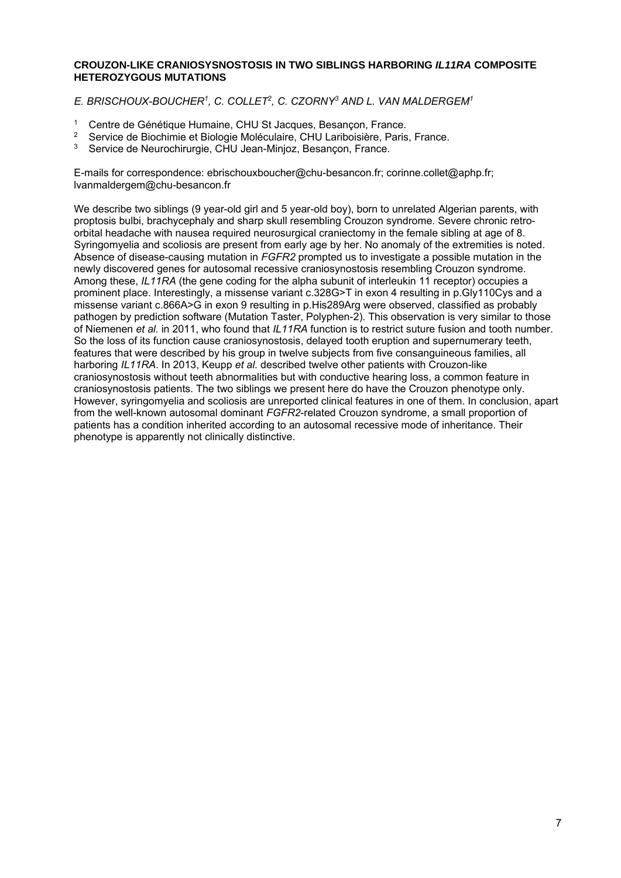**CROUZON-LIKE CRANIOSYSNOSTOSIS IN TWO SIBLINGS HARBORING *IL11RA* COMPOSITE HETEROZYGOUS MUTATIONS**

*E. BRISCHOUX-BOUCHER[1], C. COLLET[2], C. CZORNY[3] AND L. VAN MALDERGEM[1]*

[1] Centre de Génétique Humaine, CHU St Jacques, Besançon, France.
[2] Service de Biochimie et Biologie Moléculaire, CHU Lariboisière, Paris, France.
[3] Service de Neurochirurgie, CHU Jean-Minjoz, Besançon, France.

E-mails for correspondence: ebrischouxboucher@chu-besancon.fr; corinne.collet@aphp.fr; lvanmaldergem@chu-besancon.fr

We describe two siblings (9 year-old girl and 5 year-old boy), born to unrelated Algerian parents, with proptosis bulbi, brachycephaly and sharp skull resembling Crouzon syndrome. Severe chronic retro-orbital headache with nausea required neurosurgical craniectomy in the female sibling at age of 8. Syringomyelia and scoliosis are present from early age by her. No anomaly of the extremities is noted. Absence of disease-causing mutation in *FGFR2* prompted us to investigate a possible mutation in the newly discovered genes for autosomal recessive craniosynostosis resembling Crouzon syndrome. Among these, *IL11RA* (the gene coding for the alpha subunit of interleukin 11 receptor) occupies a prominent place. Interestingly, a missense variant c.328G>T in exon 4 resulting in p.Gly110Cys and a missense variant c.866A>G in exon 9 resulting in p.His289Arg were observed, classified as probably pathogen by prediction software (Mutation Taster, Polyphen-2). This observation is very similar to those of Niemenen *et al.* in 2011, who found that *IL11RA* function is to restrict suture fusion and tooth number. So the loss of its function cause craniosynostosis, delayed tooth eruption and supernumerary teeth, features that were described by his group in twelve subjects from five consanguineous families, all harboring *IL11RA*. In 2013, Keupp *et al.* described twelve other patients with Crouzon-like craniosynostosis without teeth abnormalities but with conductive hearing loss, a common feature in craniosynostosis patients. The two siblings we present here do have the Crouzon phenotype only. However, syringomyelia and scoliosis are unreported clinical features in one of them. In conclusion, apart from the well-known autosomal dominant *FGFR2*-related Crouzon syndrome, a small proportion of patients has a condition inherited according to an autosomal recessive mode of inheritance. Their phenotype is apparently not clinically distinctive.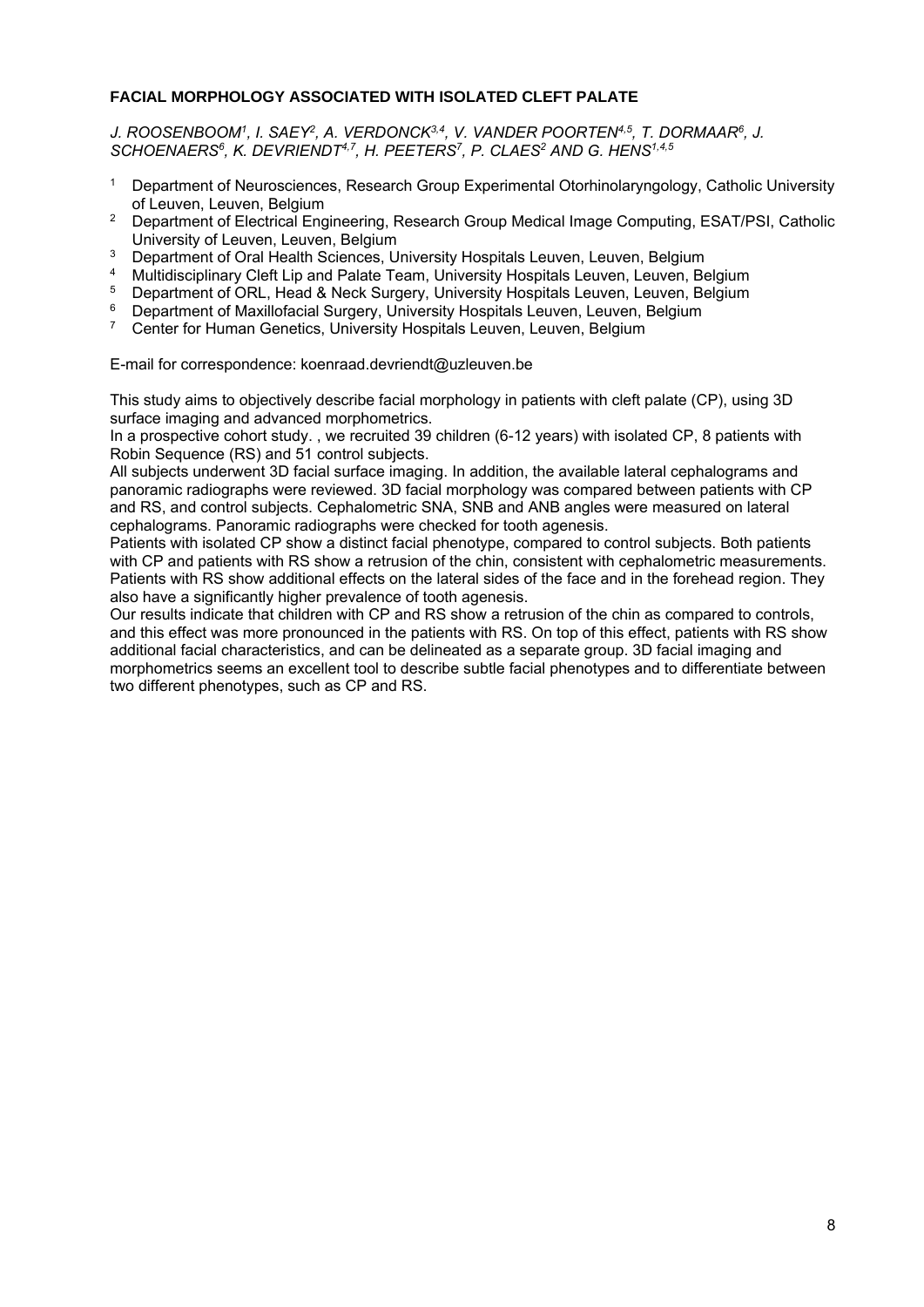# FACIAL MORPHOLOGY ASSOCIATED WITH ISOLATED CLEFT PALATE

*J. ROOSENBOOM[1], I. SAEY[2], A. VERDONCK[3,4], V. VANDER POORTEN[4,5], T. DORMAAR[6], J. SCHOENAERS[6], K. DEVRIENDT[4,7], H. PEETERS[7], P. CLAES[2] AND G. HENS[1,4,5]*

1. Department of Neurosciences, Research Group Experimental Otorhinolaryngology, Catholic University of Leuven, Leuven, Belgium
2. Department of Electrical Engineering, Research Group Medical Image Computing, ESAT/PSI, Catholic University of Leuven, Leuven, Belgium
3. Department of Oral Health Sciences, University Hospitals Leuven, Leuven, Belgium
4. Multidisciplinary Cleft Lip and Palate Team, University Hospitals Leuven, Leuven, Belgium
5. Department of ORL, Head & Neck Surgery, University Hospitals Leuven, Leuven, Belgium
6. Department of Maxillofacial Surgery, University Hospitals Leuven, Leuven, Belgium
7. Center for Human Genetics, University Hospitals Leuven, Leuven, Belgium

E-mail for correspondence: koenraad.devriendt@uzleuven.be

This study aims to objectively describe facial morphology in patients with cleft palate (CP), using 3D surface imaging and advanced morphometrics.
In a prospective cohort study. , we recruited 39 children (6-12 years) with isolated CP, 8 patients with Robin Sequence (RS) and 51 control subjects.
All subjects underwent 3D facial surface imaging. In addition, the available lateral cephalograms and panoramic radiographs were reviewed. 3D facial morphology was compared between patients with CP and RS, and control subjects. Cephalometric SNA, SNB and ANB angles were measured on lateral cephalograms. Panoramic radiographs were checked for tooth agenesis.
Patients with isolated CP show a distinct facial phenotype, compared to control subjects. Both patients with CP and patients with RS show a retrusion of the chin, consistent with cephalometric measurements. Patients with RS show additional effects on the lateral sides of the face and in the forehead region. They also have a significantly higher prevalence of tooth agenesis.
Our results indicate that children with CP and RS show a retrusion of the chin as compared to controls, and this effect was more pronounced in the patients with RS. On top of this effect, patients with RS show additional facial characteristics, and can be delineated as a separate group. 3D facial imaging and morphometrics seems an excellent tool to describe subtle facial phenotypes and to differentiate between two different phenotypes, such as CP and RS.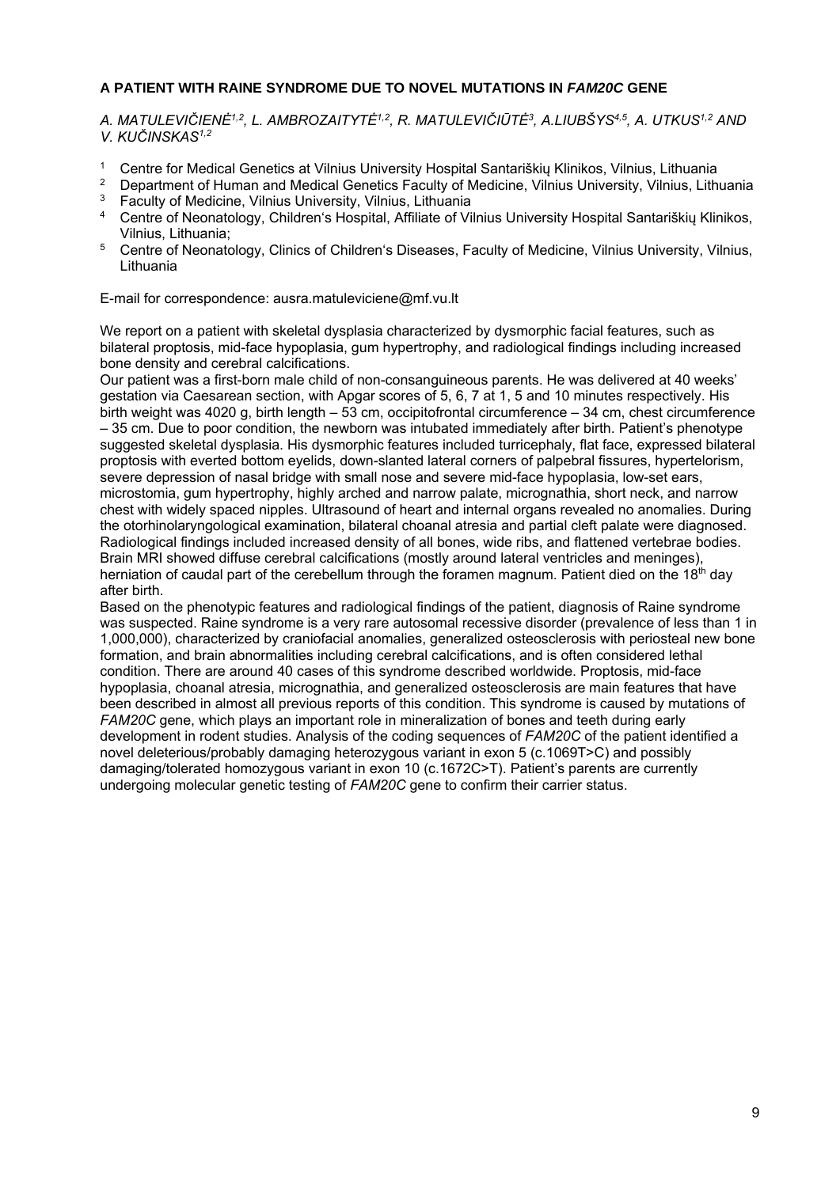**A PATIENT WITH RAINE SYNDROME DUE TO NOVEL MUTATIONS IN *FAM20C* GENE**

*A. MATULEVIČIENĖ[1,2], L. AMBROZAITYTĖ[1,2], R. MATULEVIČIŪTĖ[3], A.LIUBŠYS[4,5], A. UTKUS[1,2] AND V. KUČINSKAS[1,2]*

1. Centre for Medical Genetics at Vilnius University Hospital Santariškių Klinikos, Vilnius, Lithuania
2. Department of Human and Medical Genetics Faculty of Medicine, Vilnius University, Vilnius, Lithuania
3. Faculty of Medicine, Vilnius University, Vilnius, Lithuania
4. Centre of Neonatology, Children's Hospital, Affiliate of Vilnius University Hospital Santariškių Klinikos, Vilnius, Lithuania;
5. Centre of Neonatology, Clinics of Children's Diseases, Faculty of Medicine, Vilnius University, Vilnius, Lithuania

E-mail for correspondence: ausra.matuleviciene@mf.vu.lt

We report on a patient with skeletal dysplasia characterized by dysmorphic facial features, such as bilateral proptosis, mid-face hypoplasia, gum hypertrophy, and radiological findings including increased bone density and cerebral calcifications.

Our patient was a first-born male child of non-consanguineous parents. He was delivered at 40 weeks' gestation via Caesarean section, with Apgar scores of 5, 6, 7 at 1, 5 and 10 minutes respectively. His birth weight was 4020 g, birth length – 53 cm, occipitofrontal circumference – 34 cm, chest circumference – 35 cm. Due to poor condition, the newborn was intubated immediately after birth. Patient's phenotype suggested skeletal dysplasia. His dysmorphic features included turricephaly, flat face, expressed bilateral proptosis with everted bottom eyelids, down-slanted lateral corners of palpebral fissures, hypertelorism, severe depression of nasal bridge with small nose and severe mid-face hypoplasia, low-set ears, microstomia, gum hypertrophy, highly arched and narrow palate, micrognathia, short neck, and narrow chest with widely spaced nipples. Ultrasound of heart and internal organs revealed no anomalies. During the otorhinolaryngological examination, bilateral choanal atresia and partial cleft palate were diagnosed. Radiological findings included increased density of all bones, wide ribs, and flattened vertebrae bodies. Brain MRI showed diffuse cerebral calcifications (mostly around lateral ventricles and meninges), herniation of caudal part of the cerebellum through the foramen magnum. Patient died on the 18th day after birth.

Based on the phenotypic features and radiological findings of the patient, diagnosis of Raine syndrome was suspected. Raine syndrome is a very rare autosomal recessive disorder (prevalence of less than 1 in 1,000,000), characterized by craniofacial anomalies, generalized osteosclerosis with periosteal new bone formation, and brain abnormalities including cerebral calcifications, and is often considered lethal condition. There are around 40 cases of this syndrome described worldwide. Proptosis, mid-face hypoplasia, choanal atresia, micrognathia, and generalized osteosclerosis are main features that have been described in almost all previous reports of this condition. This syndrome is caused by mutations of *FAM20C* gene, which plays an important role in mineralization of bones and teeth during early development in rodent studies. Analysis of the coding sequences of *FAM20C* of the patient identified a novel deleterious/probably damaging heterozygous variant in exon 5 (c.1069T>C) and possibly damaging/tolerated homozygous variant in exon 10 (c.1672C>T). Patient's parents are currently undergoing molecular genetic testing of *FAM20C* gene to confirm their carrier status.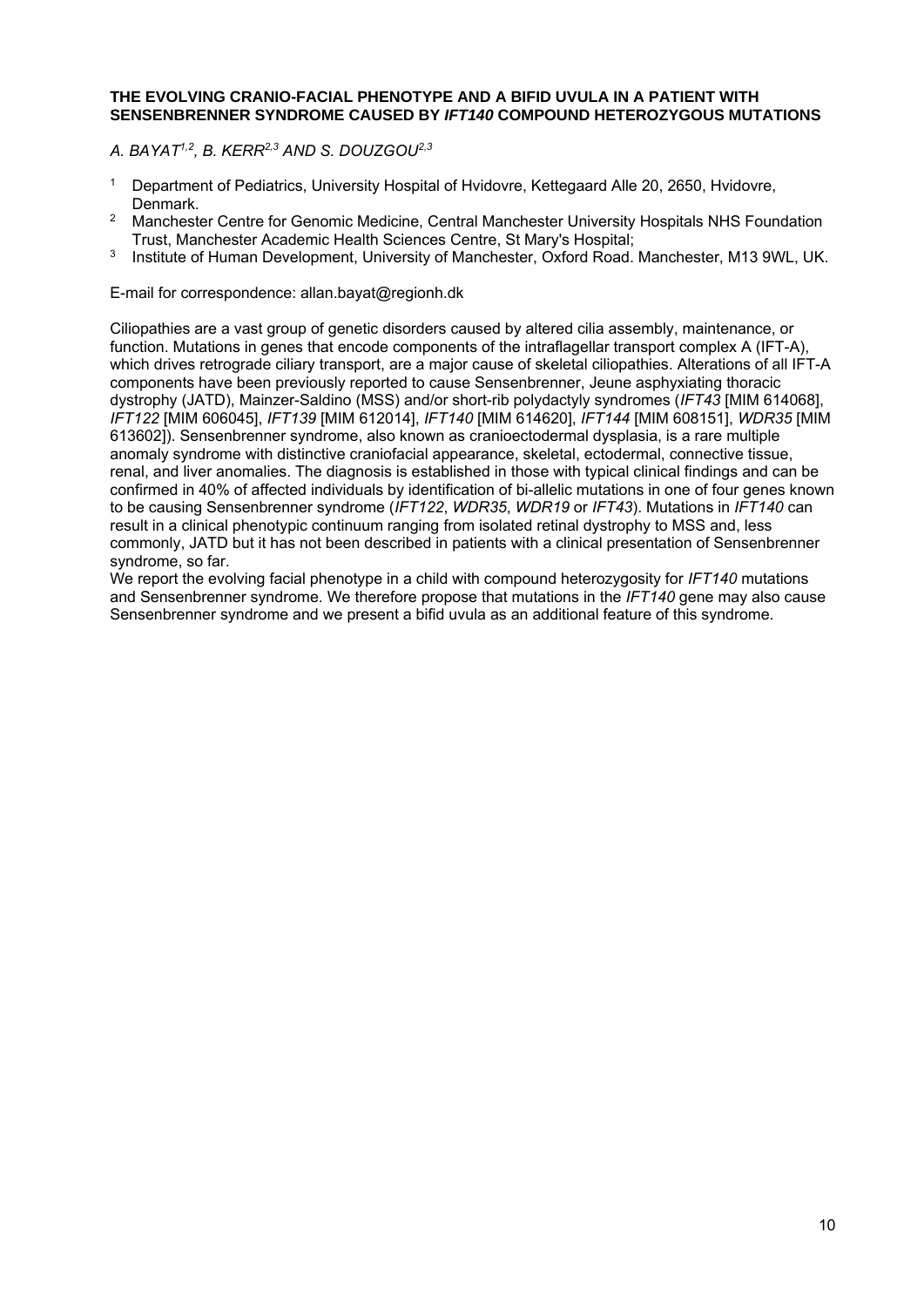**THE EVOLVING CRANIO-FACIAL PHENOTYPE AND A BIFID UVULA IN A PATIENT WITH SENSENBRENNER SYNDROME CAUSED BY *IFT140* COMPOUND HETEROZYGOUS MUTATIONS**

*A. BAYAT[1,2], B. KERR[2,3] AND S. DOUZGOU[2,3]*

1. Department of Pediatrics, University Hospital of Hvidovre, Kettegaard Alle 20, 2650, Hvidovre, Denmark.
2. Manchester Centre for Genomic Medicine, Central Manchester University Hospitals NHS Foundation Trust, Manchester Academic Health Sciences Centre, St Mary's Hospital;
3. Institute of Human Development, University of Manchester, Oxford Road. Manchester, M13 9WL, UK.

E-mail for correspondence: allan.bayat@regionh.dk

Ciliopathies are a vast group of genetic disorders caused by altered cilia assembly, maintenance, or function. Mutations in genes that encode components of the intraflagellar transport complex A (IFT-A), which drives retrograde ciliary transport, are a major cause of skeletal ciliopathies. Alterations of all IFT-A components have been previously reported to cause Sensenbrenner, Jeune asphyxiating thoracic dystrophy (JATD), Mainzer-Saldino (MSS) and/or short-rib polydactyly syndromes (*IFT43* [MIM 614068], *IFT122* [MIM 606045], *IFT139* [MIM 612014], *IFT140* [MIM 614620], *IFT144* [MIM 608151], *WDR35* [MIM 613602]). Sensenbrenner syndrome, also known as cranioectodermal dysplasia, is a rare multiple anomaly syndrome with distinctive craniofacial appearance, skeletal, ectodermal, connective tissue, renal, and liver anomalies. The diagnosis is established in those with typical clinical findings and can be confirmed in 40% of affected individuals by identification of bi-allelic mutations in one of four genes known to be causing Sensenbrenner syndrome (*IFT122*, *WDR35*, *WDR19* or *IFT43*). Mutations in *IFT140* can result in a clinical phenotypic continuum ranging from isolated retinal dystrophy to MSS and, less commonly, JATD but it has not been described in patients with a clinical presentation of Sensenbrenner syndrome, so far.

We report the evolving facial phenotype in a child with compound heterozygosity for *IFT140* mutations and Sensenbrenner syndrome. We therefore propose that mutations in the *IFT140* gene may also cause Sensenbrenner syndrome and we present a bifid uvula as an additional feature of this syndrome.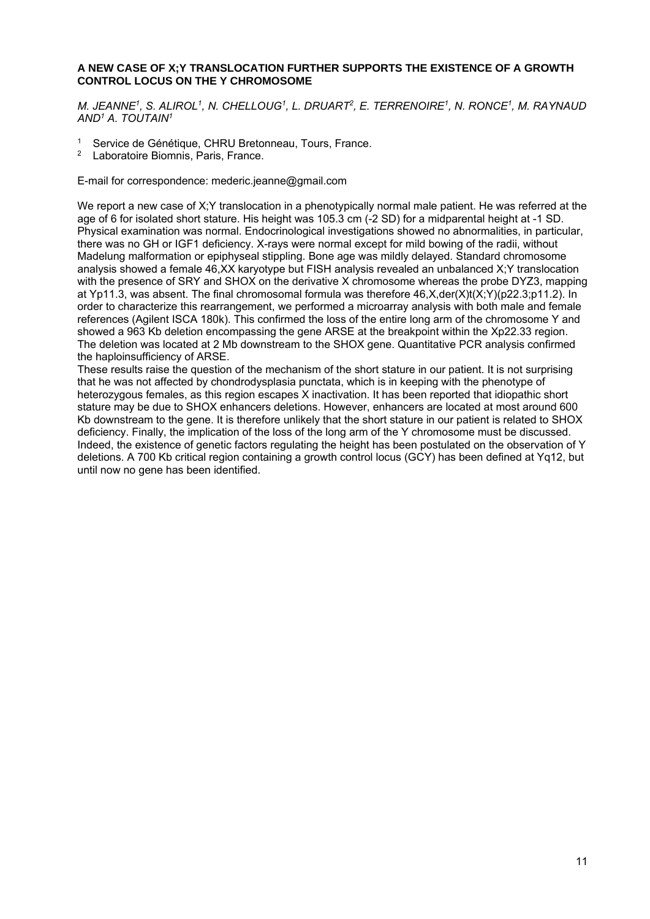### A NEW CASE OF X;Y TRANSLOCATION FURTHER SUPPORTS THE EXISTENCE OF A GROWTH CONTROL LOCUS ON THE Y CHROMOSOME

*M. JEANNE[1], S. ALIROL[1], N. CHELLOUG[1], L. DRUART[2], E. TERRENOIRE[1], N. RONCE[1], M. RAYNAUD AND[1] A. TOUTAIN[1]*

[1] Service de Génétique, CHRU Bretonneau, Tours, France.
[2] Laboratoire Biomnis, Paris, France.

E-mail for correspondence: mederic.jeanne@gmail.com

We report a new case of X;Y translocation in a phenotypically normal male patient. He was referred at the age of 6 for isolated short stature. His height was 105.3 cm (-2 SD) for a midparental height at -1 SD. Physical examination was normal. Endocrinological investigations showed no abnormalities, in particular, there was no GH or IGF1 deficiency. X-rays were normal except for mild bowing of the radii, without Madelung malformation or epiphyseal stippling. Bone age was mildly delayed. Standard chromosome analysis showed a female 46,XX karyotype but FISH analysis revealed an unbalanced X;Y translocation with the presence of SRY and SHOX on the derivative X chromosome whereas the probe DYZ3, mapping at Yp11.3, was absent. The final chromosomal formula was therefore 46,X,der(X)t(X;Y)(p22.3;p11.2). In order to characterize this rearrangement, we performed a microarray analysis with both male and female references (Agilent ISCA 180k). This confirmed the loss of the entire long arm of the chromosome Y and showed a 963 Kb deletion encompassing the gene ARSE at the breakpoint within the Xp22.33 region. The deletion was located at 2 Mb downstream to the SHOX gene. Quantitative PCR analysis confirmed the haploinsufficiency of ARSE.

These results raise the question of the mechanism of the short stature in our patient. It is not surprising that he was not affected by chondrodysplasia punctata, which is in keeping with the phenotype of heterozygous females, as this region escapes X inactivation. It has been reported that idiopathic short stature may be due to SHOX enhancers deletions. However, enhancers are located at most around 600 Kb downstream to the gene. It is therefore unlikely that the short stature in our patient is related to SHOX deficiency. Finally, the implication of the loss of the long arm of the Y chromosome must be discussed. Indeed, the existence of genetic factors regulating the height has been postulated on the observation of Y deletions. A 700 Kb critical region containing a growth control locus (GCY) has been defined at Yq12, but until now no gene has been identified.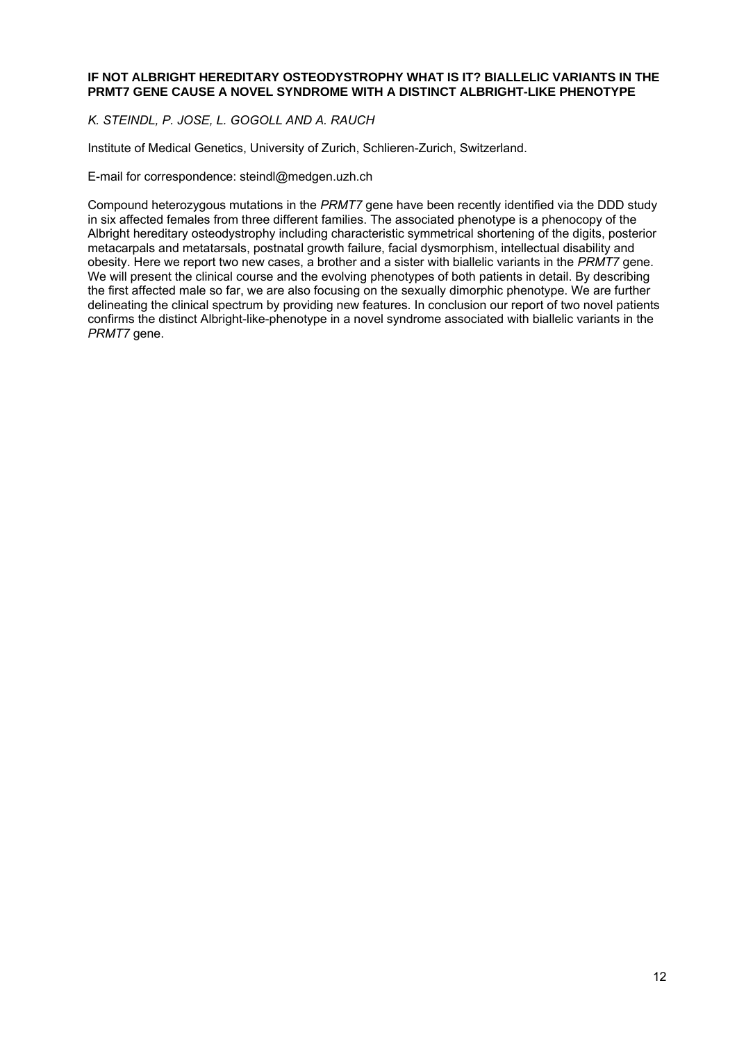### IF NOT ALBRIGHT HEREDITARY OSTEODYSTROPHY WHAT IS IT? BIALLELIC VARIANTS IN THE PRMT7 GENE CAUSE A NOVEL SYNDROME WITH A DISTINCT ALBRIGHT-LIKE PHENOTYPE

*K. STEINDL, P. JOSE, L. GOGOLL AND A. RAUCH*

Institute of Medical Genetics, University of Zurich, Schlieren-Zurich, Switzerland.

E-mail for correspondence: steindl@medgen.uzh.ch

Compound heterozygous mutations in the *PRMT7* gene have been recently identified via the DDD study in six affected females from three different families. The associated phenotype is a phenocopy of the Albright hereditary osteodystrophy including characteristic symmetrical shortening of the digits, posterior metacarpals and metatarsals, postnatal growth failure, facial dysmorphism, intellectual disability and obesity. Here we report two new cases, a brother and a sister with biallelic variants in the *PRMT7* gene. We will present the clinical course and the evolving phenotypes of both patients in detail. By describing the first affected male so far, we are also focusing on the sexually dimorphic phenotype. We are further delineating the clinical spectrum by providing new features. In conclusion our report of two novel patients confirms the distinct Albright-like-phenotype in a novel syndrome associated with biallelic variants in the *PRMT7* gene.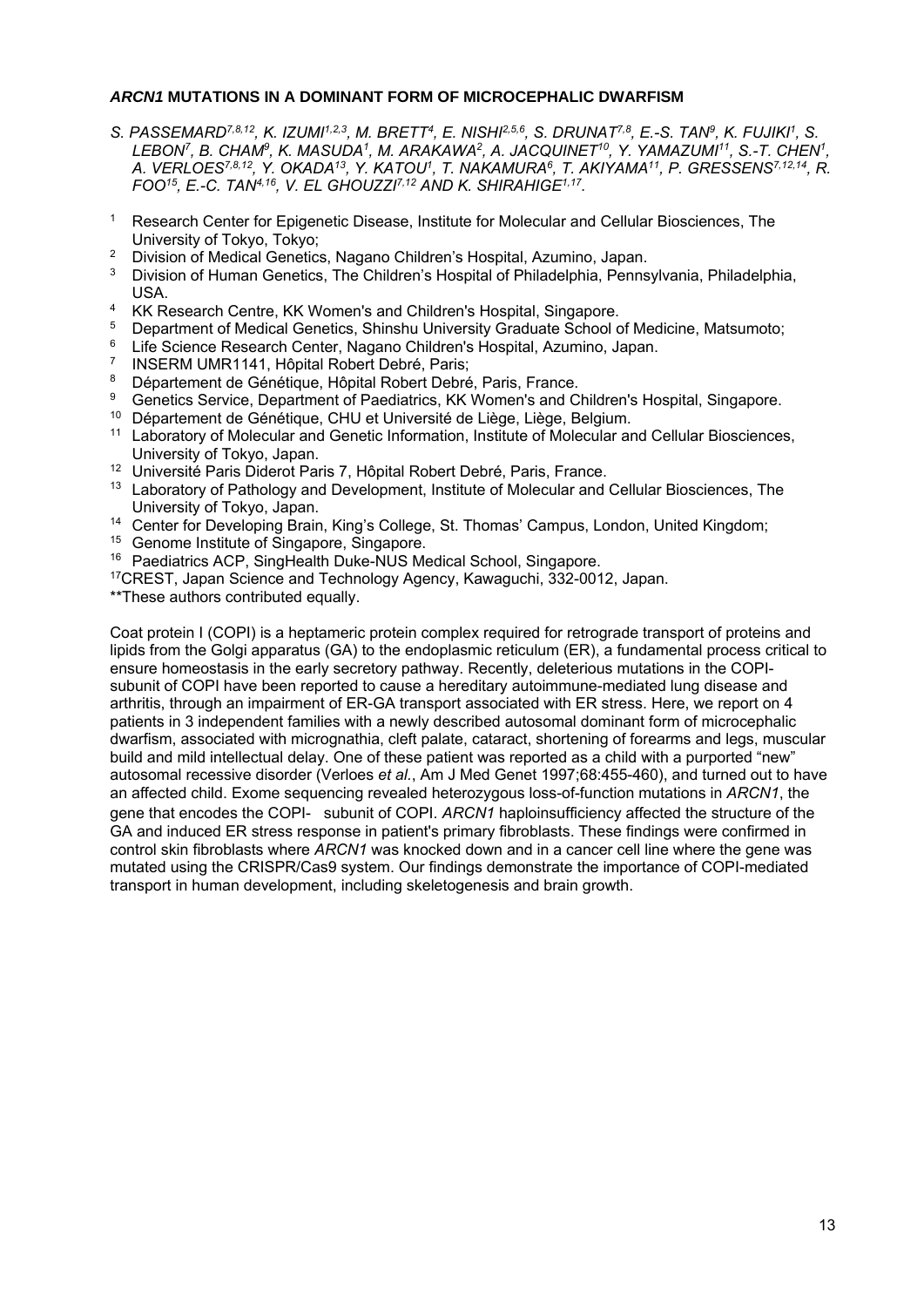### *ARCN1* MUTATIONS IN A DOMINANT FORM OF MICROCEPHALIC DWARFISM

*S. PASSEMARD[7,8,12], K. IZUMI[1,2,3], M. BRETT[4], E. NISHI[2,5,6], S. DRUNAT[7,8], E.-S. TAN[9], K. FUJIKI[1], S. LEBON[7], B. CHAM[9], K. MASUDA[1], M. ARAKAWA[2], A. JACQUINET[10], Y. YAMAZUMI[11], S.-T. CHEN[1], A. VERLOES[7,8,12], Y. OKADA[13], Y. KATOU[1], T. NAKAMURA[6], T. AKIYAMA[11], P. GRESSENS[7,12,14], R. FOO[15], E.-C. TAN[4,16], V. EL GHOUZZI[7,12] AND K. SHIRAHIGE[1,17].*

[1] Research Center for Epigenetic Disease, Institute for Molecular and Cellular Biosciences, The University of Tokyo, Tokyo;
[2] Division of Medical Genetics, Nagano Children's Hospital, Azumino, Japan.
[3] Division of Human Genetics, The Children's Hospital of Philadelphia, Pennsylvania, Philadelphia, USA.
[4] KK Research Centre, KK Women's and Children's Hospital, Singapore.
[5] Department of Medical Genetics, Shinshu University Graduate School of Medicine, Matsumoto;
[6] Life Science Research Center, Nagano Children's Hospital, Azumino, Japan.
[7] INSERM UMR1141, Hôpital Robert Debré, Paris;
[8] Département de Génétique, Hôpital Robert Debré, Paris, France.
[9] Genetics Service, Department of Paediatrics, KK Women's and Children's Hospital, Singapore.
[10] Département de Génétique, CHU et Université de Liège, Liège, Belgium.
[11] Laboratory of Molecular and Genetic Information, Institute of Molecular and Cellular Biosciences, University of Tokyo, Japan.
[12] Université Paris Diderot Paris 7, Hôpital Robert Debré, Paris, France.
[13] Laboratory of Pathology and Development, Institute of Molecular and Cellular Biosciences, The University of Tokyo, Japan.
[14] Center for Developing Brain, King's College, St. Thomas' Campus, London, United Kingdom;
[15] Genome Institute of Singapore, Singapore.
[16] Paediatrics ACP, SingHealth Duke-NUS Medical School, Singapore.
[17] CREST, Japan Science and Technology Agency, Kawaguchi, 332-0012, Japan.
**These authors contributed equally.

Coat protein I (COPI) is a heptameric protein complex required for retrograde transport of proteins and lipids from the Golgi apparatus (GA) to the endoplasmic reticulum (ER), a fundamental process critical to ensure homeostasis in the early secretory pathway. Recently, deleterious mutations in the COPI-subunit of COPI have been reported to cause a hereditary autoimmune-mediated lung disease and arthritis, through an impairment of ER-GA transport associated with ER stress. Here, we report on 4 patients in 3 independent families with a newly described autosomal dominant form of microcephalic dwarfism, associated with micrognathia, cleft palate, cataract, shortening of forearms and legs, muscular build and mild intellectual delay. One of these patient was reported as a child with a purported "new" autosomal recessive disorder (Verloes *et al.*, Am J Med Genet 1997;68:455-460), and turned out to have an affected child. Exome sequencing revealed heterozygous loss-of-function mutations in *ARCN1*, the gene that encodes the COPI- subunit of COPI. *ARCN1* haploinsufficiency affected the structure of the GA and induced ER stress response in patient's primary fibroblasts. These findings were confirmed in control skin fibroblasts where *ARCN1* was knocked down and in a cancer cell line where the gene was mutated using the CRISPR/Cas9 system. Our findings demonstrate the importance of COPI-mediated transport in human development, including skeletogenesis and brain growth.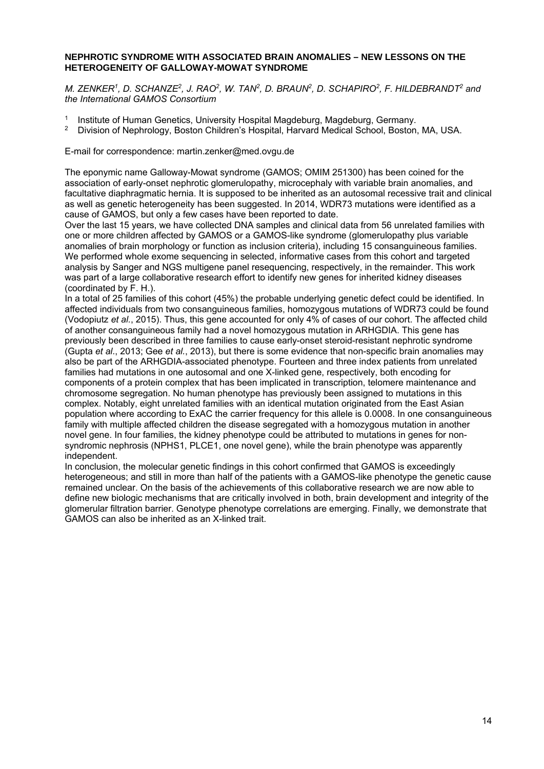**NEPHROTIC SYNDROME WITH ASSOCIATED BRAIN ANOMALIES – NEW LESSONS ON THE HETEROGENEITY OF GALLOWAY-MOWAT SYNDROME**

*M. ZENKER[1], D. SCHANZE[2], J. RAO[2], W. TAN[2], D. BRAUN[2], D. SCHAPIRO[2], F. HILDEBRANDT[2] and the International GAMOS Consortium*

[1] Institute of Human Genetics, University Hospital Magdeburg, Magdeburg, Germany.
[2] Division of Nephrology, Boston Children's Hospital, Harvard Medical School, Boston, MA, USA.

E-mail for correspondence: martin.zenker@med.ovgu.de

The eponymic name Galloway-Mowat syndrome (GAMOS; OMIM 251300) has been coined for the association of early-onset nephrotic glomerulopathy, microcephaly with variable brain anomalies, and facultative diaphragmatic hernia. It is supposed to be inherited as an autosomal recessive trait and clinical as well as genetic heterogeneity has been suggested. In 2014, WDR73 mutations were identified as a cause of GAMOS, but only a few cases have been reported to date.

Over the last 15 years, we have collected DNA samples and clinical data from 56 unrelated families with one or more children affected by GAMOS or a GAMOS-like syndrome (glomerulopathy plus variable anomalies of brain morphology or function as inclusion criteria), including 15 consanguineous families. We performed whole exome sequencing in selected, informative cases from this cohort and targeted analysis by Sanger and NGS multigene panel resequencing, respectively, in the remainder. This work was part of a large collaborative research effort to identify new genes for inherited kidney diseases (coordinated by F. H.).

In a total of 25 families of this cohort (45%) the probable underlying genetic defect could be identified. In affected individuals from two consanguineous families, homozygous mutations of WDR73 could be found (Vodopiutz *et al.*, 2015). Thus, this gene accounted for only 4% of cases of our cohort. The affected child of another consanguineous family had a novel homozygous mutation in ARHGDIA. This gene has previously been described in three families to cause early-onset steroid-resistant nephrotic syndrome (Gupta *et al*., 2013; Gee *et al.*, 2013), but there is some evidence that non-specific brain anomalies may also be part of the ARHGDIA-associated phenotype. Fourteen and three index patients from unrelated families had mutations in one autosomal and one X-linked gene, respectively, both encoding for components of a protein complex that has been implicated in transcription, telomere maintenance and chromosome segregation. No human phenotype has previously been assigned to mutations in this complex. Notably, eight unrelated families with an identical mutation originated from the East Asian population where according to ExAC the carrier frequency for this allele is 0.0008. In one consanguineous family with multiple affected children the disease segregated with a homozygous mutation in another novel gene. In four families, the kidney phenotype could be attributed to mutations in genes for non-syndromic nephrosis (NPHS1, PLCE1, one novel gene), while the brain phenotype was apparently independent.

In conclusion, the molecular genetic findings in this cohort confirmed that GAMOS is exceedingly heterogeneous; and still in more than half of the patients with a GAMOS-like phenotype the genetic cause remained unclear. On the basis of the achievements of this collaborative research we are now able to define new biologic mechanisms that are critically involved in both, brain development and integrity of the glomerular filtration barrier. Genotype phenotype correlations are emerging. Finally, we demonstrate that GAMOS can also be inherited as an X-linked trait.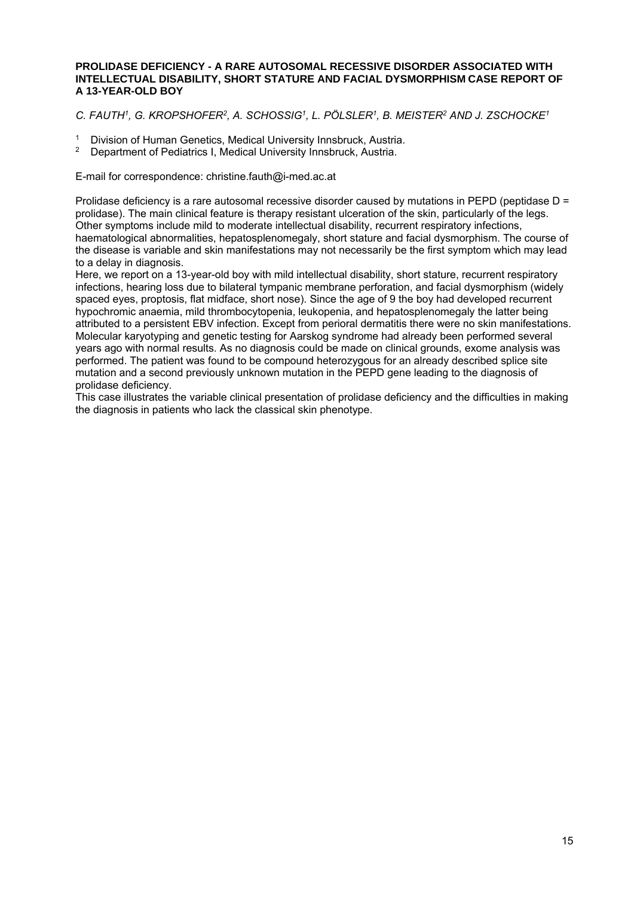## PROLIDASE DEFICIENCY - A RARE AUTOSOMAL RECESSIVE DISORDER ASSOCIATED WITH INTELLECTUAL DISABILITY, SHORT STATURE AND FACIAL DYSMORPHISM CASE REPORT OF A 13-YEAR-OLD BOY

*C. FAUTH[1], G. KROPSHOFER[2], A. SCHOSSIG[1], L. PÖLSLER[1], B. MEISTER[2] AND J. ZSCHOCKE[1]*

[1] Division of Human Genetics, Medical University Innsbruck, Austria.
[2] Department of Pediatrics I, Medical University Innsbruck, Austria.

E-mail for correspondence: christine.fauth@i-med.ac.at

Prolidase deficiency is a rare autosomal recessive disorder caused by mutations in PEPD (peptidase D = prolidase). The main clinical feature is therapy resistant ulceration of the skin, particularly of the legs. Other symptoms include mild to moderate intellectual disability, recurrent respiratory infections, haematological abnormalities, hepatosplenomegaly, short stature and facial dysmorphism. The course of the disease is variable and skin manifestations may not necessarily be the first symptom which may lead to a delay in diagnosis.

Here, we report on a 13-year-old boy with mild intellectual disability, short stature, recurrent respiratory infections, hearing loss due to bilateral tympanic membrane perforation, and facial dysmorphism (widely spaced eyes, proptosis, flat midface, short nose). Since the age of 9 the boy had developed recurrent hypochromic anaemia, mild thrombocytopenia, leukopenia, and hepatosplenomegaly the latter being attributed to a persistent EBV infection. Except from perioral dermatitis there were no skin manifestations. Molecular karyotyping and genetic testing for Aarskog syndrome had already been performed several years ago with normal results. As no diagnosis could be made on clinical grounds, exome analysis was performed. The patient was found to be compound heterozygous for an already described splice site mutation and a second previously unknown mutation in the PEPD gene leading to the diagnosis of prolidase deficiency.

This case illustrates the variable clinical presentation of prolidase deficiency and the difficulties in making the diagnosis in patients who lack the classical skin phenotype.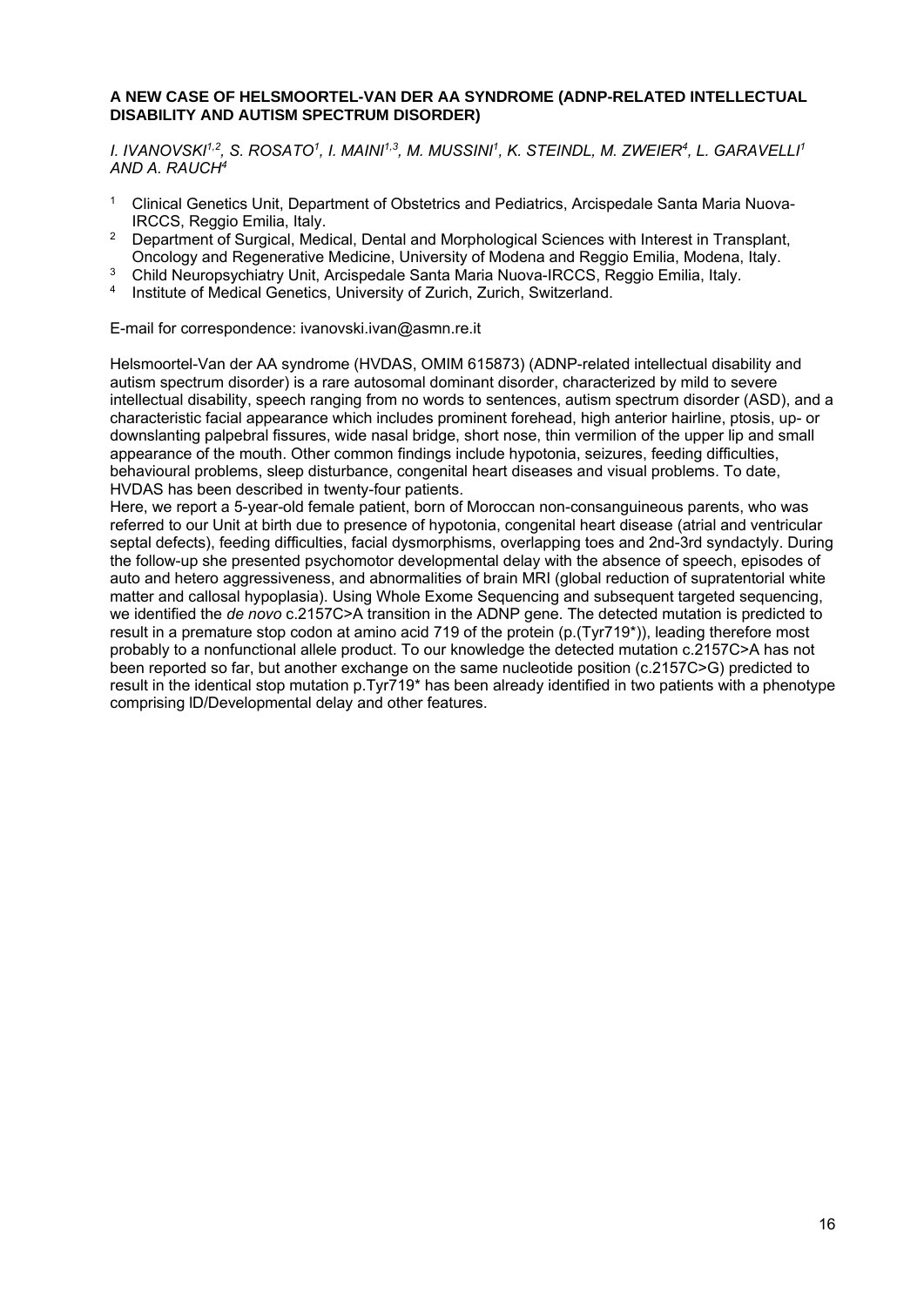**A NEW CASE OF HELSMOORTEL-VAN DER AA SYNDROME (ADNP-RELATED INTELLECTUAL DISABILITY AND AUTISM SPECTRUM DISORDER)**

*I. IVANOVSKI[1,2], S. ROSATO[1], I. MAINI[1,3], M. MUSSINI[1], K. STEINDL, M. ZWEIER[4], L. GARAVELLI[1] AND A. RAUCH[4]*

1. Clinical Genetics Unit, Department of Obstetrics and Pediatrics, Arcispedale Santa Maria Nuova-IRCCS, Reggio Emilia, Italy.
2. Department of Surgical, Medical, Dental and Morphological Sciences with Interest in Transplant, Oncology and Regenerative Medicine, University of Modena and Reggio Emilia, Modena, Italy.
3. Child Neuropsychiatry Unit, Arcispedale Santa Maria Nuova-IRCCS, Reggio Emilia, Italy.
4. Institute of Medical Genetics, University of Zurich, Zurich, Switzerland.

E-mail for correspondence: ivanovski.ivan@asmn.re.it

Helsmoortel-Van der AA syndrome (HVDAS, OMIM 615873) (ADNP-related intellectual disability and autism spectrum disorder) is a rare autosomal dominant disorder, characterized by mild to severe intellectual disability, speech ranging from no words to sentences, autism spectrum disorder (ASD), and a characteristic facial appearance which includes prominent forehead, high anterior hairline, ptosis, up- or downslanting palpebral fissures, wide nasal bridge, short nose, thin vermilion of the upper lip and small appearance of the mouth. Other common findings include hypotonia, seizures, feeding difficulties, behavioural problems, sleep disturbance, congenital heart diseases and visual problems. To date, HVDAS has been described in twenty-four patients.
Here, we report a 5-year-old female patient, born of Moroccan non-consanguineous parents, who was referred to our Unit at birth due to presence of hypotonia, congenital heart disease (atrial and ventricular septal defects), feeding difficulties, facial dysmorphisms, overlapping toes and 2nd-3rd syndactyly. During the follow-up she presented psychomotor developmental delay with the absence of speech, episodes of auto and hetero aggressiveness, and abnormalities of brain MRI (global reduction of supratentorial white matter and callosal hypoplasia). Using Whole Exome Sequencing and subsequent targeted sequencing, we identified the *de novo* c.2157C>A transition in the ADNP gene. The detected mutation is predicted to result in a premature stop codon at amino acid 719 of the protein (p.(Tyr719*)), leading therefore most probably to a nonfunctional allele product. To our knowledge the detected mutation c.2157C>A has not been reported so far, but another exchange on the same nucleotide position (c.2157C>G) predicted to result in the identical stop mutation p.Tyr719* has been already identified in two patients with a phenotype comprising ID/Developmental delay and other features.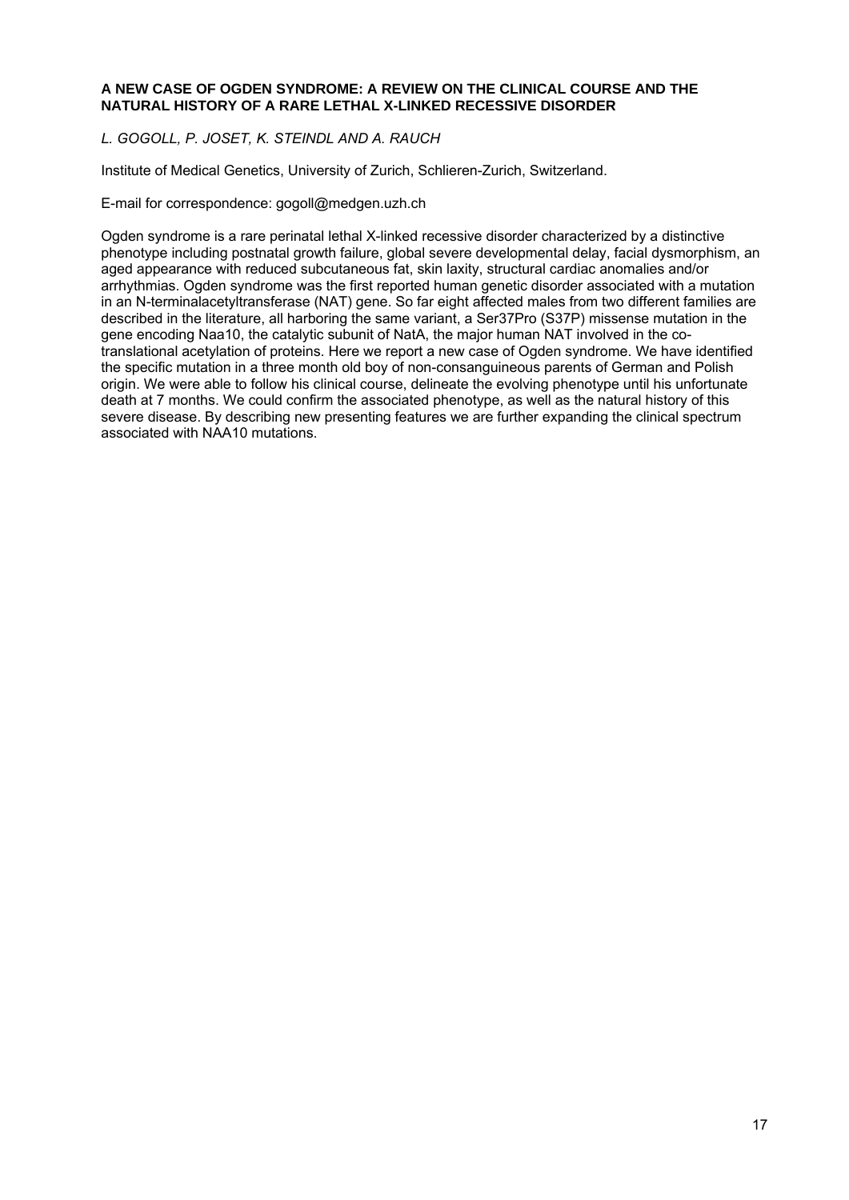**A NEW CASE OF OGDEN SYNDROME: A REVIEW ON THE CLINICAL COURSE AND THE NATURAL HISTORY OF A RARE LETHAL X-LINKED RECESSIVE DISORDER**

*L. GOGOLL, P. JOSET, K. STEINDL AND A. RAUCH*

Institute of Medical Genetics, University of Zurich, Schlieren-Zurich, Switzerland.

E-mail for correspondence: gogoll@medgen.uzh.ch

Ogden syndrome is a rare perinatal lethal X-linked recessive disorder characterized by a distinctive phenotype including postnatal growth failure, global severe developmental delay, facial dysmorphism, an aged appearance with reduced subcutaneous fat, skin laxity, structural cardiac anomalies and/or arrhythmias. Ogden syndrome was the first reported human genetic disorder associated with a mutation in an N-terminalacetyltransferase (NAT) gene. So far eight affected males from two different families are described in the literature, all harboring the same variant, a Ser37Pro (S37P) missense mutation in the gene encoding Naa10, the catalytic subunit of NatA, the major human NAT involved in the co-translational acetylation of proteins. Here we report a new case of Ogden syndrome. We have identified the specific mutation in a three month old boy of non-consanguineous parents of German and Polish origin. We were able to follow his clinical course, delineate the evolving phenotype until his unfortunate death at 7 months. We could confirm the associated phenotype, as well as the natural history of this severe disease. By describing new presenting features we are further expanding the clinical spectrum associated with NAA10 mutations.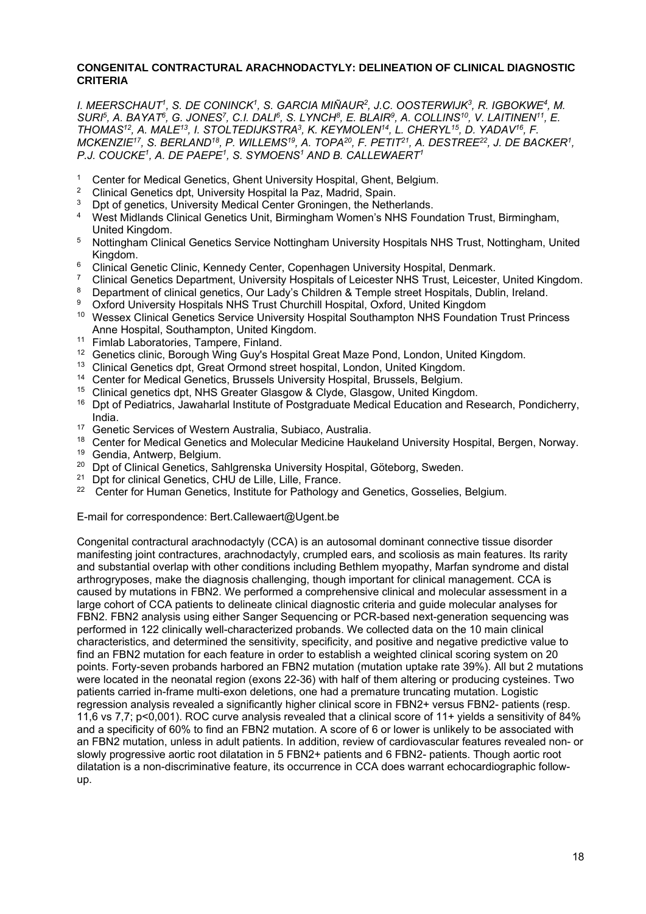**CONGENITAL CONTRACTURAL ARACHNODACTYLY: DELINEATION OF CLINICAL DIAGNOSTIC CRITERIA**

*I. MEERSCHAUT[1], S. DE CONINCK[1], S. GARCIA MIÑAUR[2], J.C. OOSTERWIJK[3], R. IGBOKWE[4], M. SURI[5], A. BAYAT[6], G. JONES[7], C.I. DALI[6], S. LYNCH[8], E. BLAIR[9], A. COLLINS[10], V. LAITINEN[11], E. THOMAS[12], A. MALE[13], I. STOLTEDIJKSTRA[3], K. KEYMOLEN[14], L. CHERYL[15], D. YADAV[16], F. MCKENZIE[17], S. BERLAND[18], P. WILLEMS[19], A. TOPA[20], F. PETIT[21], A. DESTREE[22], J. DE BACKER[1], P.J. COUCKE[1], A. DE PAEPE[1], S. SYMOENS[1] AND B. CALLEWAERT[1]*

[1] Center for Medical Genetics, Ghent University Hospital, Ghent, Belgium.
[2] Clinical Genetics dpt, University Hospital la Paz, Madrid, Spain.
[3] Dpt of genetics, University Medical Center Groningen, the Netherlands.
[4] West Midlands Clinical Genetics Unit, Birmingham Women's NHS Foundation Trust, Birmingham, United Kingdom.
[5] Nottingham Clinical Genetics Service Nottingham University Hospitals NHS Trust, Nottingham, United Kingdom.
[6] Clinical Genetic Clinic, Kennedy Center, Copenhagen University Hospital, Denmark.
[7] Clinical Genetics Department, University Hospitals of Leicester NHS Trust, Leicester, United Kingdom.
[8] Department of clinical genetics, Our Lady's Children & Temple street Hospitals, Dublin, Ireland.
[9] Oxford University Hospitals NHS Trust Churchill Hospital, Oxford, United Kingdom
[10] Wessex Clinical Genetics Service University Hospital Southampton NHS Foundation Trust Princess Anne Hospital, Southampton, United Kingdom.
[11] Fimlab Laboratories, Tampere, Finland.
[12] Genetics clinic, Borough Wing Guy's Hospital Great Maze Pond, London, United Kingdom.
[13] Clinical Genetics dpt, Great Ormond street hospital, London, United Kingdom.
[14] Center for Medical Genetics, Brussels University Hospital, Brussels, Belgium.
[15] Clinical genetics dpt, NHS Greater Glasgow & Clyde, Glasgow, United Kingdom.
[16] Dpt of Pediatrics, Jawaharlal Institute of Postgraduate Medical Education and Research, Pondicherry, India.
[17] Genetic Services of Western Australia, Subiaco, Australia.
[18] Center for Medical Genetics and Molecular Medicine Haukeland University Hospital, Bergen, Norway.
[19] Gendia, Antwerp, Belgium.
[20] Dpt of Clinical Genetics, Sahlgrenska University Hospital, Göteborg, Sweden.
[21] Dpt for clinical Genetics, CHU de Lille, Lille, France.
[22] Center for Human Genetics, Institute for Pathology and Genetics, Gosselies, Belgium.

E-mail for correspondence: Bert.Callewaert@Ugent.be

Congenital contractural arachnodactyly (CCA) is an autosomal dominant connective tissue disorder manifesting joint contractures, arachnodactyly, crumpled ears, and scoliosis as main features. Its rarity and substantial overlap with other conditions including Bethlem myopathy, Marfan syndrome and distal arthrogryposes, make the diagnosis challenging, though important for clinical management. CCA is caused by mutations in FBN2. We performed a comprehensive clinical and molecular assessment in a large cohort of CCA patients to delineate clinical diagnostic criteria and guide molecular analyses for FBN2. FBN2 analysis using either Sanger Sequencing or PCR-based next-generation sequencing was performed in 122 clinically well-characterized probands. We collected data on the 10 main clinical characteristics, and determined the sensitivity, specificity, and positive and negative predictive value to find an FBN2 mutation for each feature in order to establish a weighted clinical scoring system on 20 points. Forty-seven probands harbored an FBN2 mutation (mutation uptake rate 39%). All but 2 mutations were located in the neonatal region (exons 22-36) with half of them altering or producing cysteines. Two patients carried in-frame multi-exon deletions, one had a premature truncating mutation. Logistic regression analysis revealed a significantly higher clinical score in FBN2+ versus FBN2- patients (resp. 11,6 vs 7,7; $p<0,001$). ROC curve analysis revealed that a clinical score of 11+ yields a sensitivity of 84% and a specificity of 60% to find an FBN2 mutation. A score of 6 or lower is unlikely to be associated with an FBN2 mutation, unless in adult patients. In addition, review of cardiovascular features revealed non- or slowly progressive aortic root dilatation in 5 FBN2+ patients and 6 FBN2- patients. Though aortic root dilatation is a non-discriminative feature, its occurrence in CCA does warrant echocardiographic follow-up.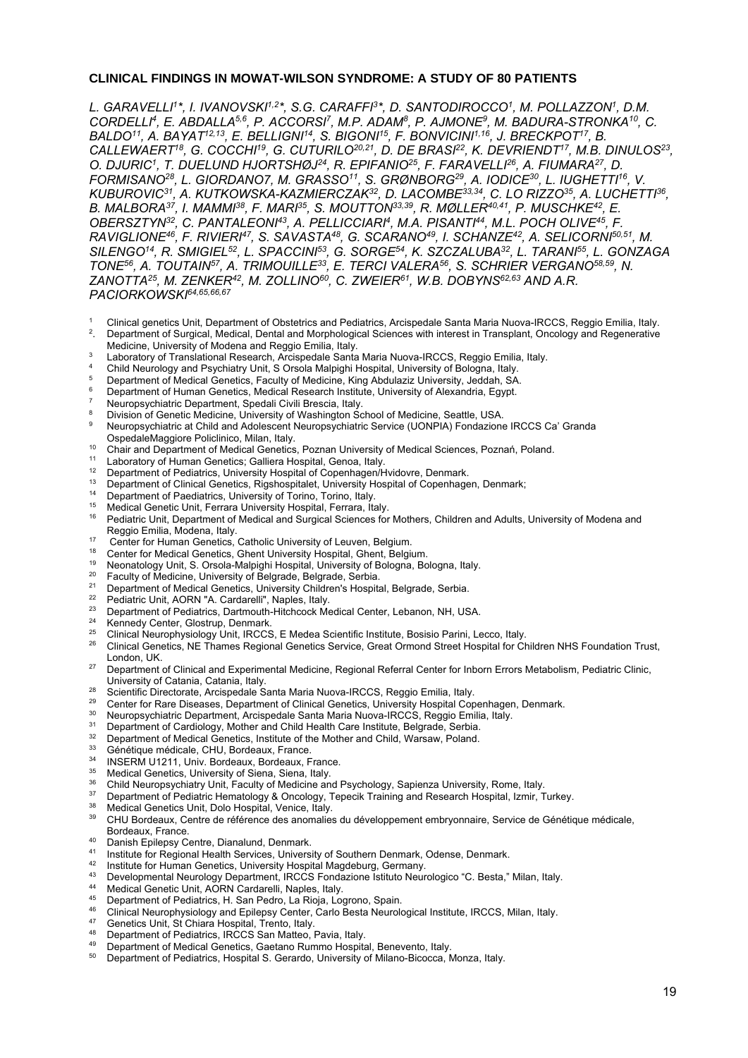**CLINICAL FINDINGS IN MOWAT-WILSON SYNDROME: A STUDY OF 80 PATIENTS**

*L. GARAVELLI[1]*, I. IVANOVSKI[1,2]*, S.G. CARAFFI[3]*, D. SANTODIROCCO[1], M. POLLAZZON[1], D.M. CORDELLI[4], E. ABDALLA[5,6], P. ACCORSI[7], M.P. ADAM[8], P. AJMONE[9], M. BADURA-STRONKA[10], C. BALDO[11], A. BAYAT[12,13], E. BELLIGNI[14], S. BIGONI[15], F. BONVICINI[1,16], J. BRECKPOT[17], B. CALLEWAERT[18], G. COCCHI[19], G. CUTURILO[20,21], D. DE BRASI[22], K. DEVRIENDT[17], M.B. DINULOS[23], O. DJURIC[1], T. DUELUND HJORTSHØJ[24], R. EPIFANIO[25], F. FARAVELLI[26], A. FIUMARA[27], D. FORMISANO[28], L. GIORDANO7, M. GRASSO[11], S. GRØNBORG[29], A. IODICE[30], L. IUGHETTI[16], V. KUBUROVIC[31], A. KUTKOWSKA-KAZMIERCZAK[32], D. LACOMBE[33,34], C. LO RIZZO[35], A. LUCHETTI[36], B. MALBORA[37], I. MAMMI[38], F. MARI[35], S. MOUTTON[33,39], R. MØLLER[40,41], P. MUSCHKE[42], E. OBERSZTYN[32], C. PANTALEONI[43], A. PELLICCIARI[4], M.A. PISANTI[44], M.L. POCH OLIVE[45], F. RAVIGLIONE[46], F. RIVIERI[47], S. SAVASTA[48], G. SCARANO[49], I. SCHANZE[42], A. SELICORNI[50,51], M. SILENGO[14], R. SMIGIEL[52], L. SPACCINI[53], G. SORGE[54], K. SZCZALUBA[32], L. TARANI[55], L. GONZAGA TONE[56], A. TOUTAIN[57], A. TRIMOUILLE[33], E. TERCI VALERA[56], S. SCHRIER VERGANO[58,59], N. ZANOTTA[25], M. ZENKER[42], M. ZOLLINO[60], C. ZWEIER[61], W.B. DOBYNS[62,63] AND A.R. PACIORKOWSKI[64,65,66,67]*

[1] Clinical genetics Unit, Department of Obstetrics and Pediatrics, Arcispedale Santa Maria Nuova-IRCCS, Reggio Emilia, Italy.
[2] Department of Surgical, Medical, Dental and Morphological Sciences with interest in Transplant, Oncology and Regenerative Medicine, University of Modena and Reggio Emilia, Italy.
[3] Laboratory of Translational Research, Arcispedale Santa Maria Nuova-IRCCS, Reggio Emilia, Italy.
[4] Child Neurology and Psychiatry Unit, S Orsola Malpighi Hospital, University of Bologna, Italy.
[5] Department of Medical Genetics, Faculty of Medicine, King Abdulaziz University, Jeddah, SA.
[6] Department of Human Genetics, Medical Research Institute, University of Alexandria, Egypt.
[7] Neuropsychiatric Department, Spedali Civili Brescia, Italy.
[8] Division of Genetic Medicine, University of Washington School of Medicine, Seattle, USA.
[9] Neuropsychiatric at Child and Adolescent Neuropsychiatric Service (UONPIA) Fondazione IRCCS Ca' Granda OspedaleMaggiore Policlinico, Milan, Italy.
[10] Chair and Department of Medical Genetics, Poznan University of Medical Sciences, Poznań, Poland.
[11] Laboratory of Human Genetics; Galliera Hospital, Genoa, Italy.
[12] Department of Pediatrics, University Hospital of Copenhagen/Hvidovre, Denmark.
[13] Department of Clinical Genetics, Rigshospitalet, University Hospital of Copenhagen, Denmark;
[14] Department of Paediatrics, University of Torino, Torino, Italy.
[15] Medical Genetic Unit, Ferrara University Hospital, Ferrara, Italy.
[16] Pediatric Unit, Department of Medical and Surgical Sciences for Mothers, Children and Adults, University of Modena and Reggio Emilia, Modena, Italy.
[17] Center for Human Genetics, Catholic University of Leuven, Belgium.
[18] Center for Medical Genetics, Ghent University Hospital, Ghent, Belgium.
[19] Neonatology Unit, S. Orsola-Malpighi Hospital, University of Bologna, Bologna, Italy.
[20] Faculty of Medicine, University of Belgrade, Belgrade, Serbia.
[21] Department of Medical Genetics, University Children's Hospital, Belgrade, Serbia.
[22] Pediatric Unit, AORN "A. Cardarelli", Naples, Italy.
[23] Department of Pediatrics, Dartmouth-Hitchcock Medical Center, Lebanon, NH, USA.
[24] Kennedy Center, Glostrup, Denmark.
[25] Clinical Neurophysiology Unit, IRCCS, E Medea Scientific Institute, Bosisio Parini, Lecco, Italy.
[26] Clinical Genetics, NE Thames Regional Genetics Service, Great Ormond Street Hospital for Children NHS Foundation Trust, London, UK.
[27] Department of Clinical and Experimental Medicine, Regional Referral Center for Inborn Errors Metabolism, Pediatric Clinic, University of Catania, Catania, Italy.
[28] Scientific Directorate, Arcispedale Santa Maria Nuova-IRCCS, Reggio Emilia, Italy.
[29] Center for Rare Diseases, Department of Clinical Genetics, University Hospital Copenhagen, Denmark.
[30] Neuropsychiatric Department, Arcispedale Santa Maria Nuova-IRCCS, Reggio Emilia, Italy.
[31] Department of Cardiology, Mother and Child Health Care Institute, Belgrade, Serbia.
[32] Department of Medical Genetics, Institute of the Mother and Child, Warsaw, Poland.
[33] Génétique médicale, CHU, Bordeaux, France.
[34] INSERM U1211, Univ. Bordeaux, Bordeaux, France.
[35] Medical Genetics, University of Siena, Siena, Italy.
[36] Child Neuropsychiatry Unit, Faculty of Medicine and Psychology, Sapienza University, Rome, Italy.
[37] Department of Pediatric Hematology & Oncology, Tepecik Training and Research Hospital, Izmir, Turkey.
[38] Medical Genetics Unit, Dolo Hospital, Venice, Italy.
[39] CHU Bordeaux, Centre de référence des anomalies du développement embryonnaire, Service de Génétique médicale, Bordeaux, France.
[40] Danish Epilepsy Centre, Dianalund, Denmark.
[41] Institute for Regional Health Services, University of Southern Denmark, Odense, Denmark.
[42] Institute for Human Genetics, University Hospital Magdeburg, Germany.
[43] Developmental Neurology Department, IRCCS Fondazione Istituto Neurologico "C. Besta," Milan, Italy.
[44] Medical Genetic Unit, AORN Cardarelli, Naples, Italy.
[45] Department of Pediatrics, H. San Pedro, La Rioja, Logrono, Spain.
[46] Clinical Neurophysiology and Epilepsy Center, Carlo Besta Neurological Institute, IRCCS, Milan, Italy.
[47] Genetics Unit, St Chiara Hospital, Trento, Italy.
[48] Department of Pediatrics, IRCCS San Matteo, Pavia, Italy.
[49] Department of Medical Genetics, Gaetano Rummo Hospital, Benevento, Italy.
[50] Department of Pediatrics, Hospital S. Gerardo, University of Milano-Bicocca, Monza, Italy.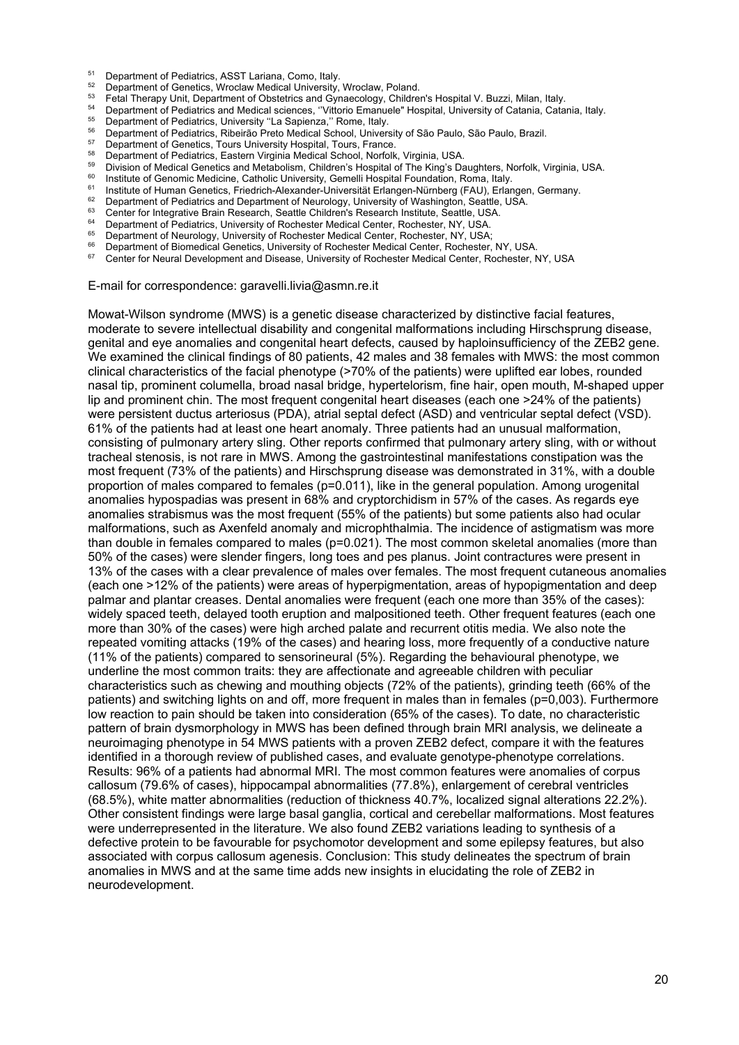[51] Department of Pediatrics, ASST Lariana, Como, Italy.
[52] Department of Genetics, Wroclaw Medical University, Wroclaw, Poland.
[53] Fetal Therapy Unit, Department of Obstetrics and Gynaecology, Children's Hospital V. Buzzi, Milan, Italy.
[54] Department of Pediatrics and Medical sciences, ''Vittorio Emanuele" Hospital, University of Catania, Catania, Italy.
[55] Department of Pediatrics, University ''La Sapienza,'' Rome, Italy.
[56] Department of Pediatrics, Ribeirão Preto Medical School, University of São Paulo, São Paulo, Brazil.
[57] Department of Genetics, Tours University Hospital, Tours, France.
[58] Department of Pediatrics, Eastern Virginia Medical School, Norfolk, Virginia, USA.
[59] Division of Medical Genetics and Metabolism, Children's Hospital of The King's Daughters, Norfolk, Virginia, USA.
[60] Institute of Genomic Medicine, Catholic University, Gemelli Hospital Foundation, Roma, Italy.
[61] Institute of Human Genetics, Friedrich-Alexander-Universität Erlangen-Nürnberg (FAU), Erlangen, Germany.
[62] Department of Pediatrics and Department of Neurology, University of Washington, Seattle, USA.
[63] Center for Integrative Brain Research, Seattle Children's Research Institute, Seattle, USA.
[64] Department of Pediatrics, University of Rochester Medical Center, Rochester, NY, USA.
[65] Department of Neurology, University of Rochester Medical Center, Rochester, NY, USA;
[66] Department of Biomedical Genetics, University of Rochester Medical Center, Rochester, NY, USA.
[67] Center for Neural Development and Disease, University of Rochester Medical Center, Rochester, NY, USA

E-mail for correspondence: garavelli.livia@asmn.re.it

Mowat-Wilson syndrome (MWS) is a genetic disease characterized by distinctive facial features, moderate to severe intellectual disability and congenital malformations including Hirschsprung disease, genital and eye anomalies and congenital heart defects, caused by haploinsufficiency of the ZEB2 gene. We examined the clinical findings of 80 patients, 42 males and 38 females with MWS: the most common clinical characteristics of the facial phenotype (>70% of the patients) were uplifted ear lobes, rounded nasal tip, prominent columella, broad nasal bridge, hypertelorism, fine hair, open mouth, M-shaped upper lip and prominent chin. The most frequent congenital heart diseases (each one >24% of the patients) were persistent ductus arteriosus (PDA), atrial septal defect (ASD) and ventricular septal defect (VSD). 61% of the patients had at least one heart anomaly. Three patients had an unusual malformation, consisting of pulmonary artery sling. Other reports confirmed that pulmonary artery sling, with or without tracheal stenosis, is not rare in MWS. Among the gastrointestinal manifestations constipation was the most frequent (73% of the patients) and Hirschsprung disease was demonstrated in 31%, with a double proportion of males compared to females (p=0.011), like in the general population. Among urogenital anomalies hypospadias was present in 68% and cryptorchidism in 57% of the cases. As regards eye anomalies strabismus was the most frequent (55% of the patients) but some patients also had ocular malformations, such as Axenfeld anomaly and microphthalmia. The incidence of astigmatism was more than double in females compared to males (p=0.021). The most common skeletal anomalies (more than 50% of the cases) were slender fingers, long toes and pes planus. Joint contractures were present in 13% of the cases with a clear prevalence of males over females. The most frequent cutaneous anomalies (each one >12% of the patients) were areas of hyperpigmentation, areas of hypopigmentation and deep palmar and plantar creases. Dental anomalies were frequent (each one more than 35% of the cases): widely spaced teeth, delayed tooth eruption and malpositioned teeth. Other frequent features (each one more than 30% of the cases) were high arched palate and recurrent otitis media. We also note the repeated vomiting attacks (19% of the cases) and hearing loss, more frequently of a conductive nature (11% of the patients) compared to sensorineural (5%). Regarding the behavioural phenotype, we underline the most common traits: they are affectionate and agreeable children with peculiar characteristics such as chewing and mouthing objects (72% of the patients), grinding teeth (66% of the patients) and switching lights on and off, more frequent in males than in females (p=0,003). Furthermore low reaction to pain should be taken into consideration (65% of the cases). To date, no characteristic pattern of brain dysmorphology in MWS has been defined through brain MRI analysis, we delineate a neuroimaging phenotype in 54 MWS patients with a proven ZEB2 defect, compare it with the features identified in a thorough review of published cases, and evaluate genotype-phenotype correlations. Results: 96% of a patients had abnormal MRI. The most common features were anomalies of corpus callosum (79.6% of cases), hippocampal abnormalities (77.8%), enlargement of cerebral ventricles (68.5%), white matter abnormalities (reduction of thickness 40.7%, localized signal alterations 22.2%). Other consistent findings were large basal ganglia, cortical and cerebellar malformations. Most features were underrepresented in the literature. We also found ZEB2 variations leading to synthesis of a defective protein to be favourable for psychomotor development and some epilepsy features, but also associated with corpus callosum agenesis. Conclusion: This study delineates the spectrum of brain anomalies in MWS and at the same time adds new insights in elucidating the role of ZEB2 in neurodevelopment.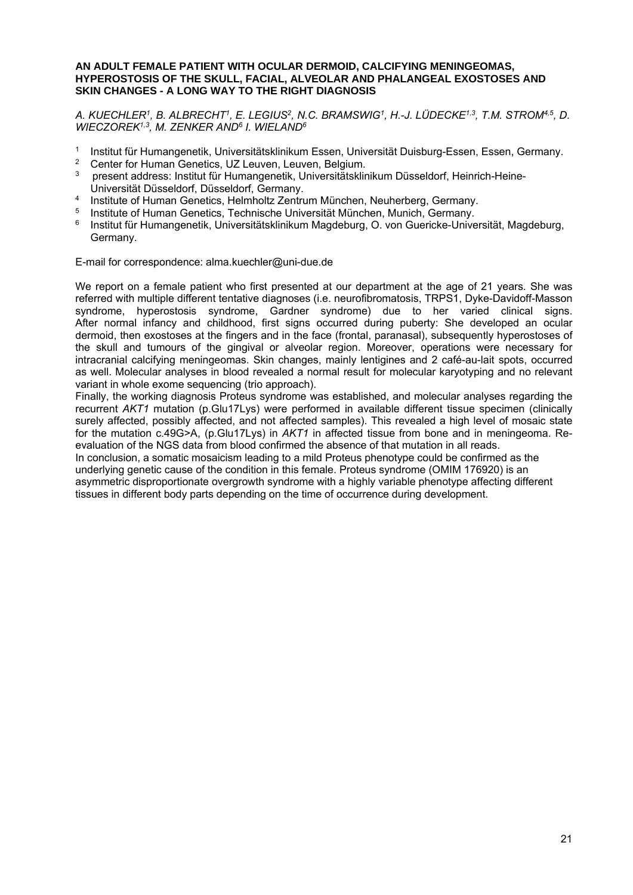### AN ADULT FEMALE PATIENT WITH OCULAR DERMOID, CALCIFYING MENINGEOMAS, HYPEROSTOSIS OF THE SKULL, FACIAL, ALVEOLAR AND PHALANGEAL EXOSTOSES AND SKIN CHANGES - A LONG WAY TO THE RIGHT DIAGNOSIS

*A. KUECHLER[1], B. ALBRECHT[1], E. LEGIUS[2], N.C. BRAMSWIG[1], H.-J. LÜDECKE[1,3], T.M. STROM[4,5], D. WIECZOREK[1,3], M. ZENKER AND[6] I. WIELAND[6]*

[1] Institut für Humangenetik, Universitätsklinikum Essen, Universität Duisburg-Essen, Essen, Germany.
[2] Center for Human Genetics, UZ Leuven, Leuven, Belgium.
[3] present address: Institut für Humangenetik, Universitätsklinikum Düsseldorf, Heinrich-Heine-Universität Düsseldorf, Düsseldorf, Germany.
[4] Institute of Human Genetics, Helmholtz Zentrum München, Neuherberg, Germany.
[5] Institute of Human Genetics, Technische Universität München, Munich, Germany.
[6] Institut für Humangenetik, Universitätsklinikum Magdeburg, O. von Guericke-Universität, Magdeburg, Germany.

E-mail for correspondence: alma.kuechler@uni-due.de

We report on a female patient who first presented at our department at the age of 21 years. She was referred with multiple different tentative diagnoses (i.e. neurofibromatosis, TRPS1, Dyke-Davidoff-Masson syndrome, hyperostosis syndrome, Gardner syndrome) due to her varied clinical signs. After normal infancy and childhood, first signs occurred during puberty: She developed an ocular dermoid, then exostoses at the fingers and in the face (frontal, paranasal), subsequently hyperostoses of the skull and tumours of the gingival or alveolar region. Moreover, operations were necessary for intracranial calcifying meningeomas. Skin changes, mainly lentigines and 2 café-au-lait spots, occurred as well. Molecular analyses in blood revealed a normal result for molecular karyotyping and no relevant variant in whole exome sequencing (trio approach).
Finally, the working diagnosis Proteus syndrome was established, and molecular analyses regarding the recurrent *AKT1* mutation (p.Glu17Lys) were performed in available different tissue specimen (clinically surely affected, possibly affected, and not affected samples). This revealed a high level of mosaic state for the mutation c.49G>A, (p.Glu17Lys) in *AKT1* in affected tissue from bone and in meningeoma. Re-evaluation of the NGS data from blood confirmed the absence of that mutation in all reads.
In conclusion, a somatic mosaicism leading to a mild Proteus phenotype could be confirmed as the underlying genetic cause of the condition in this female. Proteus syndrome (OMIM 176920) is an asymmetric disproportionate overgrowth syndrome with a highly variable phenotype affecting different tissues in different body parts depending on the time of occurrence during development.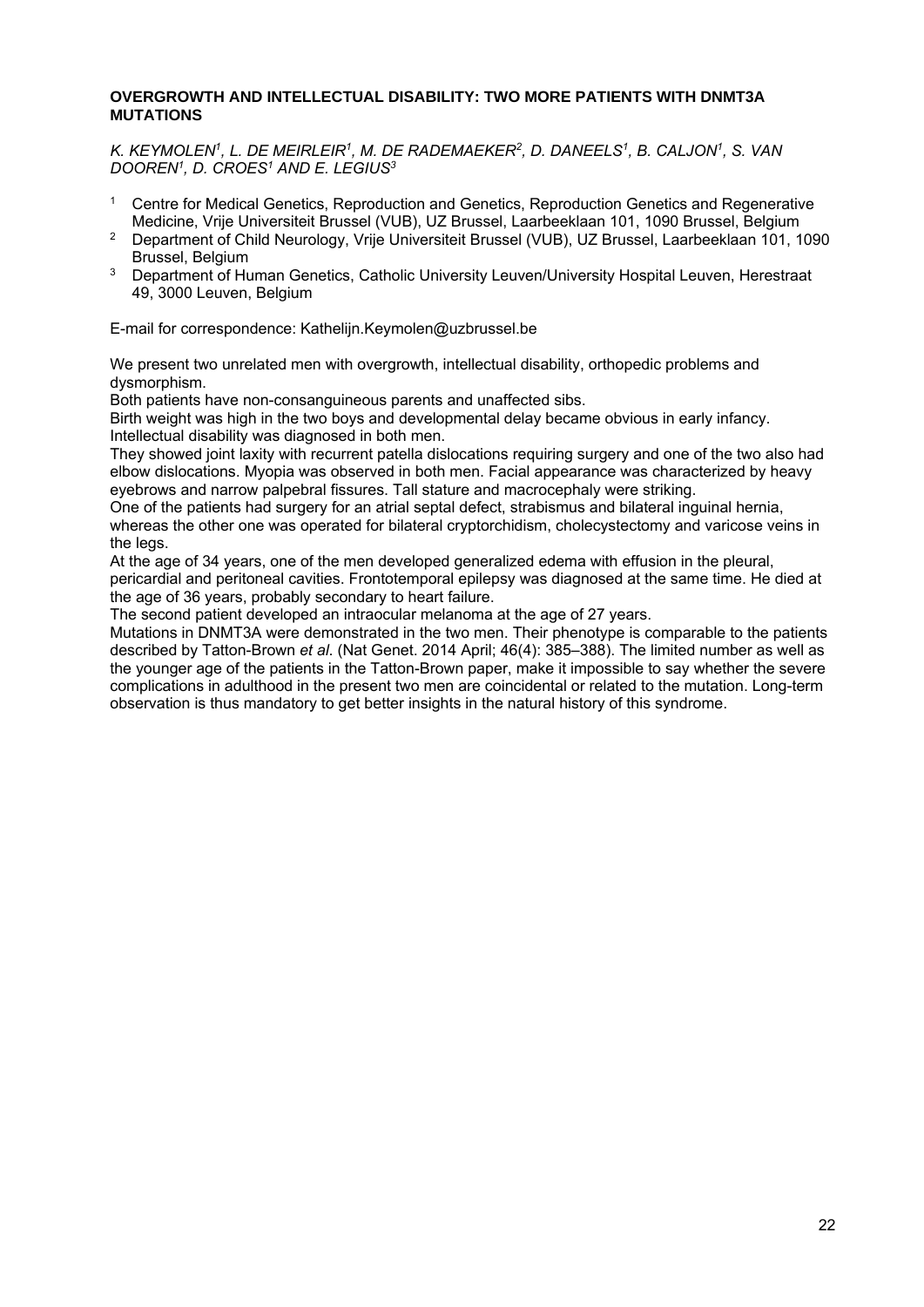### OVERGROWTH AND INTELLECTUAL DISABILITY: TWO MORE PATIENTS WITH DNMT3A MUTATIONS

*K. KEYMOLEN[1], L. DE MEIRLEIR[1], M. DE RADEMAEKER[2], D. DANEELS[1], B. CALJON[1], S. VAN DOOREN[1], D. CROES[1] AND E. LEGIUS[3]*

[1] Centre for Medical Genetics, Reproduction and Genetics, Reproduction Genetics and Regenerative Medicine, Vrije Universiteit Brussel (VUB), UZ Brussel, Laarbeeklaan 101, 1090 Brussel, Belgium

[2] Department of Child Neurology, Vrije Universiteit Brussel (VUB), UZ Brussel, Laarbeeklaan 101, 1090 Brussel, Belgium

[3] Department of Human Genetics, Catholic University Leuven/University Hospital Leuven, Herestraat 49, 3000 Leuven, Belgium

E-mail for correspondence: Kathelijn.Keymolen@uzbrussel.be

We present two unrelated men with overgrowth, intellectual disability, orthopedic problems and dysmorphism.
Both patients have non-consanguineous parents and unaffected sibs.
Birth weight was high in the two boys and developmental delay became obvious in early infancy. Intellectual disability was diagnosed in both men.
They showed joint laxity with recurrent patella dislocations requiring surgery and one of the two also had elbow dislocations. Myopia was observed in both men. Facial appearance was characterized by heavy eyebrows and narrow palpebral fissures. Tall stature and macrocephaly were striking.
One of the patients had surgery for an atrial septal defect, strabismus and bilateral inguinal hernia, whereas the other one was operated for bilateral cryptorchidism, cholecystectomy and varicose veins in the legs.
At the age of 34 years, one of the men developed generalized edema with effusion in the pleural, pericardial and peritoneal cavities. Frontotemporal epilepsy was diagnosed at the same time. He died at the age of 36 years, probably secondary to heart failure.
The second patient developed an intraocular melanoma at the age of 27 years.
Mutations in DNMT3A were demonstrated in the two men. Their phenotype is comparable to the patients described by Tatton-Brown *et al*. (Nat Genet. 2014 April; 46(4): 385–388). The limited number as well as the younger age of the patients in the Tatton-Brown paper, make it impossible to say whether the severe complications in adulthood in the present two men are coincidental or related to the mutation. Long-term observation is thus mandatory to get better insights in the natural history of this syndrome.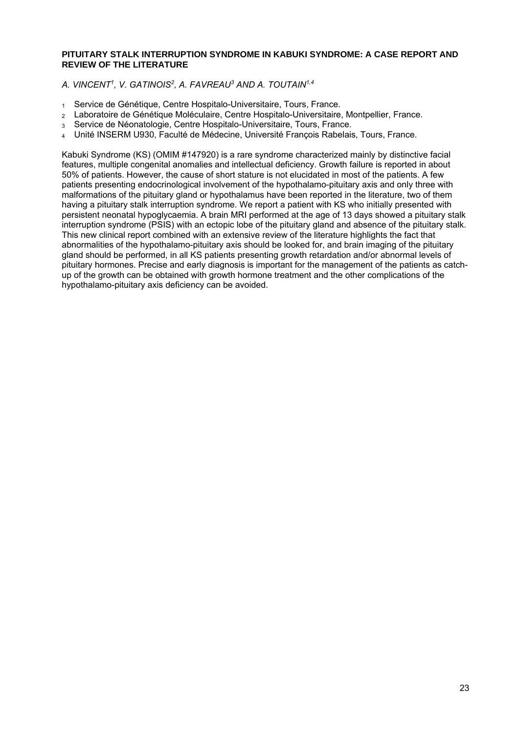**PITUITARY STALK INTERRUPTION SYNDROME IN KABUKI SYNDROME: A CASE REPORT AND REVIEW OF THE LITERATURE**

*A. VINCENT[1], V. GATINOIS[2], A. FAVREAU[3] AND A. TOUTAIN[1,4]*

1. Service de Génétique, Centre Hospitalo-Universitaire, Tours, France.
2. Laboratoire de Génétique Moléculaire, Centre Hospitalo-Universitaire, Montpellier, France.
3. Service de Néonatologie, Centre Hospitalo-Universitaire, Tours, France.
4. Unité INSERM U930, Faculté de Médecine, Université François Rabelais, Tours, France.

Kabuki Syndrome (KS) (OMIM #147920) is a rare syndrome characterized mainly by distinctive facial features, multiple congenital anomalies and intellectual deficiency. Growth failure is reported in about 50% of patients. However, the cause of short stature is not elucidated in most of the patients. A few patients presenting endocrinological involvement of the hypothalamo-pituitary axis and only three with malformations of the pituitary gland or hypothalamus have been reported in the literature, two of them having a pituitary stalk interruption syndrome. We report a patient with KS who initially presented with persistent neonatal hypoglycaemia. A brain MRI performed at the age of 13 days showed a pituitary stalk interruption syndrome (PSIS) with an ectopic lobe of the pituitary gland and absence of the pituitary stalk. This new clinical report combined with an extensive review of the literature highlights the fact that abnormalities of the hypothalamo-pituitary axis should be looked for, and brain imaging of the pituitary gland should be performed, in all KS patients presenting growth retardation and/or abnormal levels of pituitary hormones. Precise and early diagnosis is important for the management of the patients as catch-up of the growth can be obtained with growth hormone treatment and the other complications of the hypothalamo-pituitary axis deficiency can be avoided.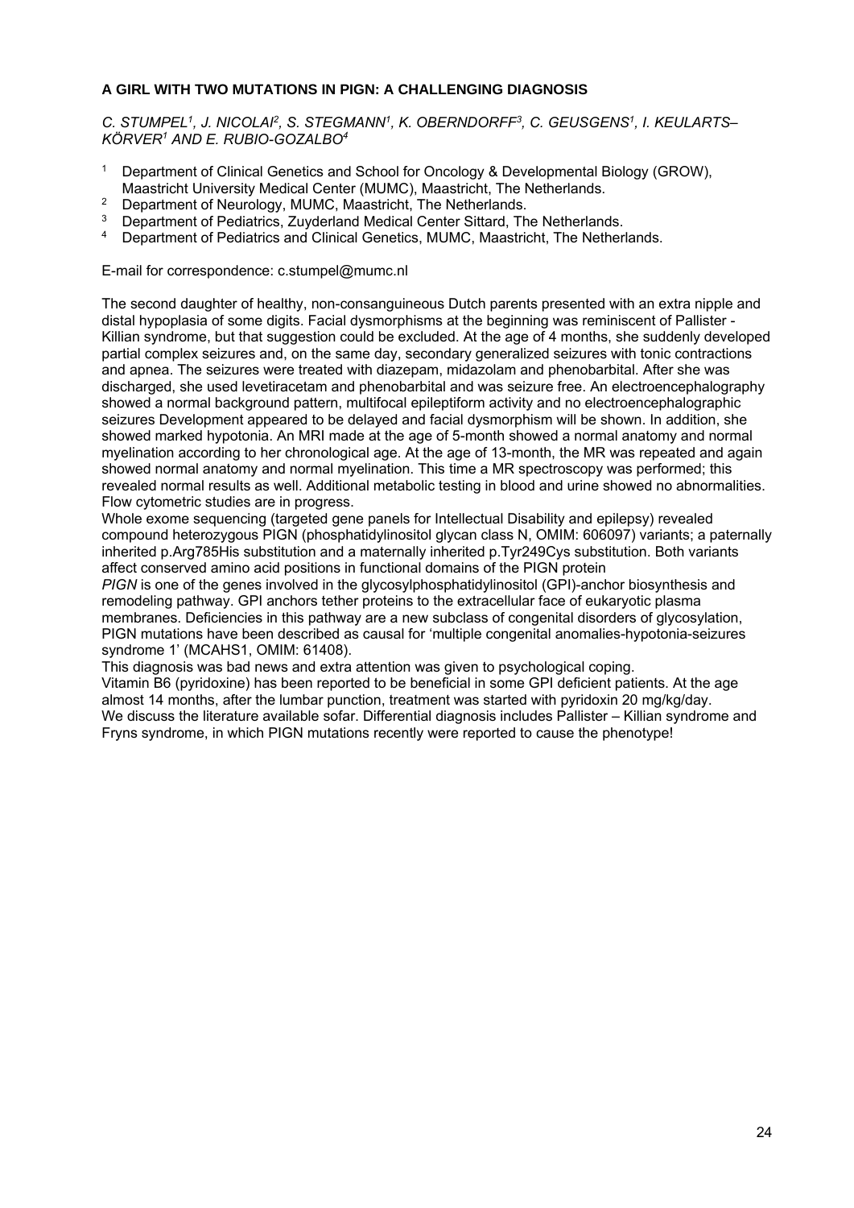## A GIRL WITH TWO MUTATIONS IN PIGN: A CHALLENGING DIAGNOSIS

*C. STUMPEL[1], J. NICOLAI[2], S. STEGMANN[1], K. OBERNDORFF[3], C. GEUSGENS[1], I. KEULARTS–KÖRVER[1] AND E. RUBIO-GOZALBO[4]*

[1] Department of Clinical Genetics and School for Oncology & Developmental Biology (GROW), Maastricht University Medical Center (MUMC), Maastricht, The Netherlands.
[2] Department of Neurology, MUMC, Maastricht, The Netherlands.
[3] Department of Pediatrics, Zuyderland Medical Center Sittard, The Netherlands.
[4] Department of Pediatrics and Clinical Genetics, MUMC, Maastricht, The Netherlands.

E-mail for correspondence: c.stumpel@mumc.nl

The second daughter of healthy, non-consanguineous Dutch parents presented with an extra nipple and distal hypoplasia of some digits. Facial dysmorphisms at the beginning was reminiscent of Pallister - Killian syndrome, but that suggestion could be excluded. At the age of 4 months, she suddenly developed partial complex seizures and, on the same day, secondary generalized seizures with tonic contractions and apnea. The seizures were treated with diazepam, midazolam and phenobarbital. After she was discharged, she used levetiracetam and phenobarbital and was seizure free. An electroencephalography showed a normal background pattern, multifocal epileptiform activity and no electroencephalographic seizures Development appeared to be delayed and facial dysmorphism will be shown. In addition, she showed marked hypotonia. An MRI made at the age of 5-month showed a normal anatomy and normal myelination according to her chronological age. At the age of 13-month, the MR was repeated and again showed normal anatomy and normal myelination. This time a MR spectroscopy was performed; this revealed normal results as well. Additional metabolic testing in blood and urine showed no abnormalities. Flow cytometric studies are in progress.

Whole exome sequencing (targeted gene panels for Intellectual Disability and epilepsy) revealed compound heterozygous PIGN (phosphatidylinositol glycan class N, OMIM: 606097) variants; a paternally inherited p.Arg785His substitution and a maternally inherited p.Tyr249Cys substitution. Both variants affect conserved amino acid positions in functional domains of the PIGN protein

*PIGN* is one of the genes involved in the glycosylphosphatidylinositol (GPI)-anchor biosynthesis and remodeling pathway. GPI anchors tether proteins to the extracellular face of eukaryotic plasma membranes. Deficiencies in this pathway are a new subclass of congenital disorders of glycosylation, PIGN mutations have been described as causal for 'multiple congenital anomalies-hypotonia-seizures syndrome 1' (MCAHS1, OMIM: 61408).

This diagnosis was bad news and extra attention was given to psychological coping.

Vitamin B6 (pyridoxine) has been reported to be beneficial in some GPI deficient patients. At the age almost 14 months, after the lumbar punction, treatment was started with pyridoxin 20 mg/kg/day.

We discuss the literature available sofar. Differential diagnosis includes Pallister – Killian syndrome and Fryns syndrome, in which PIGN mutations recently were reported to cause the phenotype!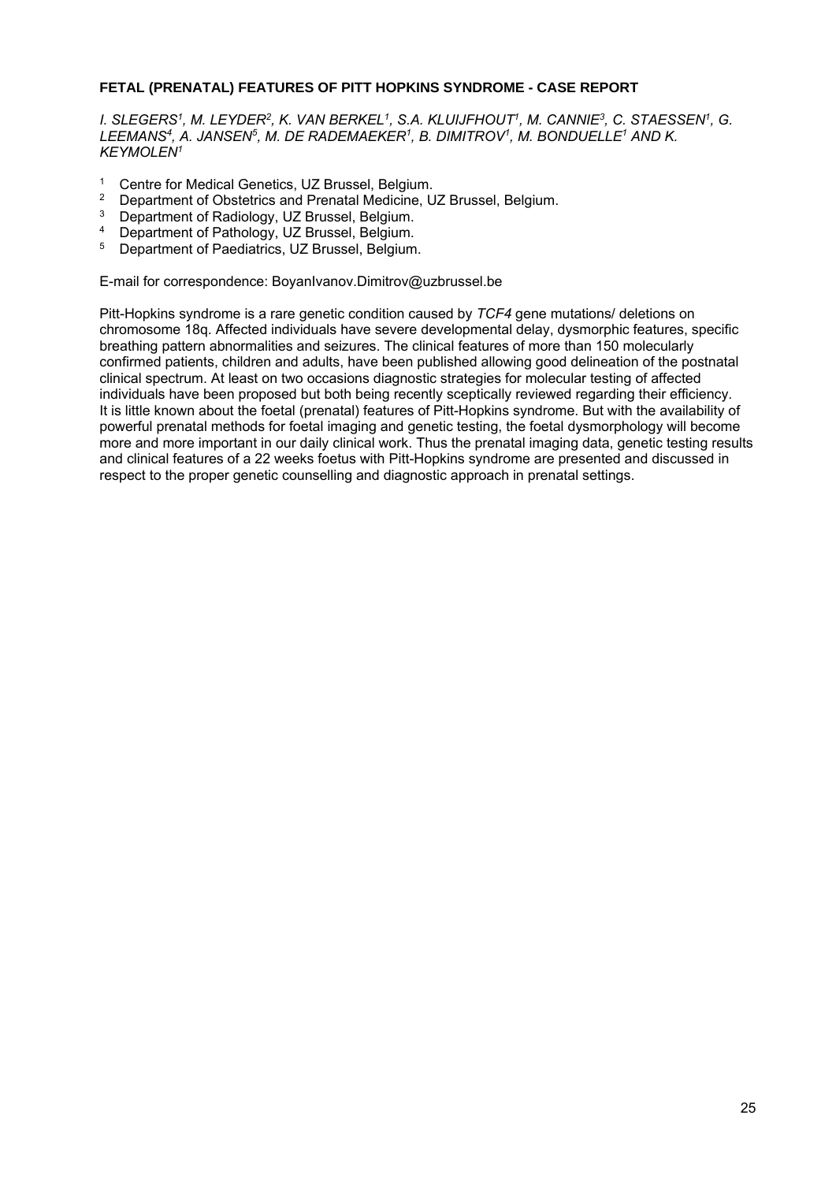### FETAL (PRENATAL) FEATURES OF PITT HOPKINS SYNDROME - CASE REPORT

*I. SLEGERS[1], M. LEYDER[2], K. VAN BERKEL[1], S.A. KLUIJFHOUT[1], M. CANNIE[3], C. STAESSEN[1], G. LEEMANS[4], A. JANSEN[5], M. DE RADEMAEKER[1], B. DIMITROV[1], M. BONDUELLE[1] AND K. KEYMOLEN[1]*

1. Centre for Medical Genetics, UZ Brussel, Belgium.
2. Department of Obstetrics and Prenatal Medicine, UZ Brussel, Belgium.
3. Department of Radiology, UZ Brussel, Belgium.
4. Department of Pathology, UZ Brussel, Belgium.
5. Department of Paediatrics, UZ Brussel, Belgium.

E-mail for correspondence: BoyanIvanov.Dimitrov@uzbrussel.be

Pitt-Hopkins syndrome is a rare genetic condition caused by *TCF4* gene mutations/ deletions on chromosome 18q. Affected individuals have severe developmental delay, dysmorphic features, specific breathing pattern abnormalities and seizures. The clinical features of more than 150 molecularly confirmed patients, children and adults, have been published allowing good delineation of the postnatal clinical spectrum. At least on two occasions diagnostic strategies for molecular testing of affected individuals have been proposed but both being recently sceptically reviewed regarding their efficiency. It is little known about the foetal (prenatal) features of Pitt-Hopkins syndrome. But with the availability of powerful prenatal methods for foetal imaging and genetic testing, the foetal dysmorphology will become more and more important in our daily clinical work. Thus the prenatal imaging data, genetic testing results and clinical features of a 22 weeks foetus with Pitt-Hopkins syndrome are presented and discussed in respect to the proper genetic counselling and diagnostic approach in prenatal settings.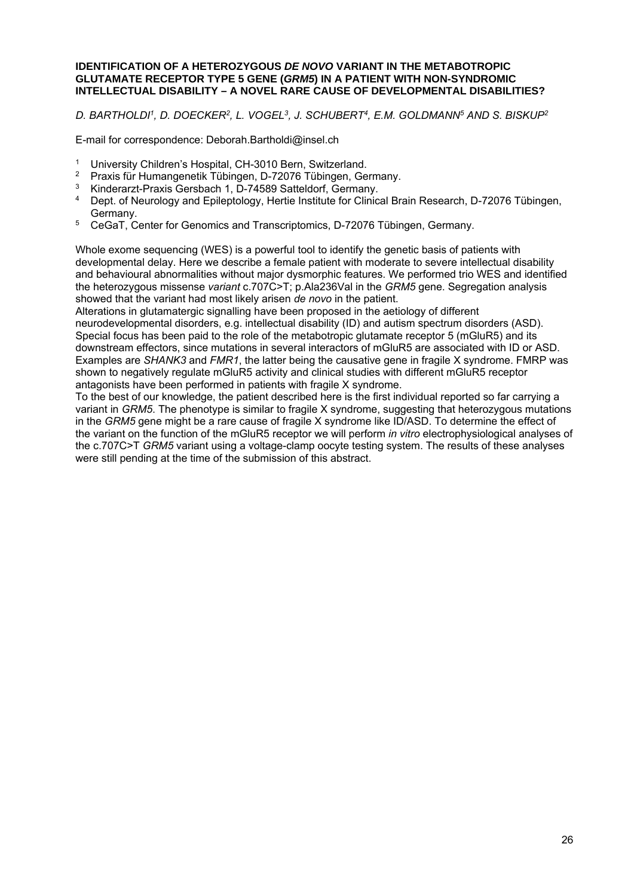**IDENTIFICATION OF A HETEROZYGOUS *DE NOVO* VARIANT IN THE METABOTROPIC GLUTAMATE RECEPTOR TYPE 5 GENE (*GRM5*) IN A PATIENT WITH NON-SYNDROMIC INTELLECTUAL DISABILITY – A NOVEL RARE CAUSE OF DEVELOPMENTAL DISABILITIES?**

*D. BARTHOLDI[1], D. DOECKER[2], L. VOGEL[3], J. SCHUBERT[4], E.M. GOLDMANN[5] AND S. BISKUP[2]*

E-mail for correspondence: Deborah.Bartholdi@insel.ch

1. University Children's Hospital, CH-3010 Bern, Switzerland.
2. Praxis für Humangenetik Tübingen, D-72076 Tübingen, Germany.
3. Kinderarzt-Praxis Gersbach 1, D-74589 Satteldorf, Germany.
4. Dept. of Neurology and Epileptology, Hertie Institute for Clinical Brain Research, D-72076 Tübingen, Germany.
5. CeGaT, Center for Genomics and Transcriptomics, D-72076 Tübingen, Germany.

Whole exome sequencing (WES) is a powerful tool to identify the genetic basis of patients with developmental delay. Here we describe a female patient with moderate to severe intellectual disability and behavioural abnormalities without major dysmorphic features. We performed trio WES and identified the heterozygous missense *variant* c.707C>T; p.Ala236Val in the *GRM5* gene. Segregation analysis showed that the variant had most likely arisen *de novo* in the patient.

Alterations in glutamatergic signalling have been proposed in the aetiology of different neurodevelopmental disorders, e.g. intellectual disability (ID) and autism spectrum disorders (ASD). Special focus has been paid to the role of the metabotropic glutamate receptor 5 (mGluR5) and its downstream effectors, since mutations in several interactors of mGluR5 are associated with ID or ASD. Examples are *SHANK3* and *FMR1*, the latter being the causative gene in fragile X syndrome. FMRP was shown to negatively regulate mGluR5 activity and clinical studies with different mGluR5 receptor antagonists have been performed in patients with fragile X syndrome.

To the best of our knowledge, the patient described here is the first individual reported so far carrying a variant in *GRM5*. The phenotype is similar to fragile X syndrome, suggesting that heterozygous mutations in the *GRM5* gene might be a rare cause of fragile X syndrome like ID/ASD. To determine the effect of the variant on the function of the mGluR5 receptor we will perform *in vitro* electrophysiological analyses of the c.707C>T *GRM5* variant using a voltage-clamp oocyte testing system. The results of these analyses were still pending at the time of the submission of this abstract.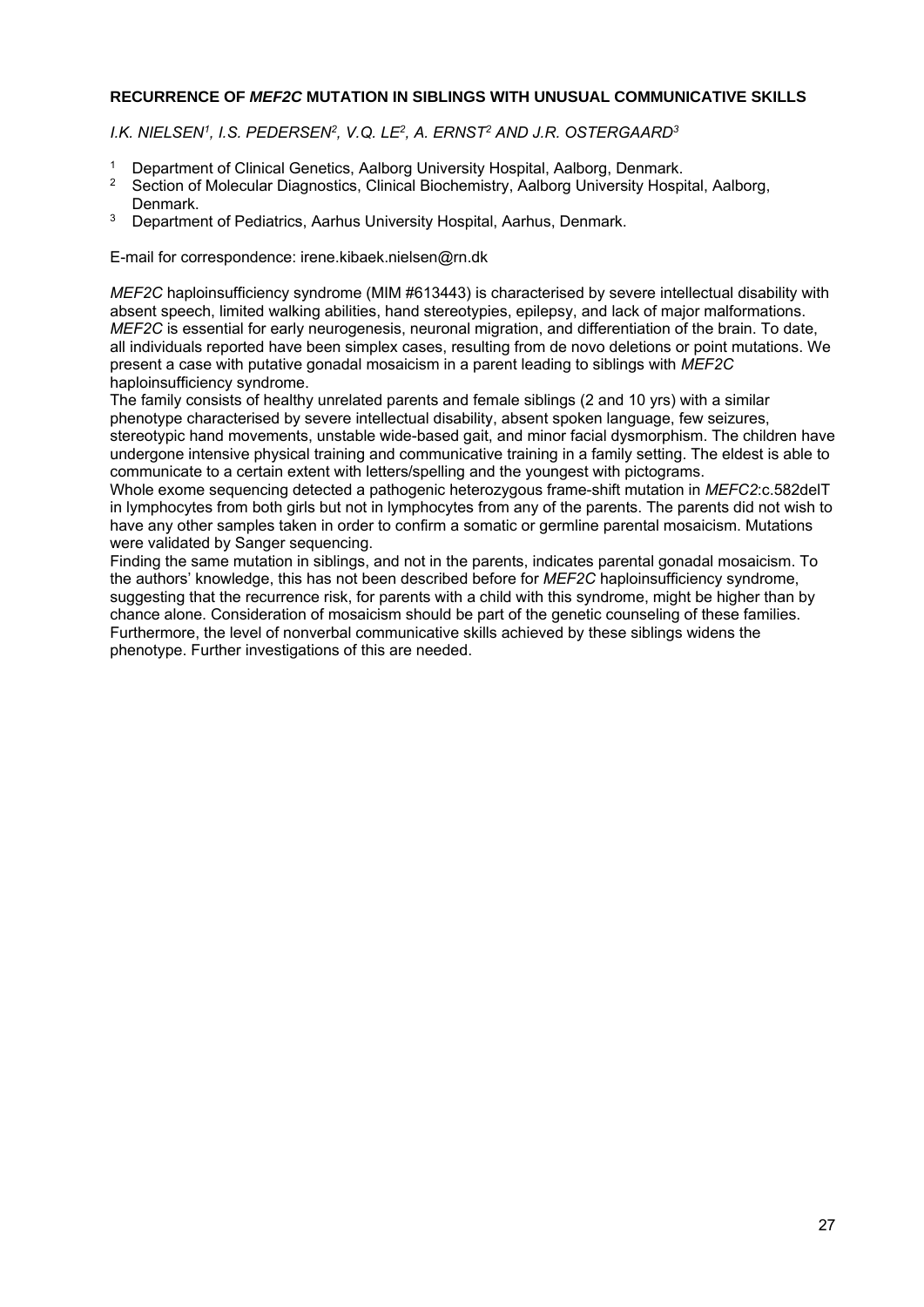## RECURRENCE OF *MEF2C* MUTATION IN SIBLINGS WITH UNUSUAL COMMUNICATIVE SKILLS

*I.K. NIELSEN[1], I.S. PEDERSEN[2], V.Q. LE[2], A. ERNST[2] AND J.R. OSTERGAARD[3]*

[1] Department of Clinical Genetics, Aalborg University Hospital, Aalborg, Denmark.
[2] Section of Molecular Diagnostics, Clinical Biochemistry, Aalborg University Hospital, Aalborg, Denmark.
[3] Department of Pediatrics, Aarhus University Hospital, Aarhus, Denmark.

E-mail for correspondence: irene.kibaek.nielsen@rn.dk

*MEF2C* haploinsufficiency syndrome (MIM #613443) is characterised by severe intellectual disability with absent speech, limited walking abilities, hand stereotypies, epilepsy, and lack of major malformations. *MEF2C* is essential for early neurogenesis, neuronal migration, and differentiation of the brain. To date, all individuals reported have been simplex cases, resulting from de novo deletions or point mutations. We present a case with putative gonadal mosaicism in a parent leading to siblings with *MEF2C* haploinsufficiency syndrome.

The family consists of healthy unrelated parents and female siblings (2 and 10 yrs) with a similar phenotype characterised by severe intellectual disability, absent spoken language, few seizures, stereotypic hand movements, unstable wide-based gait, and minor facial dysmorphism. The children have undergone intensive physical training and communicative training in a family setting. The eldest is able to communicate to a certain extent with letters/spelling and the youngest with pictograms.

Whole exome sequencing detected a pathogenic heterozygous frame-shift mutation in *MEFC2*:c.582delT in lymphocytes from both girls but not in lymphocytes from any of the parents. The parents did not wish to have any other samples taken in order to confirm a somatic or germline parental mosaicism. Mutations were validated by Sanger sequencing.

Finding the same mutation in siblings, and not in the parents, indicates parental gonadal mosaicism. To the authors' knowledge, this has not been described before for *MEF2C* haploinsufficiency syndrome, suggesting that the recurrence risk, for parents with a child with this syndrome, might be higher than by chance alone. Consideration of mosaicism should be part of the genetic counseling of these families. Furthermore, the level of nonverbal communicative skills achieved by these siblings widens the phenotype. Further investigations of this are needed.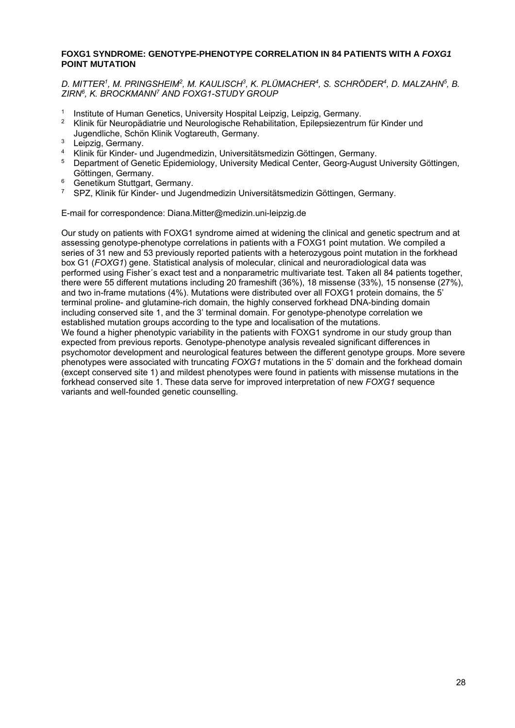**FOXG1 SYNDROME: GENOTYPE-PHENOTYPE CORRELATION IN 84 PATIENTS WITH A *FOXG1* POINT MUTATION**

*D. MITTER[1], M. PRINGSHEIM[2], M. KAULISCH[3], K. PLÜMACHER[4], S. SCHRÖDER[4], D. MALZAHN[5], B. ZIRN[6], K. BROCKMANN[7] AND FOXG1-STUDY GROUP*

1. Institute of Human Genetics, University Hospital Leipzig, Leipzig, Germany.
2. Klinik für Neuropädiatrie und Neurologische Rehabilitation, Epilepsiezentrum für Kinder und Jugendliche, Schön Klinik Vogtareuth, Germany.
3. Leipzig, Germany.
4. Klinik für Kinder- und Jugendmedizin, Universitätsmedizin Göttingen, Germany.
5. Department of Genetic Epidemiology, University Medical Center, Georg-August University Göttingen, Göttingen, Germany.
6. Genetikum Stuttgart, Germany.
7. SPZ, Klinik für Kinder- und Jugendmedizin Universitätsmedizin Göttingen, Germany.

E-mail for correspondence: Diana.Mitter@medizin.uni-leipzig.de

Our study on patients with FOXG1 syndrome aimed at widening the clinical and genetic spectrum and at assessing genotype-phenotype correlations in patients with a FOXG1 point mutation. We compiled a series of 31 new and 53 previously reported patients with a heterozygous point mutation in the forkhead box G1 (*FOXG1*) gene. Statistical analysis of molecular, clinical and neuroradiological data was performed using Fisher´s exact test and a nonparametric multivariate test. Taken all 84 patients together, there were 55 different mutations including 20 frameshift (36%), 18 missense (33%), 15 nonsense (27%), and two in-frame mutations (4%). Mutations were distributed over all FOXG1 protein domains, the 5' terminal proline- and glutamine-rich domain, the highly conserved forkhead DNA-binding domain including conserved site 1, and the 3' terminal domain. For genotype-phenotype correlation we established mutation groups according to the type and localisation of the mutations.
We found a higher phenotypic variability in the patients with FOXG1 syndrome in our study group than expected from previous reports. Genotype-phenotype analysis revealed significant differences in psychomotor development and neurological features between the different genotype groups. More severe phenotypes were associated with truncating *FOXG1* mutations in the 5' domain and the forkhead domain (except conserved site 1) and mildest phenotypes were found in patients with missense mutations in the forkhead conserved site 1. These data serve for improved interpretation of new *FOXG1* sequence variants and well-founded genetic counselling.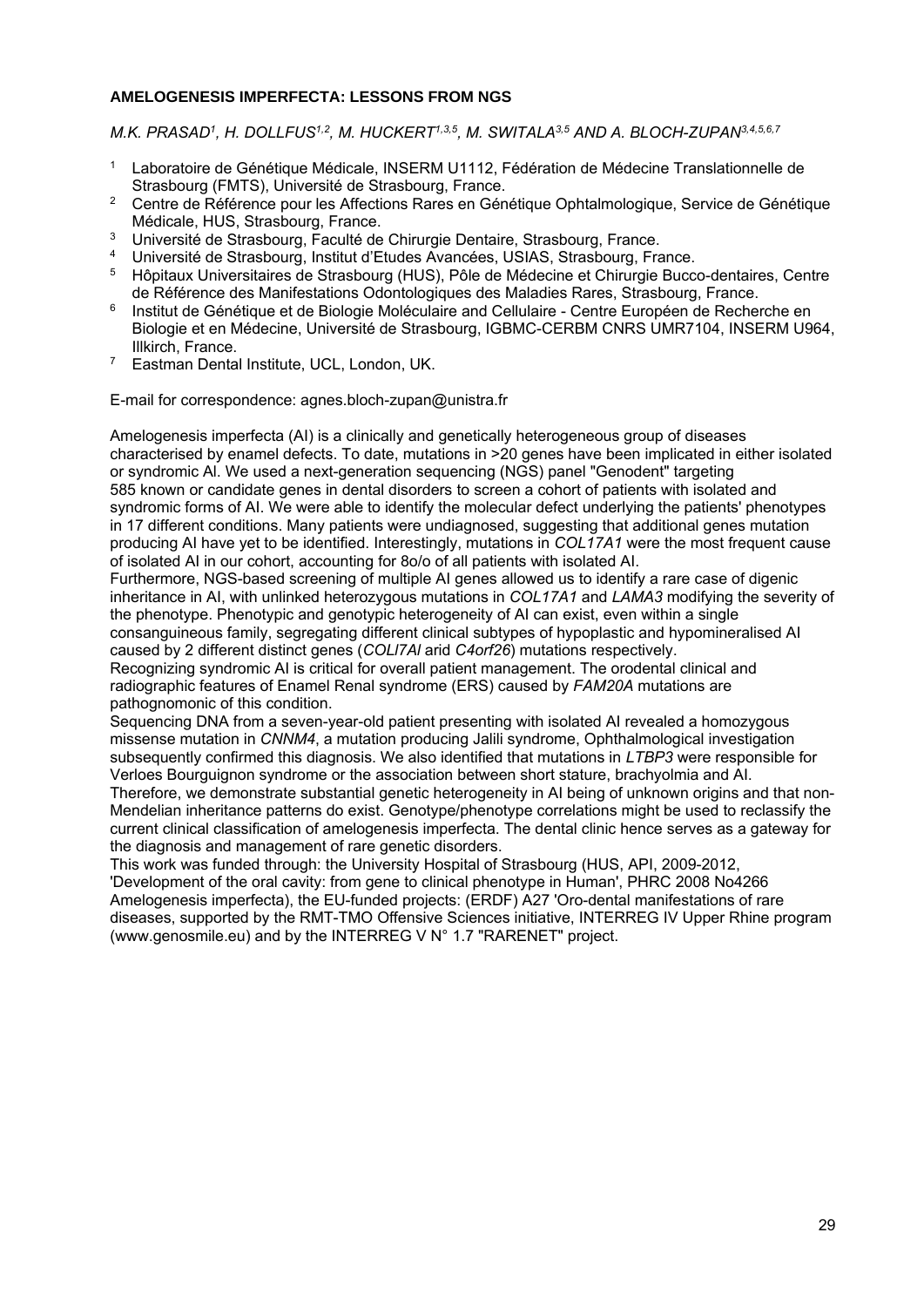**AMELOGENESIS IMPERFECTA: LESSONS FROM NGS**

*M.K. PRASAD[1], H. DOLLFUS[1,2], M. HUCKERT[1,3,5], M. SWITALA[3,5] AND A. BLOCH-ZUPAN[3,4,5,6,7]*

1. Laboratoire de Génétique Médicale, INSERM U1112, Fédération de Médecine Translationnelle de Strasbourg (FMTS), Université de Strasbourg, France.
2. Centre de Référence pour les Affections Rares en Génétique Ophtalmologique, Service de Génétique Médicale, HUS, Strasbourg, France.
3. Université de Strasbourg, Faculté de Chirurgie Dentaire, Strasbourg, France.
4. Université de Strasbourg, Institut d'Etudes Avancées, USIAS, Strasbourg, France.
5. Hôpitaux Universitaires de Strasbourg (HUS), Pôle de Médecine et Chirurgie Bucco-dentaires, Centre de Référence des Manifestations Odontologiques des Maladies Rares, Strasbourg, France.
6. Institut de Génétique et de Biologie Moléculaire and Cellulaire - Centre Européen de Recherche en Biologie et en Médecine, Université de Strasbourg, IGBMC-CERBM CNRS UMR7104, INSERM U964, Illkirch, France.
7. Eastman Dental Institute, UCL, London, UK.

E-mail for correspondence: agnes.bloch-zupan@unistra.fr

Amelogenesis imperfecta (AI) is a clinically and genetically heterogeneous group of diseases characterised by enamel defects. To date, mutations in >20 genes have been implicated in either isolated or syndromic AI. We used a next-generation sequencing (NGS) panel "Genodent" targeting 585 known or candidate genes in dental disorders to screen a cohort of patients with isolated and syndromic forms of AI. We were able to identify the molecular defect underlying the patients' phenotypes in 17 different conditions. Many patients were undiagnosed, suggesting that additional genes mutation producing AI have yet to be identified. Interestingly, mutations in *COL17A1* were the most frequent cause of isolated AI in our cohort, accounting for 8o/o of all patients with isolated AI.

Furthermore, NGS-based screening of multiple AI genes allowed us to identify a rare case of digenic inheritance in AI, with unlinked heterozygous mutations in *COL17A1* and *LAMA3* modifying the severity of the phenotype. Phenotypic and genotypic heterogeneity of AI can exist, even within a single consanguineous family, segregating different clinical subtypes of hypoplastic and hypomineralised AI caused by 2 different distinct genes (*COLl7Al* arid *C4orf26*) mutations respectively.

Recognizing syndromic AI is critical for overall patient management. The orodental clinical and radiographic features of Enamel Renal syndrome (ERS) caused by *FAM20A* mutations are pathognomonic of this condition.

Sequencing DNA from a seven-year-old patient presenting with isolated AI revealed a homozygous missense mutation in *CNNM4*, a mutation producing Jalili syndrome, Ophthalmological investigation subsequently confirmed this diagnosis. We also identified that mutations in *LTBP3* were responsible for Verloes Bourguignon syndrome or the association between short stature, brachyolmia and AI.

Therefore, we demonstrate substantial genetic heterogeneity in AI being of unknown origins and that non-Mendelian inheritance patterns do exist. Genotype/phenotype correlations might be used to reclassify the current clinical classification of amelogenesis imperfecta. The dental clinic hence serves as a gateway for the diagnosis and management of rare genetic disorders.

This work was funded through: the University Hospital of Strasbourg (HUS, API, 2009-2012, 'Development of the oral cavity: from gene to clinical phenotype in Human', PHRC 2008 No4266 Amelogenesis imperfecta), the EU-funded projects: (ERDF) A27 'Oro-dental manifestations of rare diseases, supported by the RMT-TMO Offensive Sciences initiative, INTERREG IV Upper Rhine program (www.genosmile.eu) and by the INTERREG V N° 1.7 "RARENET" project.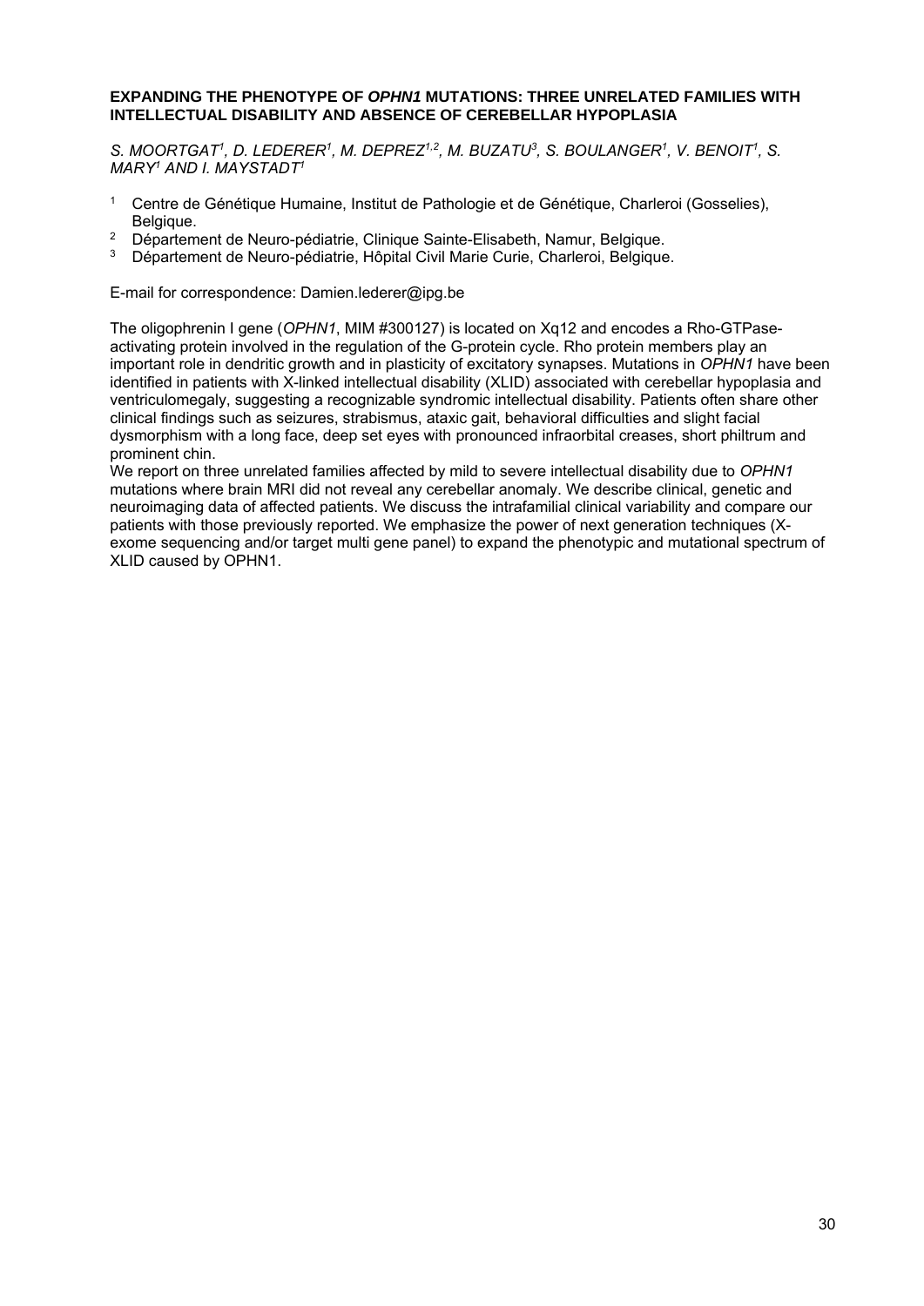**EXPANDING THE PHENOTYPE OF *OPHN1* MUTATIONS: THREE UNRELATED FAMILIES WITH INTELLECTUAL DISABILITY AND ABSENCE OF CEREBELLAR HYPOPLASIA**

*S. MOORTGAT[1], D. LEDERER[1], M. DEPREZ[1,2], M. BUZATU[3], S. BOULANGER[1], V. BENOIT[1], S. MARY[1] AND I. MAYSTADT[1]*

1. Centre de Génétique Humaine, Institut de Pathologie et de Génétique, Charleroi (Gosselies), Belgique.
2. Département de Neuro-pédiatrie, Clinique Sainte-Elisabeth, Namur, Belgique.
3. Département de Neuro-pédiatrie, Hôpital Civil Marie Curie, Charleroi, Belgique.

E-mail for correspondence: Damien.lederer@ipg.be

The oligophrenin I gene (*OPHN1*, MIM #300127) is located on Xq12 and encodes a Rho-GTPase-activating protein involved in the regulation of the G-protein cycle. Rho protein members play an important role in dendritic growth and in plasticity of excitatory synapses. Mutations in *OPHN1* have been identified in patients with X-linked intellectual disability (XLID) associated with cerebellar hypoplasia and ventriculomegaly, suggesting a recognizable syndromic intellectual disability. Patients often share other clinical findings such as seizures, strabismus, ataxic gait, behavioral difficulties and slight facial dysmorphism with a long face, deep set eyes with pronounced infraorbital creases, short philtrum and prominent chin.

We report on three unrelated families affected by mild to severe intellectual disability due to *OPHN1* mutations where brain MRI did not reveal any cerebellar anomaly. We describe clinical, genetic and neuroimaging data of affected patients. We discuss the intrafamilial clinical variability and compare our patients with those previously reported. We emphasize the power of next generation techniques (X-exome sequencing and/or target multi gene panel) to expand the phenotypic and mutational spectrum of XLID caused by OPHN1.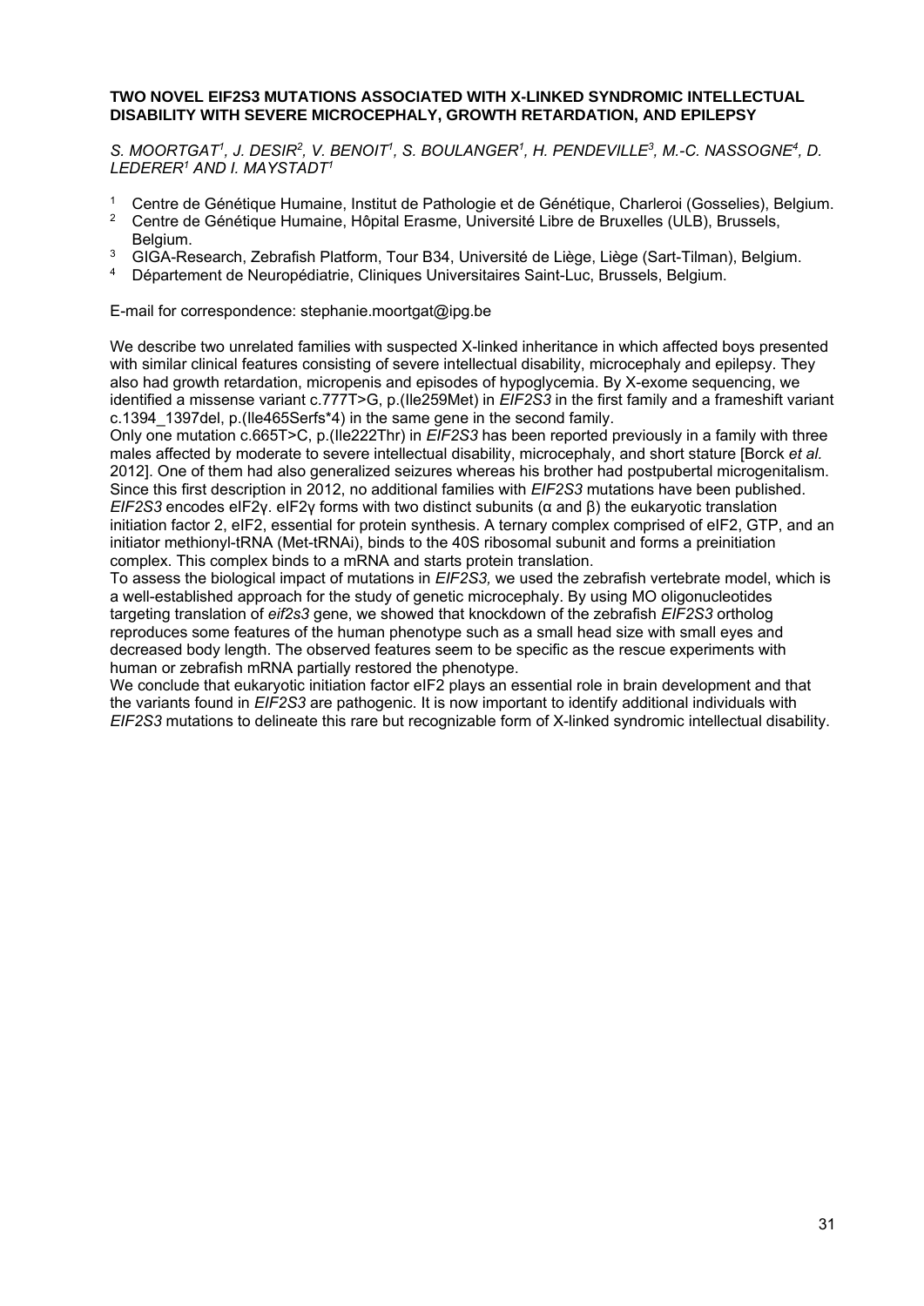**TWO NOVEL EIF2S3 MUTATIONS ASSOCIATED WITH X-LINKED SYNDROMIC INTELLECTUAL DISABILITY WITH SEVERE MICROCEPHALY, GROWTH RETARDATION, AND EPILEPSY**

*S. MOORTGAT[1], J. DESIR[2], V. BENOIT[1], S. BOULANGER[1], H. PENDEVILLE[3], M.-C. NASSOGNE[4], D. LEDERER[1] AND I. MAYSTADT[1]*

1. Centre de Génétique Humaine, Institut de Pathologie et de Génétique, Charleroi (Gosselies), Belgium.
2. Centre de Génétique Humaine, Hôpital Erasme, Université Libre de Bruxelles (ULB), Brussels, Belgium.
3. GIGA-Research, Zebrafish Platform, Tour B34, Université de Liège, Liège (Sart-Tilman), Belgium.
4. Département de Neuropédiatrie, Cliniques Universitaires Saint-Luc, Brussels, Belgium.

E-mail for correspondence: stephanie.moortgat@ipg.be

We describe two unrelated families with suspected X-linked inheritance in which affected boys presented with similar clinical features consisting of severe intellectual disability, microcephaly and epilepsy. They also had growth retardation, micropenis and episodes of hypoglycemia. By X-exome sequencing, we identified a missense variant c.777T>G, p.(Ile259Met) in *EIF2S3* in the first family and a frameshift variant c.1394_1397del, p.(Ile465Serfs*4) in the same gene in the second family.

Only one mutation c.665T>C, p.(Ile222Thr) in *EIF2S3* has been reported previously in a family with three males affected by moderate to severe intellectual disability, microcephaly, and short stature [Borck *et al.* 2012]. One of them had also generalized seizures whereas his brother had postpubertal microgenitalism. Since this first description in 2012, no additional families with *EIF2S3* mutations have been published. *EIF2S3* encodes eIF2γ. eIF2γ forms with two distinct subunits (α and β) the eukaryotic translation initiation factor 2, eIF2, essential for protein synthesis. A ternary complex comprised of eIF2, GTP, and an initiator methionyl-tRNA (Met-tRNAi), binds to the 40S ribosomal subunit and forms a preinitiation complex. This complex binds to a mRNA and starts protein translation.

To assess the biological impact of mutations in *EIF2S3*, we used the zebrafish vertebrate model, which is a well-established approach for the study of genetic microcephaly. By using MO oligonucleotides targeting translation of *eif2s3* gene, we showed that knockdown of the zebrafish *EIF2S3* ortholog reproduces some features of the human phenotype such as a small head size with small eyes and decreased body length. The observed features seem to be specific as the rescue experiments with human or zebrafish mRNA partially restored the phenotype.

We conclude that eukaryotic initiation factor eIF2 plays an essential role in brain development and that the variants found in *EIF2S3* are pathogenic. It is now important to identify additional individuals with *EIF2S3* mutations to delineate this rare but recognizable form of X-linked syndromic intellectual disability.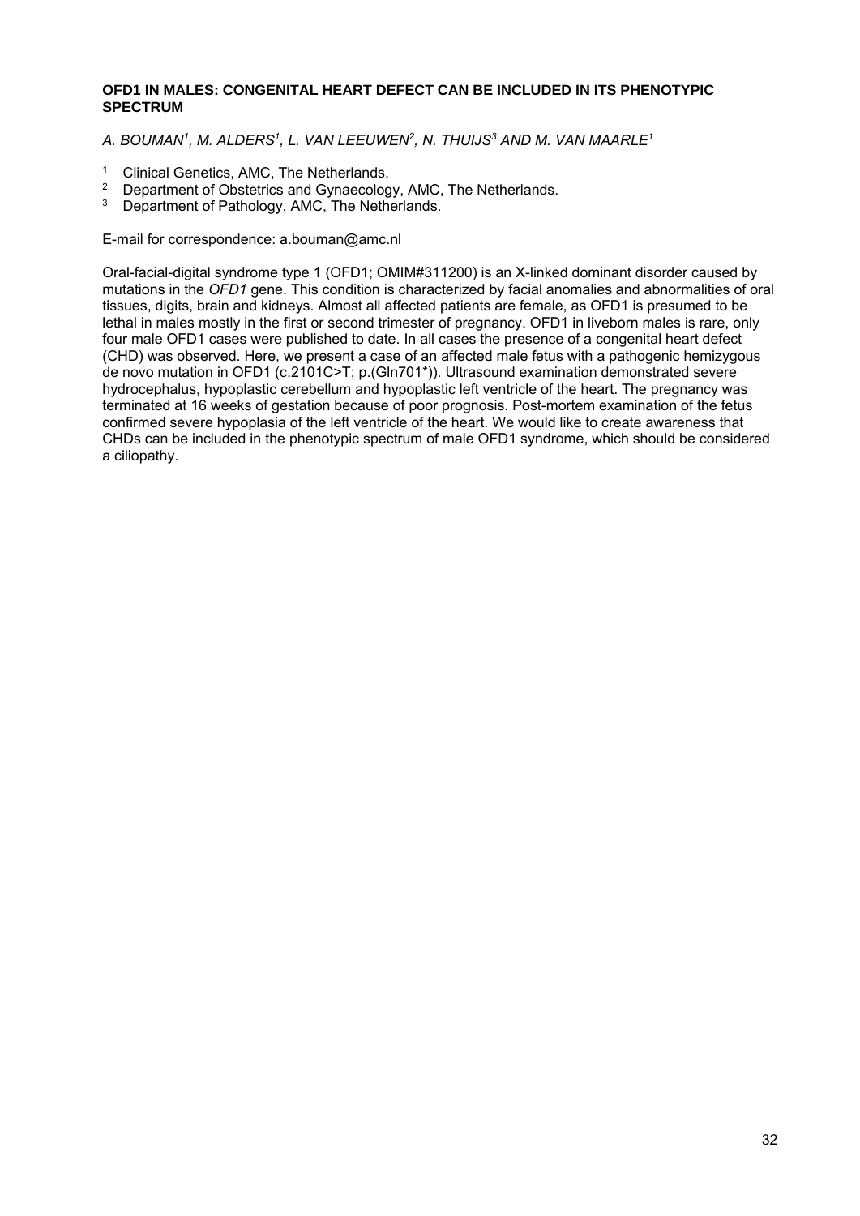**OFD1 IN MALES: CONGENITAL HEART DEFECT CAN BE INCLUDED IN ITS PHENOTYPIC SPECTRUM**

*A. BOUMAN[1], M. ALDERS[1], L. VAN LEEUWEN[2], N. THUIJS[3] AND M. VAN MAARLE[1]*

[1] Clinical Genetics, AMC, The Netherlands.
[2] Department of Obstetrics and Gynaecology, AMC, The Netherlands.
[3] Department of Pathology, AMC, The Netherlands.

E-mail for correspondence: a.bouman@amc.nl

Oral-facial-digital syndrome type 1 (OFD1; OMIM#311200) is an X-linked dominant disorder caused by mutations in the *OFD1* gene. This condition is characterized by facial anomalies and abnormalities of oral tissues, digits, brain and kidneys. Almost all affected patients are female, as OFD1 is presumed to be lethal in males mostly in the first or second trimester of pregnancy. OFD1 in liveborn males is rare, only four male OFD1 cases were published to date. In all cases the presence of a congenital heart defect (CHD) was observed. Here, we present a case of an affected male fetus with a pathogenic hemizygous de novo mutation in OFD1 (c.2101C>T; p.(Gln701*)). Ultrasound examination demonstrated severe hydrocephalus, hypoplastic cerebellum and hypoplastic left ventricle of the heart. The pregnancy was terminated at 16 weeks of gestation because of poor prognosis. Post-mortem examination of the fetus confirmed severe hypoplasia of the left ventricle of the heart. We would like to create awareness that CHDs can be included in the phenotypic spectrum of male OFD1 syndrome, which should be considered a ciliopathy.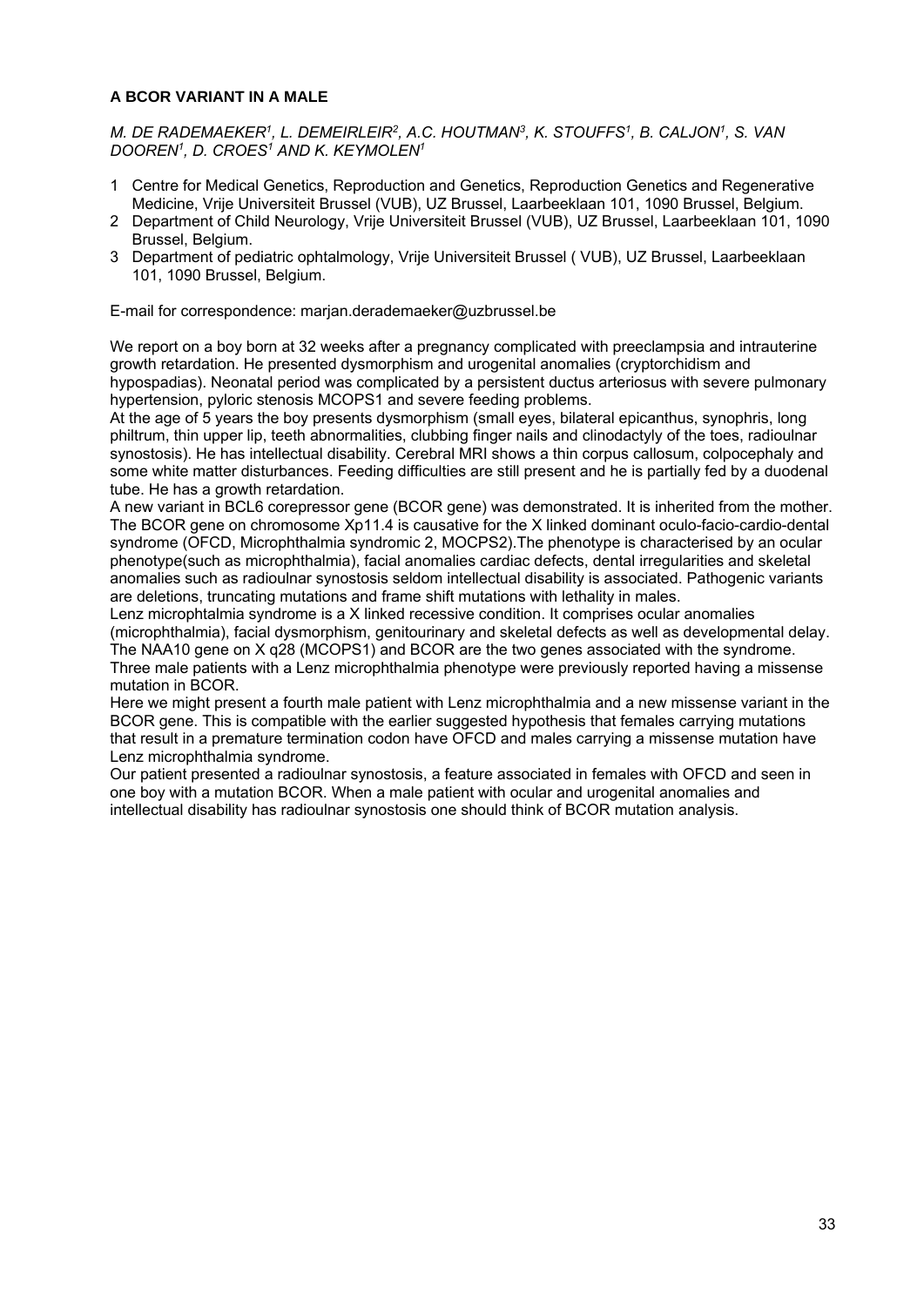**A BCOR VARIANT IN A MALE**

*M. DE RADEMAEKER[1], L. DEMEIRLEIR[2], A.C. HOUTMAN[3], K. STOUFFS[1], B. CALJON[1], S. VAN DOOREN[1], D. CROES[1] AND K. KEYMOLEN[1]*

1. Centre for Medical Genetics, Reproduction and Genetics, Reproduction Genetics and Regenerative Medicine, Vrije Universiteit Brussel (VUB), UZ Brussel, Laarbeeklaan 101, 1090 Brussel, Belgium.
2. Department of Child Neurology, Vrije Universiteit Brussel (VUB), UZ Brussel, Laarbeeklaan 101, 1090 Brussel, Belgium.
3. Department of pediatric ophtalmology, Vrije Universiteit Brussel ( VUB), UZ Brussel, Laarbeeklaan 101, 1090 Brussel, Belgium.

E-mail for correspondence: marjan.derademaeker@uzbrussel.be

We report on a boy born at 32 weeks after a pregnancy complicated with preeclampsia and intrauterine growth retardation. He presented dysmorphism and urogenital anomalies (cryptorchidism and hypospadias). Neonatal period was complicated by a persistent ductus arteriosus with severe pulmonary hypertension, pyloric stenosis MCOPS1 and severe feeding problems.
At the age of 5 years the boy presents dysmorphism (small eyes, bilateral epicanthus, synophris, long philtrum, thin upper lip, teeth abnormalities, clubbing finger nails and clinodactyly of the toes, radioulnar synostosis). He has intellectual disability. Cerebral MRI shows a thin corpus callosum, colpocephaly and some white matter disturbances. Feeding difficulties are still present and he is partially fed by a duodenal tube. He has a growth retardation.
A new variant in BCL6 corepressor gene (BCOR gene) was demonstrated. It is inherited from the mother. The BCOR gene on chromosome Xp11.4 is causative for the X linked dominant oculo-facio-cardio-dental syndrome (OFCD, Microphthalmia syndromic 2, MOCPS2).The phenotype is characterised by an ocular phenotype(such as microphthalmia), facial anomalies cardiac defects, dental irregularities and skeletal anomalies such as radioulnar synostosis seldom intellectual disability is associated. Pathogenic variants are deletions, truncating mutations and frame shift mutations with lethality in males.
Lenz microphtalmia syndrome is a X linked recessive condition. It comprises ocular anomalies (microphthalmia), facial dysmorphism, genitourinary and skeletal defects as well as developmental delay. The NAA10 gene on X q28 (MCOPS1) and BCOR are the two genes associated with the syndrome. Three male patients with a Lenz microphthalmia phenotype were previously reported having a missense mutation in BCOR.
Here we might present a fourth male patient with Lenz microphthalmia and a new missense variant in the BCOR gene. This is compatible with the earlier suggested hypothesis that females carrying mutations that result in a premature termination codon have OFCD and males carrying a missense mutation have Lenz microphthalmia syndrome.
Our patient presented a radioulnar synostosis, a feature associated in females with OFCD and seen in one boy with a mutation BCOR. When a male patient with ocular and urogenital anomalies and intellectual disability has radioulnar synostosis one should think of BCOR mutation analysis.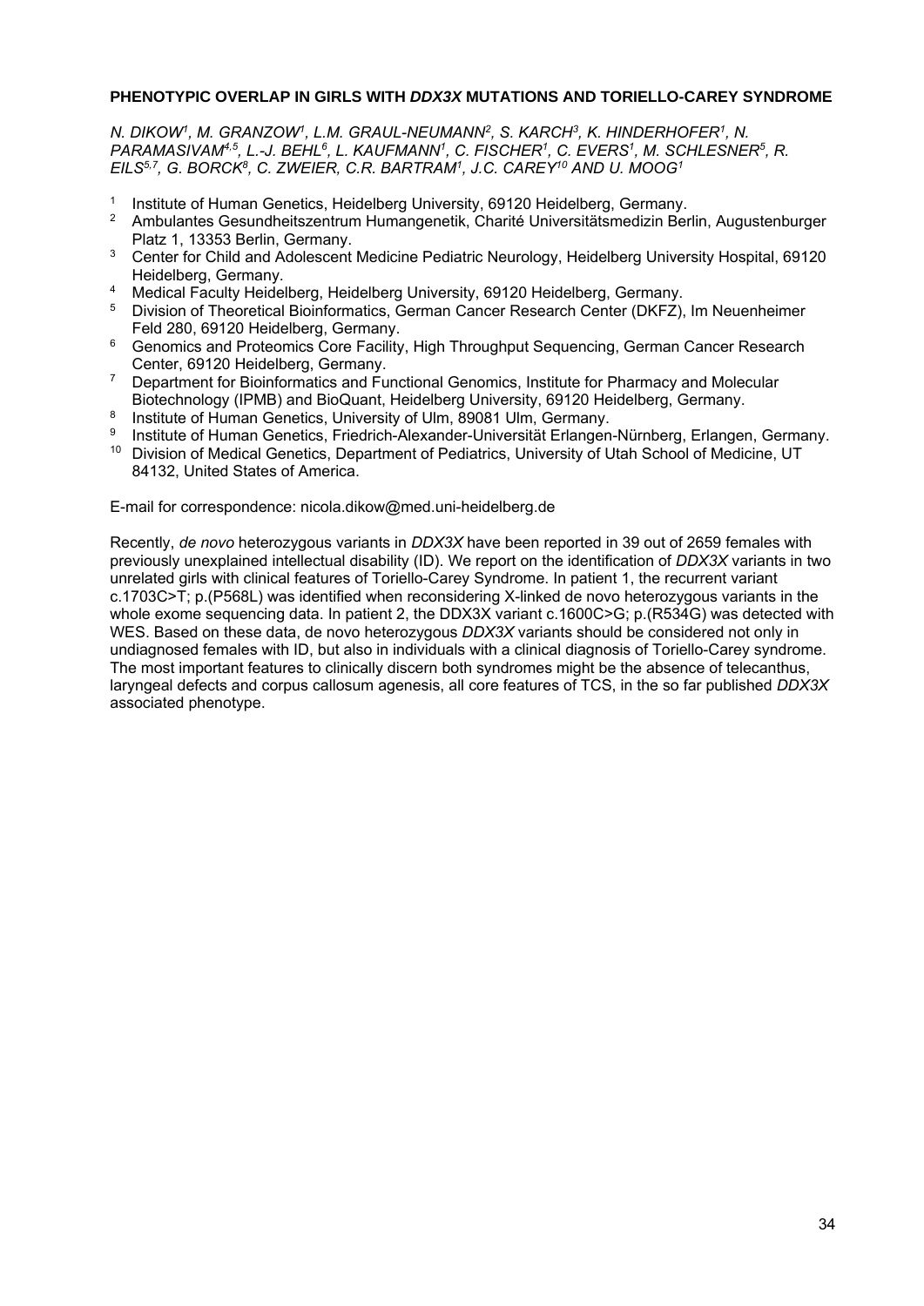**PHENOTYPIC OVERLAP IN GIRLS WITH *DDX3X* MUTATIONS AND TORIELLO-CAREY SYNDROME**

*N. DIKOW[1], M. GRANZOW[1], L.M. GRAUL-NEUMANN[2], S. KARCH[3], K. HINDERHOFER[1], N. PARAMASIVAM[4,5], L.-J. BEHL[6], L. KAUFMANN[1], C. FISCHER[1], C. EVERS[1], M. SCHLESNER[5], R. EILS[5,7], G. BORCK[8], C. ZWEIER, C.R. BARTRAM[1], J.C. CAREY[10] AND U. MOOG[1]*

1. Institute of Human Genetics, Heidelberg University, 69120 Heidelberg, Germany.
2. Ambulantes Gesundheitszentrum Humangenetik, Charité Universitätsmedizin Berlin, Augustenburger Platz 1, 13353 Berlin, Germany.
3. Center for Child and Adolescent Medicine Pediatric Neurology, Heidelberg University Hospital, 69120 Heidelberg, Germany.
4. Medical Faculty Heidelberg, Heidelberg University, 69120 Heidelberg, Germany.
5. Division of Theoretical Bioinformatics, German Cancer Research Center (DKFZ), Im Neuenheimer Feld 280, 69120 Heidelberg, Germany.
6. Genomics and Proteomics Core Facility, High Throughput Sequencing, German Cancer Research Center, 69120 Heidelberg, Germany.
7. Department for Bioinformatics and Functional Genomics, Institute for Pharmacy and Molecular Biotechnology (IPMB) and BioQuant, Heidelberg University, 69120 Heidelberg, Germany.
8. Institute of Human Genetics, University of Ulm, 89081 Ulm, Germany.
9. Institute of Human Genetics, Friedrich-Alexander-Universität Erlangen-Nürnberg, Erlangen, Germany.
10. Division of Medical Genetics, Department of Pediatrics, University of Utah School of Medicine, UT 84132, United States of America.

E-mail for correspondence: nicola.dikow@med.uni-heidelberg.de

Recently, *de novo* heterozygous variants in *DDX3X* have been reported in 39 out of 2659 females with previously unexplained intellectual disability (ID). We report on the identification of *DDX3X* variants in two unrelated girls with clinical features of Toriello-Carey Syndrome. In patient 1, the recurrent variant c.1703C>T; p.(P568L) was identified when reconsidering X-linked de novo heterozygous variants in the whole exome sequencing data. In patient 2, the DDX3X variant c.1600C>G; p.(R534G) was detected with WES. Based on these data, de novo heterozygous *DDX3X* variants should be considered not only in undiagnosed females with ID, but also in individuals with a clinical diagnosis of Toriello-Carey syndrome. The most important features to clinically discern both syndromes might be the absence of telecanthus, laryngeal defects and corpus callosum agenesis, all core features of TCS, in the so far published *DDX3X* associated phenotype.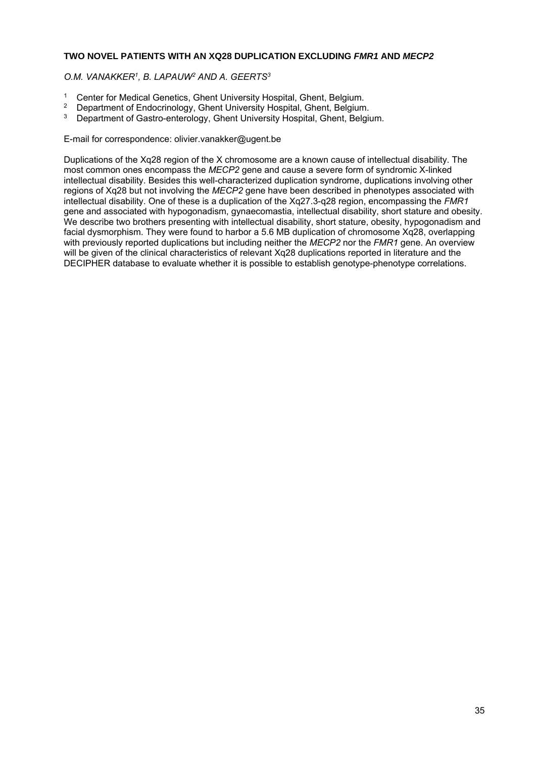**TWO NOVEL PATIENTS WITH AN XQ28 DUPLICATION EXCLUDING *FMR1* AND *MECP2***

*O.M. VANAKKER[1], B. LAPAUW[2] AND A. GEERTS[3]*

[1] Center for Medical Genetics, Ghent University Hospital, Ghent, Belgium.
[2] Department of Endocrinology, Ghent University Hospital, Ghent, Belgium.
[3] Department of Gastro-enterology, Ghent University Hospital, Ghent, Belgium.

E-mail for correspondence: olivier.vanakker@ugent.be

Duplications of the Xq28 region of the X chromosome are a known cause of intellectual disability. The most common ones encompass the *MECP2* gene and cause a severe form of syndromic X-linked intellectual disability. Besides this well-characterized duplication syndrome, duplications involving other regions of Xq28 but not involving the *MECP2* gene have been described in phenotypes associated with intellectual disability. One of these is a duplication of the Xq27.3-q28 region, encompassing the *FMR1* gene and associated with hypogonadism, gynaecomastia, intellectual disability, short stature and obesity. We describe two brothers presenting with intellectual disability, short stature, obesity, hypogonadism and facial dysmorphism. They were found to harbor a 5.6 MB duplication of chromosome Xq28, overlapping with previously reported duplications but including neither the *MECP2* nor the *FMR1* gene. An overview will be given of the clinical characteristics of relevant Xq28 duplications reported in literature and the DECIPHER database to evaluate whether it is possible to establish genotype-phenotype correlations.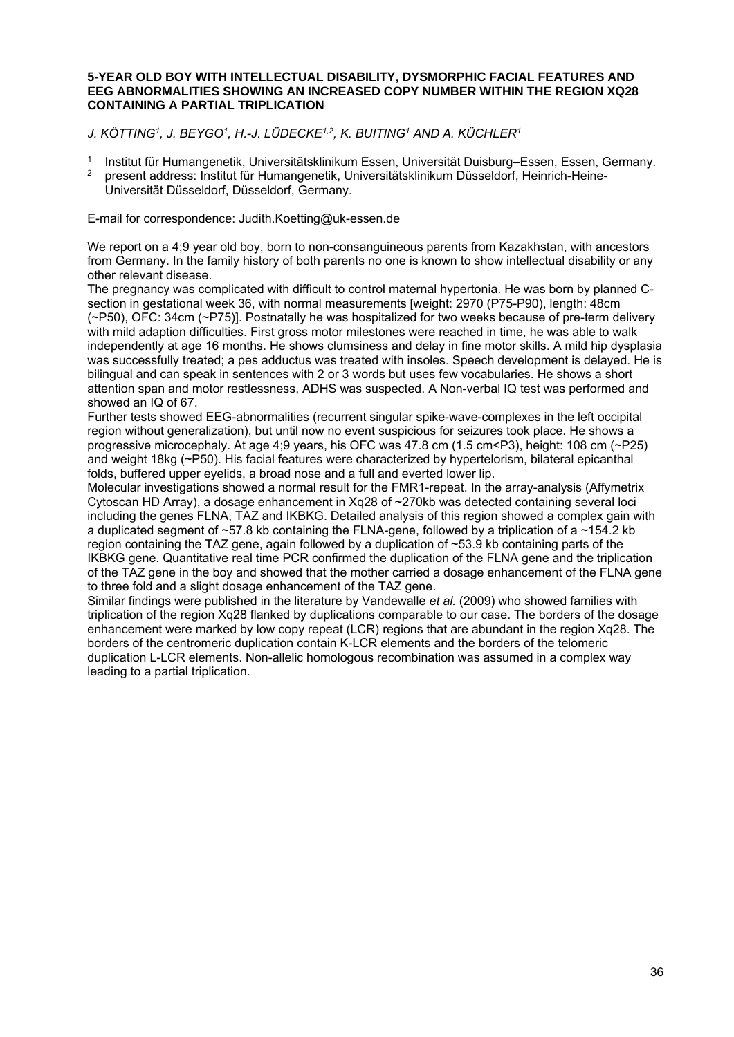**5-YEAR OLD BOY WITH INTELLECTUAL DISABILITY, DYSMORPHIC FACIAL FEATURES AND EEG ABNORMALITIES SHOWING AN INCREASED COPY NUMBER WITHIN THE REGION XQ28 CONTAINING A PARTIAL TRIPLICATION**

*J. KÖTTING[1], J. BEYGO[1], H.-J. LÜDECKE[1,2], K. BUITING[1] AND A. KÜCHLER[1]*

[1] Institut für Humangenetik, Universitätsklinikum Essen, Universität Duisburg–Essen, Essen, Germany.
[2] present address: Institut für Humangenetik, Universitätsklinikum Düsseldorf, Heinrich-Heine-Universität Düsseldorf, Düsseldorf, Germany.

E-mail for correspondence: Judith.Koetting@uk-essen.de

We report on a 4;9 year old boy, born to non-consanguineous parents from Kazakhstan, with ancestors from Germany. In the family history of both parents no one is known to show intellectual disability or any other relevant disease.
The pregnancy was complicated with difficult to control maternal hypertonia. He was born by planned C-section in gestational week 36, with normal measurements [weight: 2970 (P75-P90), length: 48cm (~P50), OFC: 34cm (~P75)]. Postnatally he was hospitalized for two weeks because of pre-term delivery with mild adaption difficulties. First gross motor milestones were reached in time, he was able to walk independently at age 16 months. He shows clumsiness and delay in fine motor skills. A mild hip dysplasia was successfully treated; a pes adductus was treated with insoles. Speech development is delayed. He is bilingual and can speak in sentences with 2 or 3 words but uses few vocabularies. He shows a short attention span and motor restlessness, ADHS was suspected. A Non-verbal IQ test was performed and showed an IQ of 67.
Further tests showed EEG-abnormalities (recurrent singular spike-wave-complexes in the left occipital region without generalization), but until now no event suspicious for seizures took place. He shows a progressive microcephaly. At age 4;9 years, his OFC was 47.8 cm (1.5 cm<P3), height: 108 cm (~P25) and weight 18kg (~P50). His facial features were characterized by hypertelorism, bilateral epicanthal folds, buffered upper eyelids, a broad nose and a full and everted lower lip.
Molecular investigations showed a normal result for the FMR1-repeat. In the array-analysis (Affymetrix Cytoscan HD Array), a dosage enhancement in Xq28 of ~270kb was detected containing several loci including the genes FLNA, TAZ and IKBKG. Detailed analysis of this region showed a complex gain with a duplicated segment of ~57.8 kb containing the FLNA-gene, followed by a triplication of a ~154.2 kb region containing the TAZ gene, again followed by a duplication of ~53.9 kb containing parts of the IKBKG gene. Quantitative real time PCR confirmed the duplication of the FLNA gene and the triplication of the TAZ gene in the boy and showed that the mother carried a dosage enhancement of the FLNA gene to three fold and a slight dosage enhancement of the TAZ gene.
Similar findings were published in the literature by Vandewalle *et al.* (2009) who showed families with triplication of the region Xq28 flanked by duplications comparable to our case. The borders of the dosage enhancement were marked by low copy repeat (LCR) regions that are abundant in the region Xq28. The borders of the centromeric duplication contain K-LCR elements and the borders of the telomeric duplication L-LCR elements. Non-allelic homologous recombination was assumed in a complex way leading to a partial triplication.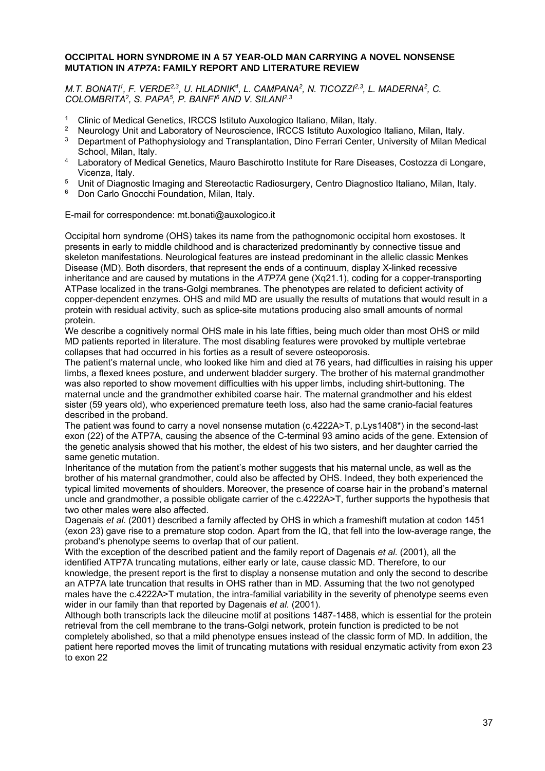**OCCIPITAL HORN SYNDROME IN A 57 YEAR-OLD MAN CARRYING A NOVEL NONSENSE MUTATION IN *ATP7A*: FAMILY REPORT AND LITERATURE REVIEW**

*M.T. BONATI[1], F. VERDE[2,3], U. HLADNIK[4], L. CAMPANA[2], N. TICOZZI[2,3], L. MADERNA[2], C. COLOMBRITA[2], S. PAPA[5], P. BANFI[6] AND V. SILANI[2,3]*

1. Clinic of Medical Genetics, IRCCS Istituto Auxologico Italiano, Milan, Italy.
2. Neurology Unit and Laboratory of Neuroscience, IRCCS Istituto Auxologico Italiano, Milan, Italy.
3. Department of Pathophysiology and Transplantation, Dino Ferrari Center, University of Milan Medical School, Milan, Italy.
4. Laboratory of Medical Genetics, Mauro Baschirotto Institute for Rare Diseases, Costozza di Longare, Vicenza, Italy.
5. Unit of Diagnostic Imaging and Stereotactic Radiosurgery, Centro Diagnostico Italiano, Milan, Italy.
6. Don Carlo Gnocchi Foundation, Milan, Italy.

E-mail for correspondence: mt.bonati@auxologico.it

Occipital horn syndrome (OHS) takes its name from the pathognomonic occipital horn exostoses. It presents in early to middle childhood and is characterized predominantly by connective tissue and skeleton manifestations. Neurological features are instead predominant in the allelic classic Menkes Disease (MD). Both disorders, that represent the ends of a continuum, display X-linked recessive inheritance and are caused by mutations in the *ATP7A* gene (Xq21.1), coding for a copper-transporting ATPase localized in the trans-Golgi membranes. The phenotypes are related to deficient activity of copper-dependent enzymes. OHS and mild MD are usually the results of mutations that would result in a protein with residual activity, such as splice-site mutations producing also small amounts of normal protein.

We describe a cognitively normal OHS male in his late fifties, being much older than most OHS or mild MD patients reported in literature. The most disabling features were provoked by multiple vertebrae collapses that had occurred in his forties as a result of severe osteoporosis.

The patient's maternal uncle, who looked like him and died at 76 years, had difficulties in raising his upper limbs, a flexed knees posture, and underwent bladder surgery. The brother of his maternal grandmother was also reported to show movement difficulties with his upper limbs, including shirt-buttoning. The maternal uncle and the grandmother exhibited coarse hair. The maternal grandmother and his eldest sister (59 years old), who experienced premature teeth loss, also had the same cranio-facial features described in the proband.

The patient was found to carry a novel nonsense mutation (c.4222A>T, p.Lys1408*) in the second-last exon (22) of the ATP7A, causing the absence of the C-terminal 93 amino acids of the gene. Extension of the genetic analysis showed that his mother, the eldest of his two sisters, and her daughter carried the same genetic mutation.

Inheritance of the mutation from the patient's mother suggests that his maternal uncle, as well as the brother of his maternal grandmother, could also be affected by OHS. Indeed, they both experienced the typical limited movements of shoulders. Moreover, the presence of coarse hair in the proband's maternal uncle and grandmother, a possible obligate carrier of the c.4222A>T, further supports the hypothesis that two other males were also affected.

Dagenais *et al.* (2001) described a family affected by OHS in which a frameshift mutation at codon 1451 (exon 23) gave rise to a premature stop codon. Apart from the IQ, that fell into the low-average range, the proband's phenotype seems to overlap that of our patient.

With the exception of the described patient and the family report of Dagenais *et al.* (2001), all the identified ATP7A truncating mutations, either early or late, cause classic MD. Therefore, to our knowledge, the present report is the first to display a nonsense mutation and only the second to describe an ATP7A late truncation that results in OHS rather than in MD. Assuming that the two not genotyped males have the c.4222A>T mutation, the intra-familial variability in the severity of phenotype seems even wider in our family than that reported by Dagenais *et al.* (2001).

Although both transcripts lack the dileucine motif at positions 1487-1488, which is essential for the protein retrieval from the cell membrane to the trans-Golgi network, protein function is predicted to be not completely abolished, so that a mild phenotype ensues instead of the classic form of MD. In addition, the patient here reported moves the limit of truncating mutations with residual enzymatic activity from exon 23 to exon 22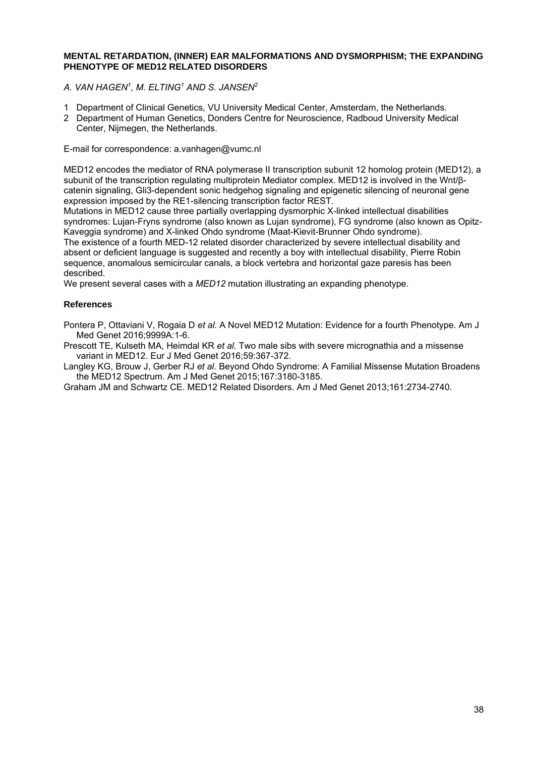## MENTAL RETARDATION, (INNER) EAR MALFORMATIONS AND DYSMORPHISM; THE EXPANDING PHENOTYPE OF MED12 RELATED DISORDERS

*A. VAN HAGEN[1], M. ELTING[1] AND S. JANSEN[2]*

1 Department of Clinical Genetics, VU University Medical Center, Amsterdam, the Netherlands.
2 Department of Human Genetics, Donders Centre for Neuroscience, Radboud University Medical Center, Nijmegen, the Netherlands.

E-mail for correspondence: a.vanhagen@vumc.nl

MED12 encodes the mediator of RNA polymerase II transcription subunit 12 homolog protein (MED12), a subunit of the transcription regulating multiprotein Mediator complex. MED12 is involved in the Wnt/β-catenin signaling, Gli3-dependent sonic hedgehog signaling and epigenetic silencing of neuronal gene expression imposed by the RE1-silencing transcription factor REST.
Mutations in MED12 cause three partially overlapping dysmorphic X-linked intellectual disabilities syndromes: Lujan-Fryns syndrome (also known as Lujan syndrome), FG syndrome (also known as Opitz-Kaveggia syndrome) and X-linked Ohdo syndrome (Maat-Kievit-Brunner Ohdo syndrome).
The existence of a fourth MED-12 related disorder characterized by severe intellectual disability and absent or deficient language is suggested and recently a boy with intellectual disability, Pierre Robin sequence, anomalous semicircular canals, a block vertebra and horizontal gaze paresis has been described.
We present several cases with a *MED12* mutation illustrating an expanding phenotype.

### References

Pontera P, Ottaviani V, Rogaia D *et al.* A Novel MED12 Mutation: Evidence for a fourth Phenotype. Am J Med Genet 2016;9999A:1-6.

Prescott TE, Kulseth MA, Heimdal KR *et al.* Two male sibs with severe micrognathia and a missense variant in MED12. Eur J Med Genet 2016;59:367-372.

Langley KG, Brouw J, Gerber RJ *et al.* Beyond Ohdo Syndrome: A Familial Missense Mutation Broadens the MED12 Spectrum. Am J Med Genet 2015;167:3180-3185.

Graham JM and Schwartz CE. MED12 Related Disorders. Am J Med Genet 2013;161:2734-2740.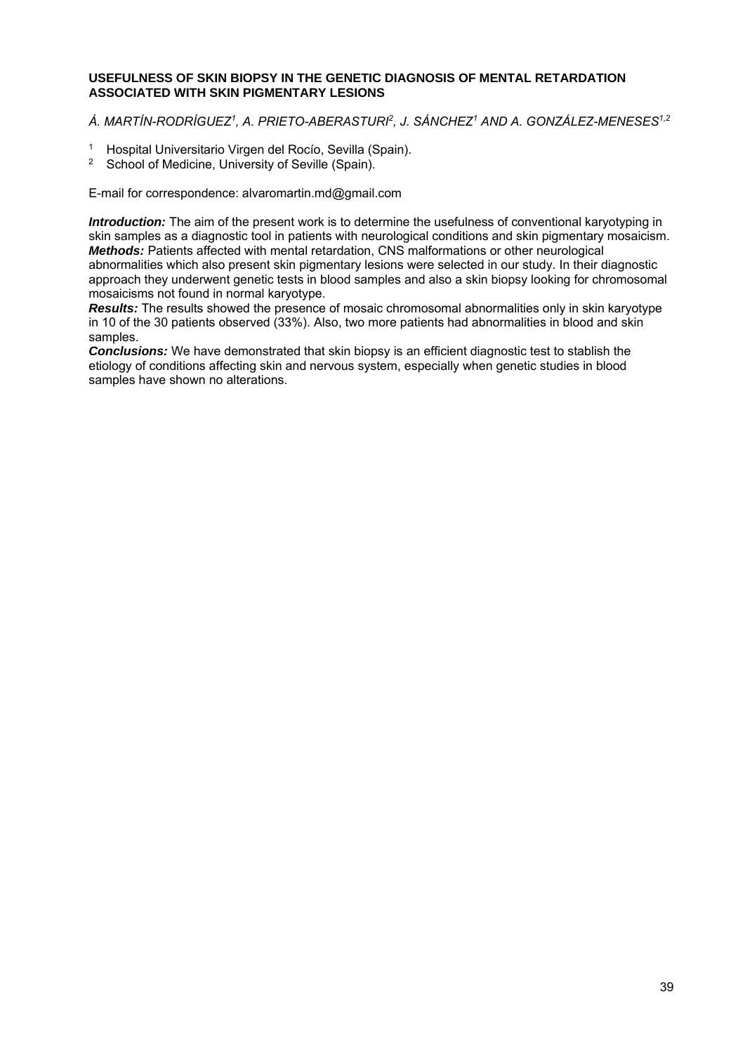**USEFULNESS OF SKIN BIOPSY IN THE GENETIC DIAGNOSIS OF MENTAL RETARDATION ASSOCIATED WITH SKIN PIGMENTARY LESIONS**

*Á. MARTÍN-RODRÍGUEZ[1], A. PRIETO-ABERASTURI[2], J. SÁNCHEZ[1] AND A. GONZÁLEZ-MENESES[1,2]*

[1] Hospital Universitario Virgen del Rocío, Sevilla (Spain).
[2] School of Medicine, University of Seville (Spain).

E-mail for correspondence: alvaromartin.md@gmail.com

***Introduction:*** The aim of the present work is to determine the usefulness of conventional karyotyping in skin samples as a diagnostic tool in patients with neurological conditions and skin pigmentary mosaicism.
***Methods:*** Patients affected with mental retardation, CNS malformations or other neurological abnormalities which also present skin pigmentary lesions were selected in our study. In their diagnostic approach they underwent genetic tests in blood samples and also a skin biopsy looking for chromosomal mosaicisms not found in normal karyotype.
***Results:*** The results showed the presence of mosaic chromosomal abnormalities only in skin karyotype in 10 of the 30 patients observed (33%). Also, two more patients had abnormalities in blood and skin samples.
***Conclusions:*** We have demonstrated that skin biopsy is an efficient diagnostic test to stablish the etiology of conditions affecting skin and nervous system, especially when genetic studies in blood samples have shown no alterations.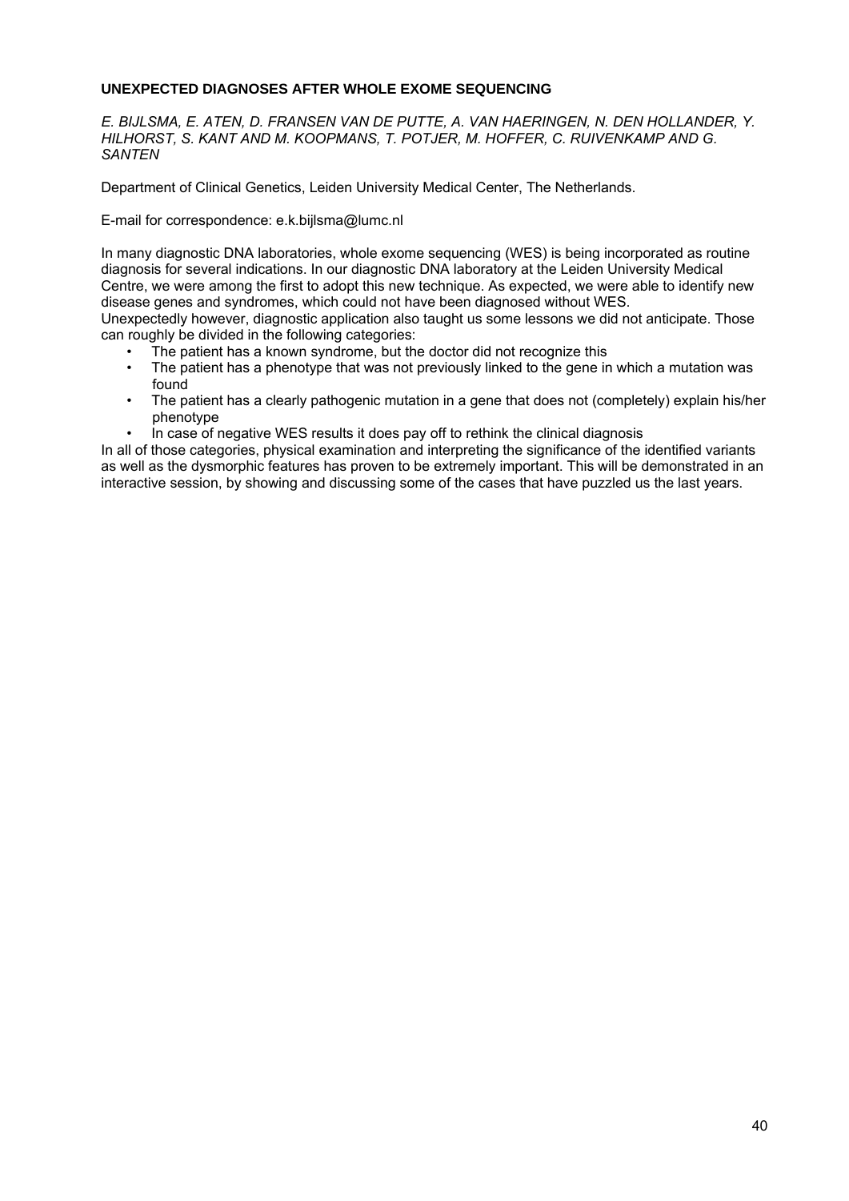# UNEXPECTED DIAGNOSES AFTER WHOLE EXOME SEQUENCING

*E. BIJLSMA, E. ATEN, D. FRANSEN VAN DE PUTTE, A. VAN HAERINGEN, N. DEN HOLLANDER, Y. HILHORST, S. KANT AND M. KOOPMANS, T. POTJER, M. HOFFER, C. RUIVENKAMP AND G. SANTEN*

Department of Clinical Genetics, Leiden University Medical Center, The Netherlands.

E-mail for correspondence: e.k.bijlsma@lumc.nl

In many diagnostic DNA laboratories, whole exome sequencing (WES) is being incorporated as routine diagnosis for several indications. In our diagnostic DNA laboratory at the Leiden University Medical Centre, we were among the first to adopt this new technique. As expected, we were able to identify new disease genes and syndromes, which could not have been diagnosed without WES.
Unexpectedly however, diagnostic application also taught us some lessons we did not anticipate. Those can roughly be divided in the following categories:

- The patient has a known syndrome, but the doctor did not recognize this
- The patient has a phenotype that was not previously linked to the gene in which a mutation was found
- The patient has a clearly pathogenic mutation in a gene that does not (completely) explain his/her phenotype
- In case of negative WES results it does pay off to rethink the clinical diagnosis

In all of those categories, physical examination and interpreting the significance of the identified variants as well as the dysmorphic features has proven to be extremely important. This will be demonstrated in an interactive session, by showing and discussing some of the cases that have puzzled us the last years.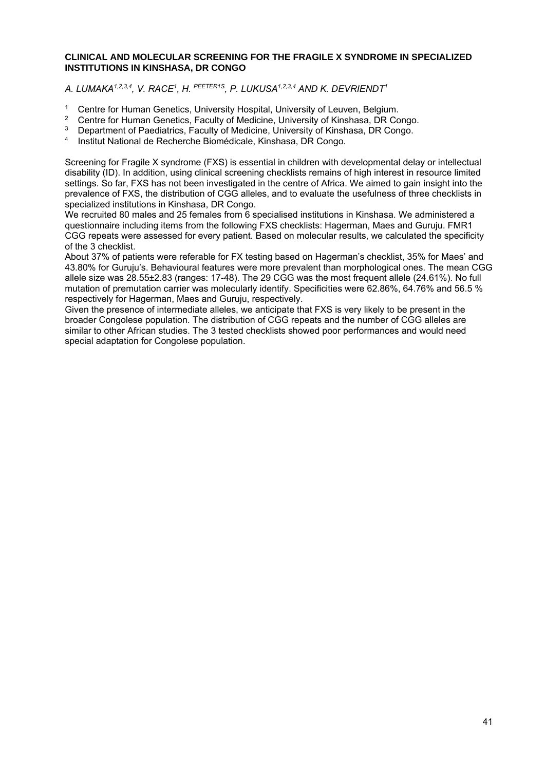## CLINICAL AND MOLECULAR SCREENING FOR THE FRAGILE X SYNDROME IN SPECIALIZED INSTITUTIONS IN KINSHASA, DR CONGO

*A. LUMAKA[1,2,3,4], V. RACE[1], H. [PEETER1S], P. LUKUSA[1,2,3,4] AND K. DEVRIENDT[1]*

1. Centre for Human Genetics, University Hospital, University of Leuven, Belgium.
2. Centre for Human Genetics, Faculty of Medicine, University of Kinshasa, DR Congo.
3. Department of Paediatrics, Faculty of Medicine, University of Kinshasa, DR Congo.
4. Institut National de Recherche Biomédicale, Kinshasa, DR Congo.

Screening for Fragile X syndrome (FXS) is essential in children with developmental delay or intellectual disability (ID). In addition, using clinical screening checklists remains of high interest in resource limited settings. So far, FXS has not been investigated in the centre of Africa. We aimed to gain insight into the prevalence of FXS, the distribution of CGG alleles, and to evaluate the usefulness of three checklists in specialized institutions in Kinshasa, DR Congo.
We recruited 80 males and 25 females from 6 specialised institutions in Kinshasa. We administered a questionnaire including items from the following FXS checklists: Hagerman, Maes and Guruju. FMR1 CGG repeats were assessed for every patient. Based on molecular results, we calculated the specificity of the 3 checklist.
About 37% of patients were referable for FX testing based on Hagerman's checklist, 35% for Maes' and 43.80% for Guruju's. Behavioural features were more prevalent than morphological ones. The mean CGG allele size was 28.55±2.83 (ranges: 17-48). The 29 CGG was the most frequent allele (24.61%). No full mutation of premutation carrier was molecularly identify. Specificities were 62.86%, 64.76% and 56.5 % respectively for Hagerman, Maes and Guruju, respectively.
Given the presence of intermediate alleles, we anticipate that FXS is very likely to be present in the broader Congolese population. The distribution of CGG repeats and the number of CGG alleles are similar to other African studies. The 3 tested checklists showed poor performances and would need special adaptation for Congolese population.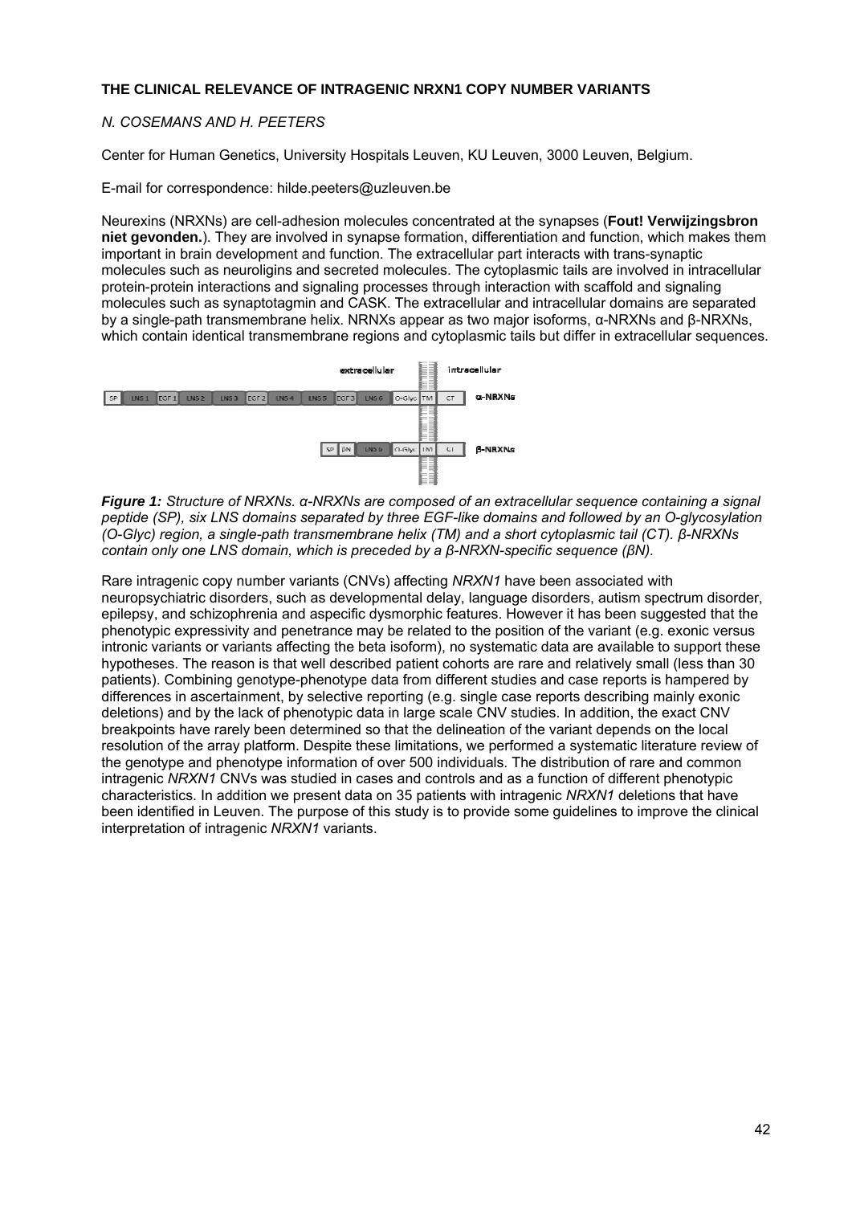**THE CLINICAL RELEVANCE OF INTRAGENIC NRXN1 COPY NUMBER VARIANTS**

*N. COSEMANS AND H. PEETERS*

Center for Human Genetics, University Hospitals Leuven, KU Leuven, 3000 Leuven, Belgium.

E-mail for correspondence: hilde.peeters@uzleuven.be

Neurexins (NRXNs) are cell-adhesion molecules concentrated at the synapses (**Fout! Verwijzingsbron niet gevonden.**). They are involved in synapse formation, differentiation and function, which makes them important in brain development and function. The extracellular part interacts with trans-synaptic molecules such as neuroligins and secreted molecules. The cytoplasmic tails are involved in intracellular protein-protein interactions and signaling processes through interaction with scaffold and signaling molecules such as synaptotagmin and CASK. The extracellular and intracellular domains are separated by a single-path transmembrane helix. NRNXs appear as two major isoforms, α-NRXNs and β-NRXNs, which contain identical transmembrane regions and cytoplasmic tails but differ in extracellular sequences.

***Figure 1:*** *Structure of NRXNs. α-NRXNs are composed of an extracellular sequence containing a signal peptide (SP), six LNS domains separated by three EGF-like domains and followed by an O-glycosylation (O-Glyc) region, a single-path transmembrane helix (TM) and a short cytoplasmic tail (CT). β-NRXNs contain only one LNS domain, which is preceded by a β-NRXN-specific sequence (βN).*

Rare intragenic copy number variants (CNVs) affecting *NRXN1* have been associated with neuropsychiatric disorders, such as developmental delay, language disorders, autism spectrum disorder, epilepsy, and schizophrenia and aspecific dysmorphic features. However it has been suggested that the phenotypic expressivity and penetrance may be related to the position of the variant (e.g. exonic versus intronic variants or variants affecting the beta isoform), no systematic data are available to support these hypotheses. The reason is that well described patient cohorts are rare and relatively small (less than 30 patients). Combining genotype-phenotype data from different studies and case reports is hampered by differences in ascertainment, by selective reporting (e.g. single case reports describing mainly exonic deletions) and by the lack of phenotypic data in large scale CNV studies. In addition, the exact CNV breakpoints have rarely been determined so that the delineation of the variant depends on the local resolution of the array platform. Despite these limitations, we performed a systematic literature review of the genotype and phenotype information of over 500 individuals. The distribution of rare and common intragenic *NRXN1* CNVs was studied in cases and controls and as a function of different phenotypic characteristics. In addition we present data on 35 patients with intragenic *NRXN1* deletions that have been identified in Leuven. The purpose of this study is to provide some guidelines to improve the clinical interpretation of intragenic *NRXN1* variants.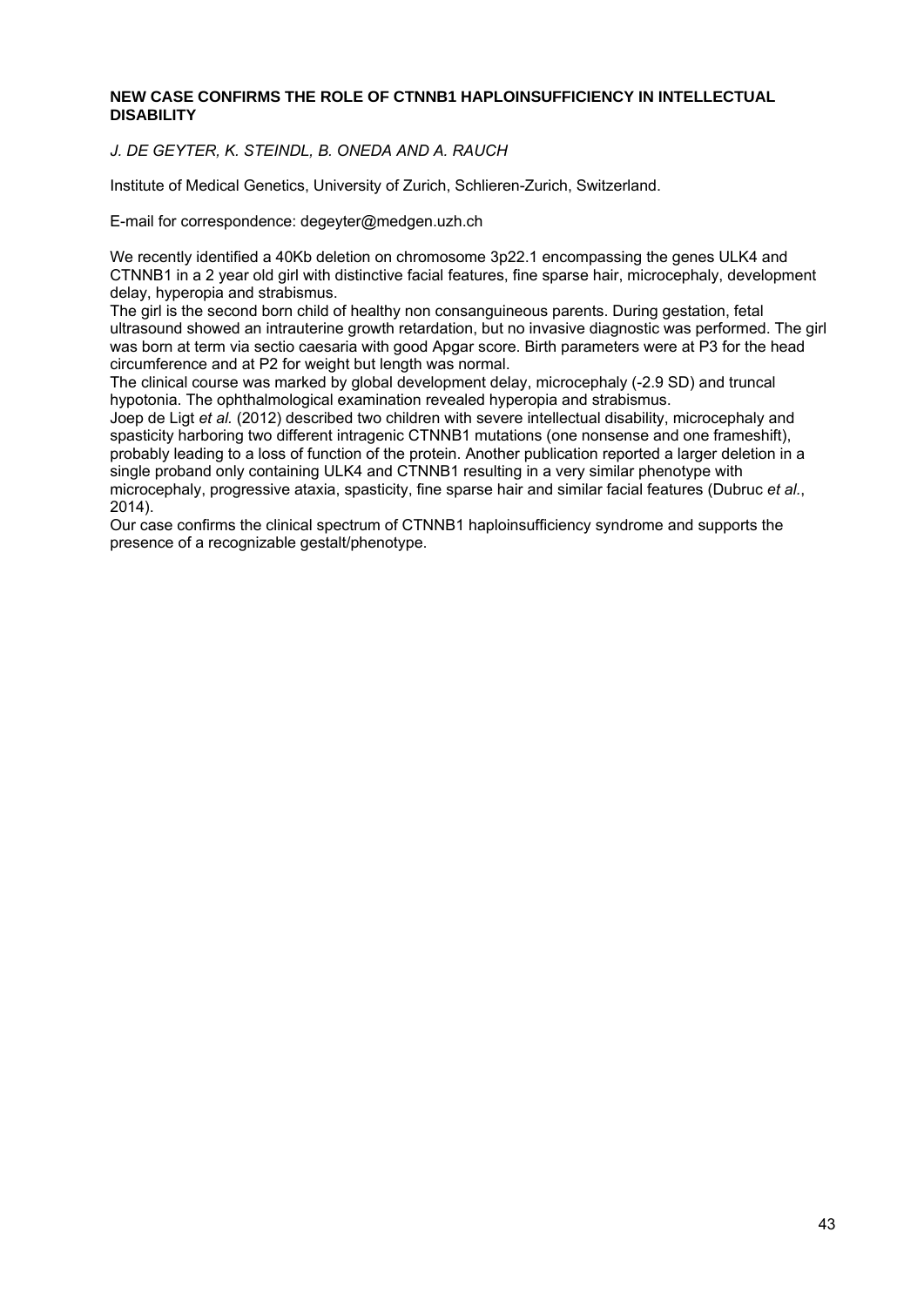### NEW CASE CONFIRMS THE ROLE OF CTNNB1 HAPLOINSUFFICIENCY IN INTELLECTUAL DISABILITY

*J. DE GEYTER, K. STEINDL, B. ONEDA AND A. RAUCH*

Institute of Medical Genetics, University of Zurich, Schlieren-Zurich, Switzerland.

E-mail for correspondence: degeyter@medgen.uzh.ch

We recently identified a 40Kb deletion on chromosome 3p22.1 encompassing the genes ULK4 and CTNNB1 in a 2 year old girl with distinctive facial features, fine sparse hair, microcephaly, development delay, hyperopia and strabismus.

The girl is the second born child of healthy non consanguineous parents. During gestation, fetal ultrasound showed an intrauterine growth retardation, but no invasive diagnostic was performed. The girl was born at term via sectio caesaria with good Apgar score. Birth parameters were at P3 for the head circumference and at P2 for weight but length was normal.

The clinical course was marked by global development delay, microcephaly (-2.9 SD) and truncal hypotonia. The ophthalmological examination revealed hyperopia and strabismus.

Joep de Ligt *et al.* (2012) described two children with severe intellectual disability, microcephaly and spasticity harboring two different intragenic CTNNB1 mutations (one nonsense and one frameshift), probably leading to a loss of function of the protein. Another publication reported a larger deletion in a single proband only containing ULK4 and CTNNB1 resulting in a very similar phenotype with microcephaly, progressive ataxia, spasticity, fine sparse hair and similar facial features (Dubruc *et al.*, 2014).

Our case confirms the clinical spectrum of CTNNB1 haploinsufficiency syndrome and supports the presence of a recognizable gestalt/phenotype.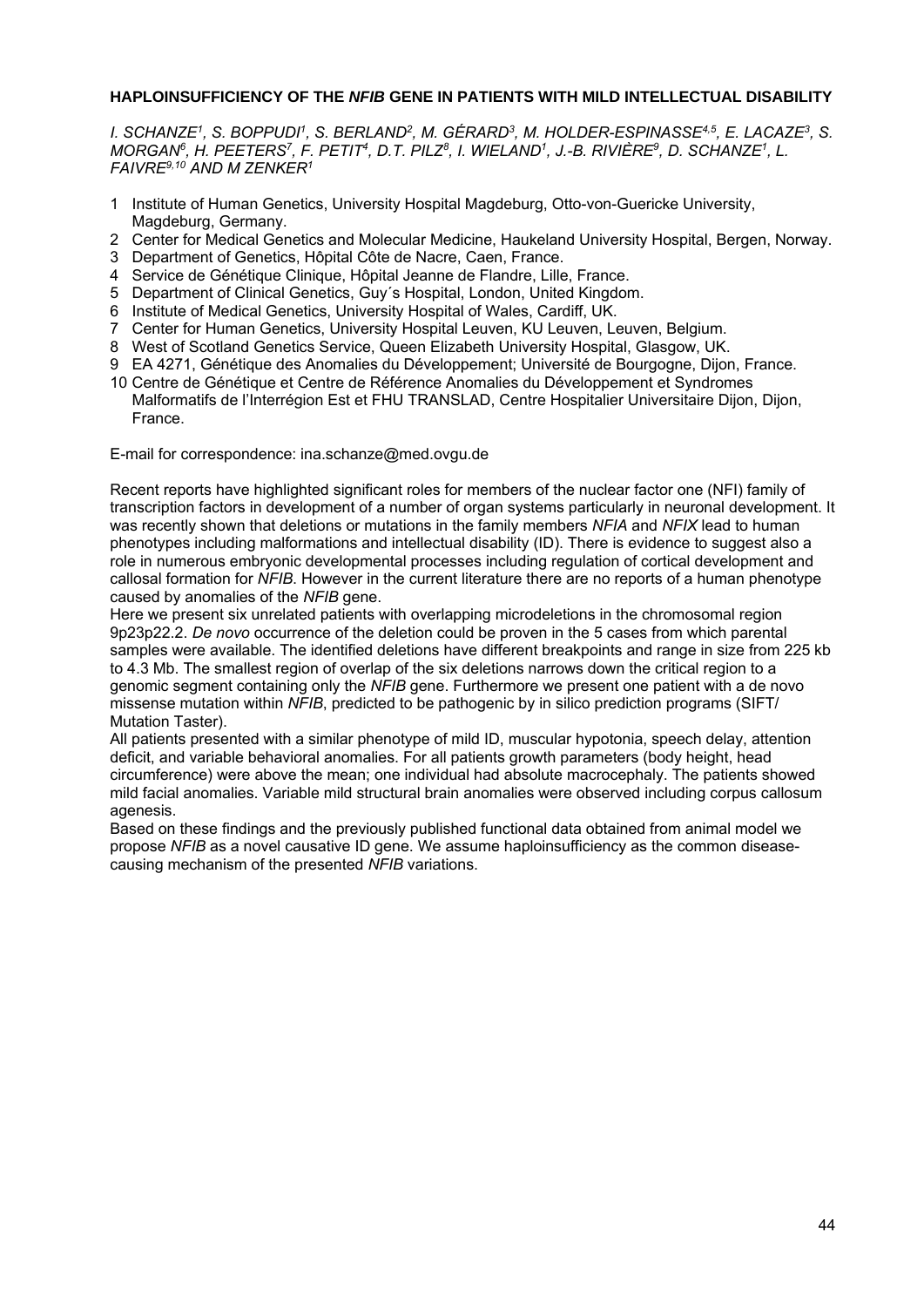**HAPLOINSUFFICIENCY OF THE *NFIB* GENE IN PATIENTS WITH MILD INTELLECTUAL DISABILITY**

*I. SCHANZE[1], S. BOPPUDI[1], S. BERLAND[2], M. GÉRARD[3], M. HOLDER-ESPINASSE[4,5], E. LACAZE[3], S. MORGAN[6], H. PEETERS[7], F. PETIT[4], D.T. PILZ[8], I. WIELAND[1], J.-B. RIVIÈRE[9], D. SCHANZE[1], L. FAIVRE[9,10] AND M ZENKER[1]*

1 Institute of Human Genetics, University Hospital Magdeburg, Otto-von-Guericke University, Magdeburg, Germany.
2 Center for Medical Genetics and Molecular Medicine, Haukeland University Hospital, Bergen, Norway.
3 Department of Genetics, Hôpital Côte de Nacre, Caen, France.
4 Service de Génétique Clinique, Hôpital Jeanne de Flandre, Lille, France.
5 Department of Clinical Genetics, Guy´s Hospital, London, United Kingdom.
6 Institute of Medical Genetics, University Hospital of Wales, Cardiff, UK.
7 Center for Human Genetics, University Hospital Leuven, KU Leuven, Leuven, Belgium.
8 West of Scotland Genetics Service, Queen Elizabeth University Hospital, Glasgow, UK.
9 EA 4271, Génétique des Anomalies du Développement; Université de Bourgogne, Dijon, France.
10 Centre de Génétique et Centre de Référence Anomalies du Développement et Syndromes Malformatifs de l'Interrégion Est et FHU TRANSLAD, Centre Hospitalier Universitaire Dijon, Dijon, France.

E-mail for correspondence: ina.schanze@med.ovgu.de

Recent reports have highlighted significant roles for members of the nuclear factor one (NFI) family of transcription factors in development of a number of organ systems particularly in neuronal development. It was recently shown that deletions or mutations in the family members *NFIA* and *NFIX* lead to human phenotypes including malformations and intellectual disability (ID). There is evidence to suggest also a role in numerous embryonic developmental processes including regulation of cortical development and callosal formation for *NFIB*. However in the current literature there are no reports of a human phenotype caused by anomalies of the *NFIB* gene.

Here we present six unrelated patients with overlapping microdeletions in the chromosomal region 9p23p22.2. *De novo* occurrence of the deletion could be proven in the 5 cases from which parental samples were available. The identified deletions have different breakpoints and range in size from 225 kb to 4.3 Mb. The smallest region of overlap of the six deletions narrows down the critical region to a genomic segment containing only the *NFIB* gene. Furthermore we present one patient with a de novo missense mutation within *NFIB*, predicted to be pathogenic by in silico prediction programs (SIFT/ Mutation Taster).

All patients presented with a similar phenotype of mild ID, muscular hypotonia, speech delay, attention deficit, and variable behavioral anomalies. For all patients growth parameters (body height, head circumference) were above the mean; one individual had absolute macrocephaly. The patients showed mild facial anomalies. Variable mild structural brain anomalies were observed including corpus callosum agenesis.

Based on these findings and the previously published functional data obtained from animal model we propose *NFIB* as a novel causative ID gene. We assume haploinsufficiency as the common disease-causing mechanism of the presented *NFIB* variations.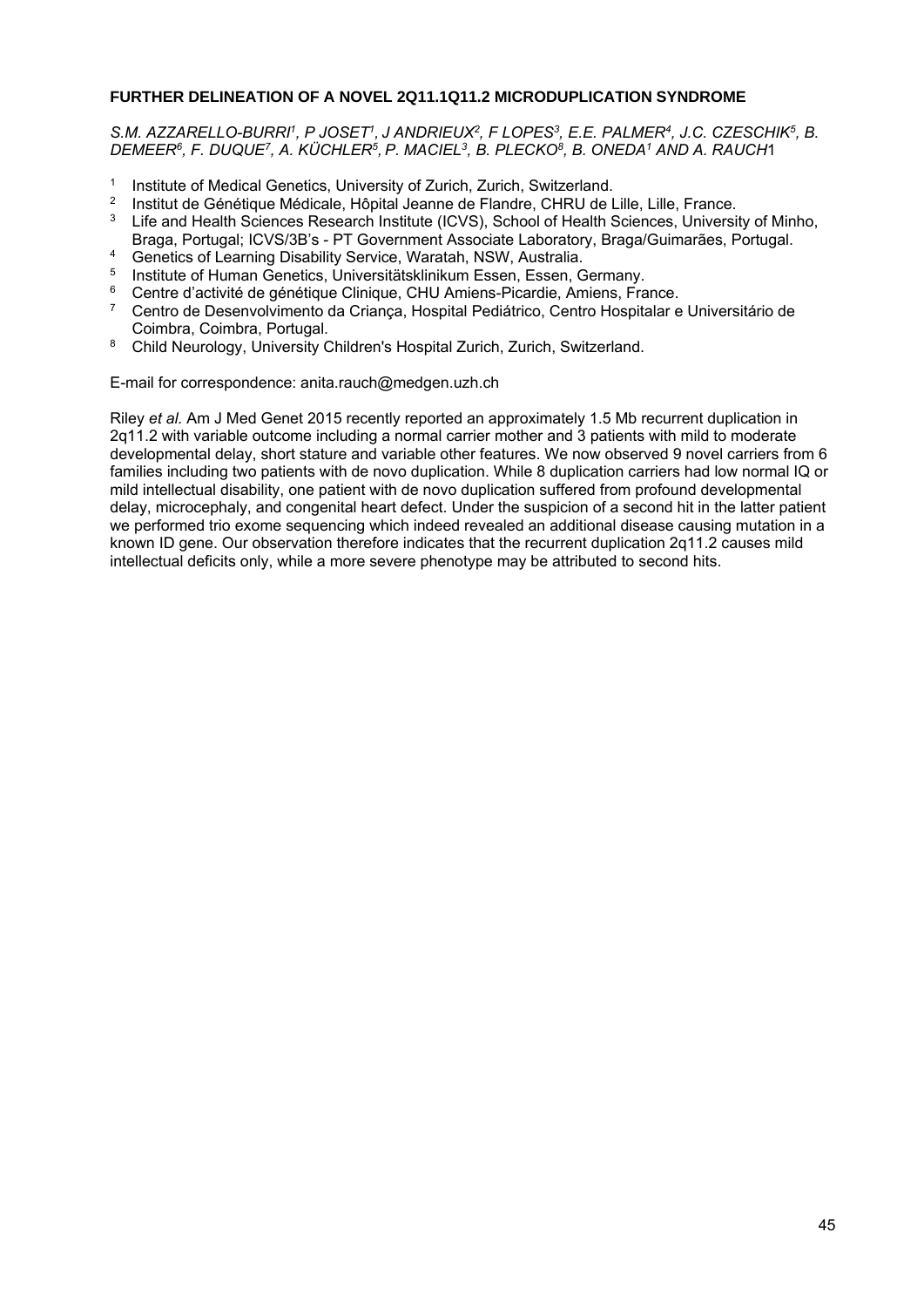**FURTHER DELINEATION OF A NOVEL 2Q11.1Q11.2 MICRODUPLICATION SYNDROME**

*S.M. AZZARELLO-BURRI[1], P JOSET[1], J ANDRIEUX[2], F LOPES[3], E.E. PALMER[4], J.C. CZESCHIK[5], B. DEMEER[6], F. DUQUE[7], A. KÜCHLER[5], P. MACIEL[3], B. PLECKO[8], B. ONEDA[1] AND A. RAUCH*[1]

1. Institute of Medical Genetics, University of Zurich, Zurich, Switzerland.
2. Institut de Génétique Médicale, Hôpital Jeanne de Flandre, CHRU de Lille, Lille, France.
3. Life and Health Sciences Research Institute (ICVS), School of Health Sciences, University of Minho, Braga, Portugal; ICVS/3B's - PT Government Associate Laboratory, Braga/Guimarães, Portugal.
4. Genetics of Learning Disability Service, Waratah, NSW, Australia.
5. Institute of Human Genetics, Universitätsklinikum Essen, Essen, Germany.
6. Centre d'activité de génétique Clinique, CHU Amiens-Picardie, Amiens, France.
7. Centro de Desenvolvimento da Criança, Hospital Pediátrico, Centro Hospitalar e Universitário de Coimbra, Coimbra, Portugal.
8. Child Neurology, University Children's Hospital Zurich, Zurich, Switzerland.

E-mail for correspondence: anita.rauch@medgen.uzh.ch

Riley *et al.* Am J Med Genet 2015 recently reported an approximately 1.5 Mb recurrent duplication in 2q11.2 with variable outcome including a normal carrier mother and 3 patients with mild to moderate developmental delay, short stature and variable other features. We now observed 9 novel carriers from 6 families including two patients with de novo duplication. While 8 duplication carriers had low normal IQ or mild intellectual disability, one patient with de novo duplication suffered from profound developmental delay, microcephaly, and congenital heart defect. Under the suspicion of a second hit in the latter patient we performed trio exome sequencing which indeed revealed an additional disease causing mutation in a known ID gene. Our observation therefore indicates that the recurrent duplication 2q11.2 causes mild intellectual deficits only, while a more severe phenotype may be attributed to second hits.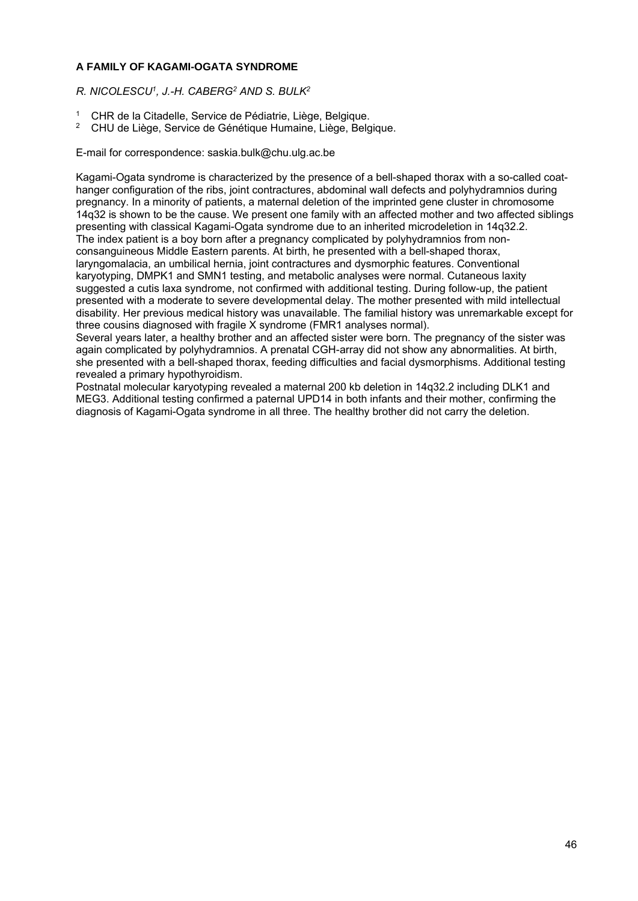## A FAMILY OF KAGAMI-OGATA SYNDROME

*R. NICOLESCU[1], J.-H. CABERG[2] AND S. BULK[2]*

[1] CHR de la Citadelle, Service de Pédiatrie, Liège, Belgique.
[2] CHU de Liège, Service de Génétique Humaine, Liège, Belgique.

E-mail for correspondence: saskia.bulk@chu.ulg.ac.be

Kagami-Ogata syndrome is characterized by the presence of a bell-shaped thorax with a so-called coat-hanger configuration of the ribs, joint contractures, abdominal wall defects and polyhydramnios during pregnancy. In a minority of patients, a maternal deletion of the imprinted gene cluster in chromosome 14q32 is shown to be the cause. We present one family with an affected mother and two affected siblings presenting with classical Kagami-Ogata syndrome due to an inherited microdeletion in 14q32.2.
The index patient is a boy born after a pregnancy complicated by polyhydramnios from non-consanguineous Middle Eastern parents. At birth, he presented with a bell-shaped thorax, laryngomalacia, an umbilical hernia, joint contractures and dysmorphic features. Conventional karyotyping, DMPK1 and SMN1 testing, and metabolic analyses were normal. Cutaneous laxity suggested a cutis laxa syndrome, not confirmed with additional testing. During follow-up, the patient presented with a moderate to severe developmental delay. The mother presented with mild intellectual disability. Her previous medical history was unavailable. The familial history was unremarkable except for three cousins diagnosed with fragile X syndrome (FMR1 analyses normal).
Several years later, a healthy brother and an affected sister were born. The pregnancy of the sister was again complicated by polyhydramnios. A prenatal CGH-array did not show any abnormalities. At birth, she presented with a bell-shaped thorax, feeding difficulties and facial dysmorphisms. Additional testing revealed a primary hypothyroidism.
Postnatal molecular karyotyping revealed a maternal 200 kb deletion in 14q32.2 including DLK1 and MEG3. Additional testing confirmed a paternal UPD14 in both infants and their mother, confirming the diagnosis of Kagami-Ogata syndrome in all three. The healthy brother did not carry the deletion.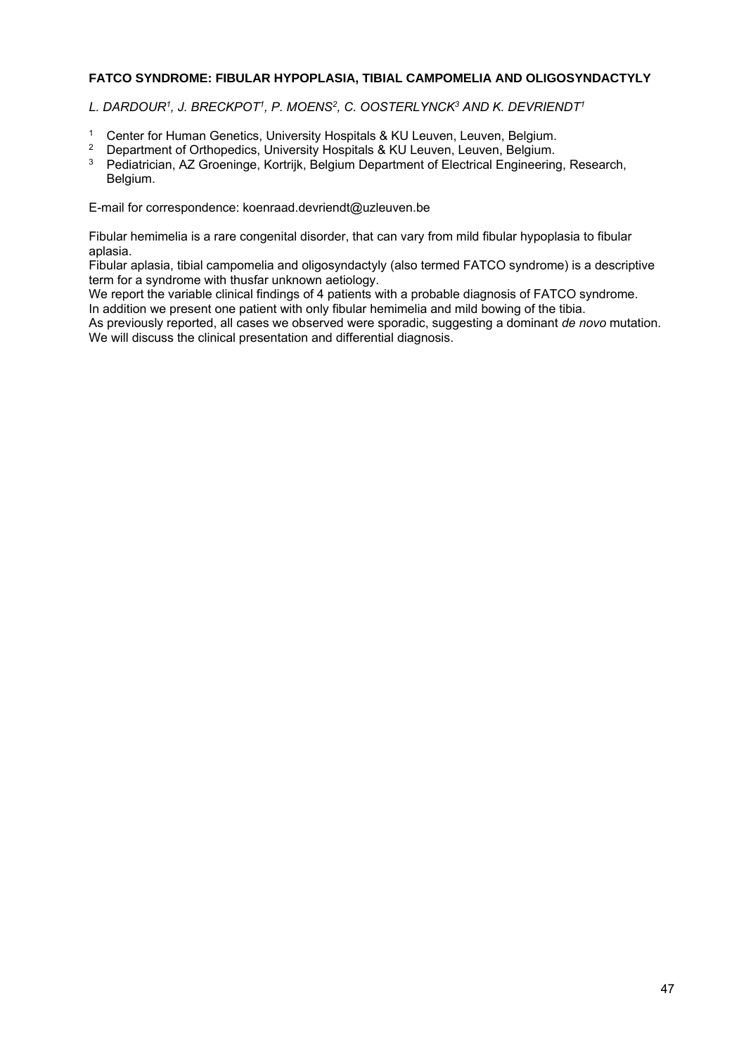**FATCO SYNDROME: FIBULAR HYPOPLASIA, TIBIAL CAMPOMELIA AND OLIGOSYNDACTYLY**

*L. DARDOUR[1], J. BRECKPOT[1], P. MOENS[2], C. OOSTERLYNCK[3] AND K. DEVRIENDT[1]*

[1] Center for Human Genetics, University Hospitals & KU Leuven, Leuven, Belgium.
[2] Department of Orthopedics, University Hospitals & KU Leuven, Leuven, Belgium.
[3] Pediatrician, AZ Groeninge, Kortrijk, Belgium Department of Electrical Engineering, Research, Belgium.

E-mail for correspondence: koenraad.devriendt@uzleuven.be

Fibular hemimelia is a rare congenital disorder, that can vary from mild fibular hypoplasia to fibular aplasia.
Fibular aplasia, tibial campomelia and oligosyndactyly (also termed FATCO syndrome) is a descriptive term for a syndrome with thusfar unknown aetiology.
We report the variable clinical findings of 4 patients with a probable diagnosis of FATCO syndrome.
In addition we present one patient with only fibular hemimelia and mild bowing of the tibia.
As previously reported, all cases we observed were sporadic, suggesting a dominant *de novo* mutation.
We will discuss the clinical presentation and differential diagnosis.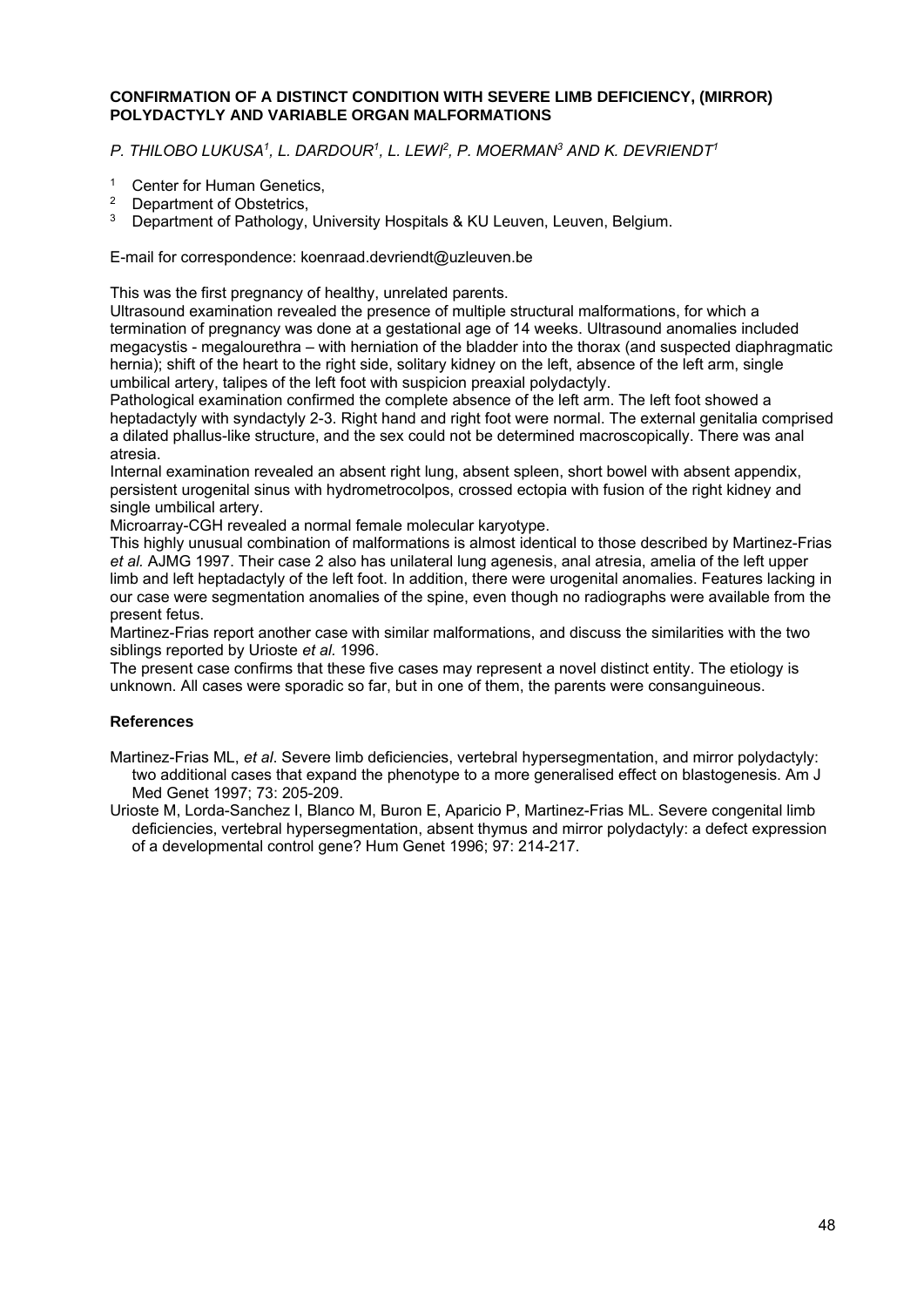**CONFIRMATION OF A DISTINCT CONDITION WITH SEVERE LIMB DEFICIENCY, (MIRROR) POLYDACTYLY AND VARIABLE ORGAN MALFORMATIONS**

*P. THILOBO LUKUSA[1], L. DARDOUR[1], L. LEWI[2], P. MOERMAN[3] AND K. DEVRIENDT[1]*

[1] Center for Human Genetics,
[2] Department of Obstetrics,
[3] Department of Pathology, University Hospitals & KU Leuven, Leuven, Belgium.

E-mail for correspondence: koenraad.devriendt@uzleuven.be

This was the first pregnancy of healthy, unrelated parents.

Ultrasound examination revealed the presence of multiple structural malformations, for which a termination of pregnancy was done at a gestational age of 14 weeks. Ultrasound anomalies included megacystis - megalourethra – with herniation of the bladder into the thorax (and suspected diaphragmatic hernia); shift of the heart to the right side, solitary kidney on the left, absence of the left arm, single umbilical artery, talipes of the left foot with suspicion preaxial polydactyly.

Pathological examination confirmed the complete absence of the left arm. The left foot showed a heptadactyly with syndactyly 2-3. Right hand and right foot were normal. The external genitalia comprised a dilated phallus-like structure, and the sex could not be determined macroscopically. There was anal atresia.

Internal examination revealed an absent right lung, absent spleen, short bowel with absent appendix, persistent urogenital sinus with hydrometrocolpos, crossed ectopia with fusion of the right kidney and single umbilical artery.

Microarray-CGH revealed a normal female molecular karyotype.

This highly unusual combination of malformations is almost identical to those described by Martinez-Frias *et al.* AJMG 1997. Their case 2 also has unilateral lung agenesis, anal atresia, amelia of the left upper limb and left heptadactyly of the left foot. In addition, there were urogenital anomalies. Features lacking in our case were segmentation anomalies of the spine, even though no radiographs were available from the present fetus.

Martinez-Frias report another case with similar malformations, and discuss the similarities with the two siblings reported by Urioste *et al.* 1996.

The present case confirms that these five cases may represent a novel distinct entity. The etiology is unknown. All cases were sporadic so far, but in one of them, the parents were consanguineous.

**References**

Martinez-Frias ML, *et al*. Severe limb deficiencies, vertebral hypersegmentation, and mirror polydactyly: two additional cases that expand the phenotype to a more generalised effect on blastogenesis. Am J Med Genet 1997; 73: 205-209.

Urioste M, Lorda-Sanchez I, Blanco M, Buron E, Aparicio P, Martinez-Frias ML. Severe congenital limb deficiencies, vertebral hypersegmentation, absent thymus and mirror polydactyly: a defect expression of a developmental control gene? Hum Genet 1996; 97: 214-217.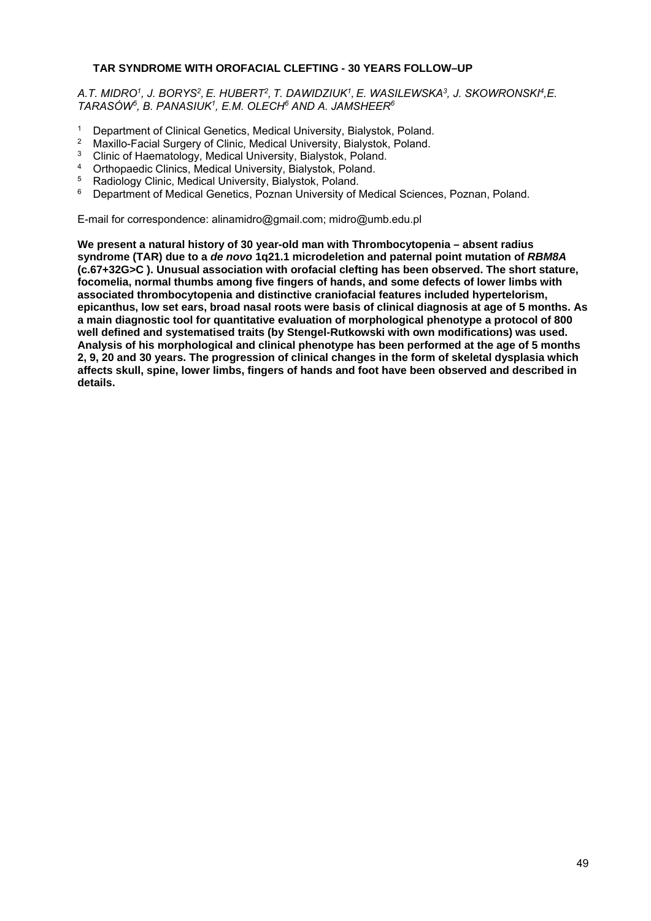# TAR SYNDROME WITH OROFACIAL CLEFTING - 30 YEARS FOLLOW–UP

*A.T. MIDRO[1], J. BORYS[2], E. HUBERT[2], T. DAWIDZIUK[1], E. WASILEWSKA[3], J. SKOWRONSKI[4], E. TARASÓW[5], B. PANASIUK[1], E.M. OLECH[6] AND A. JAMSHEER[6]*

1. Department of Clinical Genetics, Medical University, Bialystok, Poland.
2. Maxillo-Facial Surgery of Clinic, Medical University, Bialystok, Poland.
3. Clinic of Haematology, Medical University, Bialystok, Poland.
4. Orthopaedic Clinics, Medical University, Bialystok, Poland.
5. Radiology Clinic, Medical University, Bialystok, Poland.
6. Department of Medical Genetics, Poznan University of Medical Sciences, Poznan, Poland.

E-mail for correspondence: alinamidro@gmail.com; midro@umb.edu.pl

**We present a natural history of 30 year-old man with Thrombocytopenia – absent radius syndrome (TAR) due to a *de novo* 1q21.1 microdeletion and paternal point mutation of *RBM8A* (c.67+32G>C ). Unusual association with orofacial clefting has been observed. The short stature, focomelia, normal thumbs among five fingers of hands, and some defects of lower limbs with associated thrombocytopenia and distinctive craniofacial features included hypertelorism, epicanthus, low set ears, broad nasal roots were basis of clinical diagnosis at age of 5 months. As a main diagnostic tool for quantitative evaluation of morphological phenotype a protocol of 800 well defined and systematised traits (by Stengel-Rutkowski with own modifications) was used. Analysis of his morphological and clinical phenotype has been performed at the age of 5 months 2, 9, 20 and 30 years. The progression of clinical changes in the form of skeletal dysplasia which affects skull, spine, lower limbs, fingers of hands and foot have been observed and described in details.**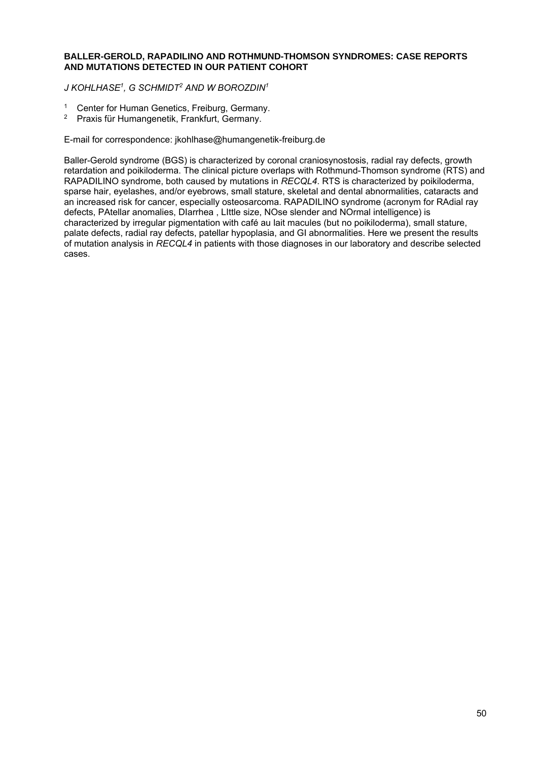# BALLER-GEROLD, RAPADILINO AND ROTHMUND-THOMSON SYNDROMES: CASE REPORTS AND MUTATIONS DETECTED IN OUR PATIENT COHORT

*J KOHLHASE[1], G SCHMIDT[2] AND W BOROZDIN[1]*

[1] Center for Human Genetics, Freiburg, Germany.
[2] Praxis für Humangenetik, Frankfurt, Germany.

E-mail for correspondence: jkohlhase@humangenetik-freiburg.de

Baller-Gerold syndrome (BGS) is characterized by coronal craniosynostosis, radial ray defects, growth retardation and poikiloderma. The clinical picture overlaps with Rothmund-Thomson syndrome (RTS) and RAPADILINO syndrome, both caused by mutations in *RECQL4*. RTS is characterized by poikiloderma, sparse hair, eyelashes, and/or eyebrows, small stature, skeletal and dental abnormalities, cataracts and an increased risk for cancer, especially osteosarcoma. RAPADILINO syndrome (acronym for RAdial ray defects, PAtellar anomalies, DIarrhea , LIttle size, NOse slender and NOrmal intelligence) is characterized by irregular pigmentation with café au lait macules (but no poikiloderma), small stature, palate defects, radial ray defects, patellar hypoplasia, and GI abnormalities. Here we present the results of mutation analysis in *RECQL4* in patients with those diagnoses in our laboratory and describe selected cases.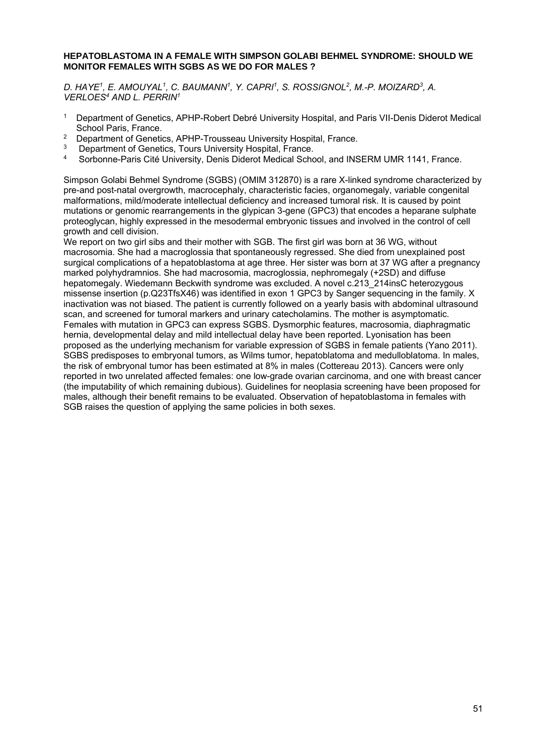**HEPATOBLASTOMA IN A FEMALE WITH SIMPSON GOLABI BEHMEL SYNDROME: SHOULD WE MONITOR FEMALES WITH SGBS AS WE DO FOR MALES ?**

*D. HAYE[1], E. AMOUYAL[1], C. BAUMANN[1], Y. CAPRI[1], S. ROSSIGNOL[2], M.-P. MOIZARD[3], A. VERLOES[4] AND L. PERRIN[1]*

[1] Department of Genetics, APHP-Robert Debré University Hospital, and Paris VII-Denis Diderot Medical School Paris, France.
[2] Department of Genetics, APHP-Trousseau University Hospital, France.
[3] Department of Genetics, Tours University Hospital, France.
[4] Sorbonne-Paris Cité University, Denis Diderot Medical School, and INSERM UMR 1141, France.

Simpson Golabi Behmel Syndrome (SGBS) (OMIM 312870) is a rare X-linked syndrome characterized by pre-and post-natal overgrowth, macrocephaly, characteristic facies, organomegaly, variable congenital malformations, mild/moderate intellectual deficiency and increased tumoral risk. It is caused by point mutations or genomic rearrangements in the glypican 3-gene (GPC3) that encodes a heparane sulphate proteoglycan, highly expressed in the mesodermal embryonic tissues and involved in the control of cell growth and cell division.
We report on two girl sibs and their mother with SGB. The first girl was born at 36 WG, without macrosomia. She had a macroglossia that spontaneously regressed. She died from unexplained post surgical complications of a hepatoblastoma at age three. Her sister was born at 37 WG after a pregnancy marked polyhydramnios. She had macrosomia, macroglossia, nephromegaly (+2SD) and diffuse hepatomegaly. Wiedemann Beckwith syndrome was excluded. A novel c.213_214insC heterozygous missense insertion (p.Q23TfsX46) was identified in exon 1 GPC3 by Sanger sequencing in the family. X inactivation was not biased. The patient is currently followed on a yearly basis with abdominal ultrasound scan, and screened for tumoral markers and urinary catecholamins. The mother is asymptomatic.
Females with mutation in GPC3 can express SGBS. Dysmorphic features, macrosomia, diaphragmatic hernia, developmental delay and mild intellectual delay have been reported. Lyonisation has been proposed as the underlying mechanism for variable expression of SGBS in female patients (Yano 2011). SGBS predisposes to embryonal tumors, as Wilms tumor, hepatoblatoma and medulloblatoma. In males, the risk of embryonal tumor has been estimated at 8% in males (Cottereau 2013). Cancers were only reported in two unrelated affected females: one low-grade ovarian carcinoma, and one with breast cancer (the imputability of which remaining dubious). Guidelines for neoplasia screening have been proposed for males, although their benefit remains to be evaluated. Observation of hepatoblastoma in females with SGB raises the question of applying the same policies in both sexes.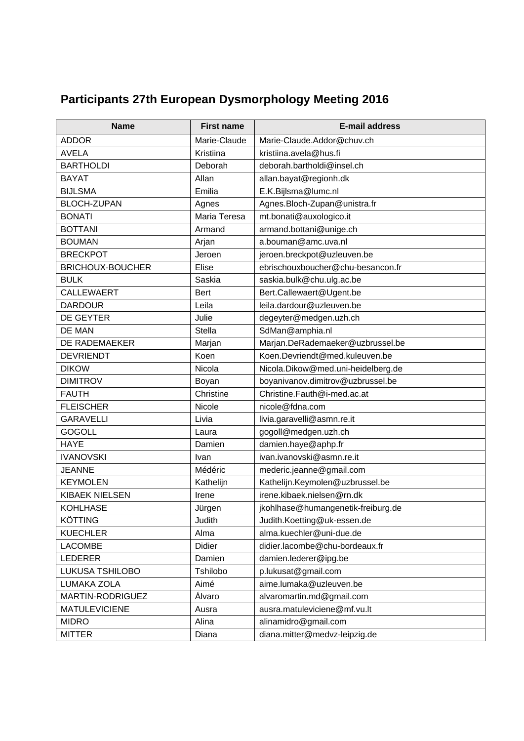## Participants 27th European Dysmorphology Meeting 2016

| Name | First name | E-mail address |
|---|---|---|
| ADDOR | Marie-Claude | Marie-Claude.Addor@chuv.ch |
| AVELA | Kristiina | kristiina.avela@hus.fi |
| BARTHOLDI | Deborah | deborah.bartholdi@insel.ch |
| BAYAT | Allan | allan.bayat@regionh.dk |
| BIJLSMA | Emilia | E.K.Bijlsma@lumc.nl |
| BLOCH-ZUPAN | Agnes | Agnes.Bloch-Zupan@unistra.fr |
| BONATI | Maria Teresa | mt.bonati@auxologico.it |
| BOTTANI | Armand | armand.bottani@unige.ch |
| BOUMAN | Arjan | a.bouman@amc.uva.nl |
| BRECKPOT | Jeroen | jeroen.breckpot@uzleuven.be |
| BRICHOUX-BOUCHER | Elise | ebrischouxboucher@chu-besancon.fr |
| BULK | Saskia | saskia.bulk@chu.ulg.ac.be |
| CALLEWAERT | Bert | Bert.Callewaert@Ugent.be |
| DARDOUR | Leila | leila.dardour@uzleuven.be |
| DE GEYTER | Julie | degeyter@medgen.uzh.ch |
| DE MAN | Stella | SdMan@amphia.nl |
| DE RADEMAEKER | Marjan | Marjan.DeRademaeker@uzbrussel.be |
| DEVRIENDT | Koen | Koen.Devriendt@med.kuleuven.be |
| DIKOW | Nicola | Nicola.Dikow@med.uni-heidelberg.de |
| DIMITROV | Boyan | boyanivanov.dimitrov@uzbrussel.be |
| FAUTH | Christine | Christine.Fauth@i-med.ac.at |
| FLEISCHER | Nicole | nicole@fdna.com |
| GARAVELLI | Livia | livia.garavelli@asmn.re.it |
| GOGOLL | Laura | gogoll@medgen.uzh.ch |
| HAYE | Damien | damien.haye@aphp.fr |
| IVANOVSKI | Ivan | ivan.ivanovski@asmn.re.it |
| JEANNE | Médéric | mederic.jeanne@gmail.com |
| KEYMOLEN | Kathelijn | Kathelijn.Keymolen@uzbrussel.be |
| KIBAEK NIELSEN | Irene | irene.kibaek.nielsen@rn.dk |
| KOHLHASE | Jürgen | jkohlhase@humangenetik-freiburg.de |
| KÖTTING | Judith | Judith.Koetting@uk-essen.de |
| KUECHLER | Alma | alma.kuechler@uni-due.de |
| LACOMBE | Didier | didier.lacombe@chu-bordeaux.fr |
| LEDERER | Damien | damien.lederer@ipg.be |
| LUKUSA TSHILOBO | Tshilobo | p.lukusat@gmail.com |
| LUMAKA ZOLA | Aimé | aime.lumaka@uzleuven.be |
| MARTIN-RODRIGUEZ | Álvaro | alvaromartin.md@gmail.com |
| MATULEVICIENE | Ausra | ausra.matuleviciene@mf.vu.lt |
| MIDRO | Alina | alinamidro@gmail.com |
| MITTER | Diana | diana.mitter@medvz-leipzig.de |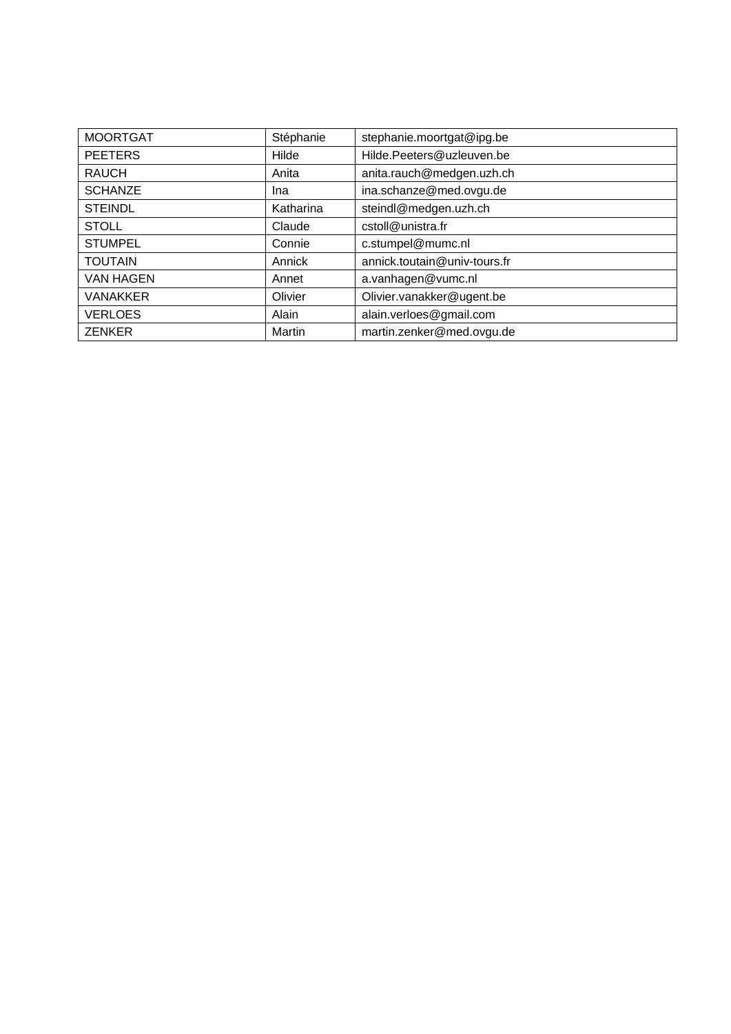| | | |
|---|---|---|
| MOORTGAT | Stéphanie | stephanie.moortgat@ipg.be |
| PEETERS | Hilde | Hilde.Peeters@uzleuven.be |
| RAUCH | Anita | anita.rauch@medgen.uzh.ch |
| SCHANZE | Ina | ina.schanze@med.ovgu.de |
| STEINDL | Katharina | steindl@medgen.uzh.ch |
| STOLL | Claude | cstoll@unistra.fr |
| STUMPEL | Connie | c.stumpel@mumc.nl |
| TOUTAIN | Annick | annick.toutain@univ-tours.fr |
| VAN HAGEN | Annet | a.vanhagen@vumc.nl |
| VANAKKER | Olivier | Olivier.vanakker@ugent.be |
| VERLOES | Alain | alain.verloes@gmail.com |
| ZENKER | Martin | martin.zenker@med.ovgu.de |